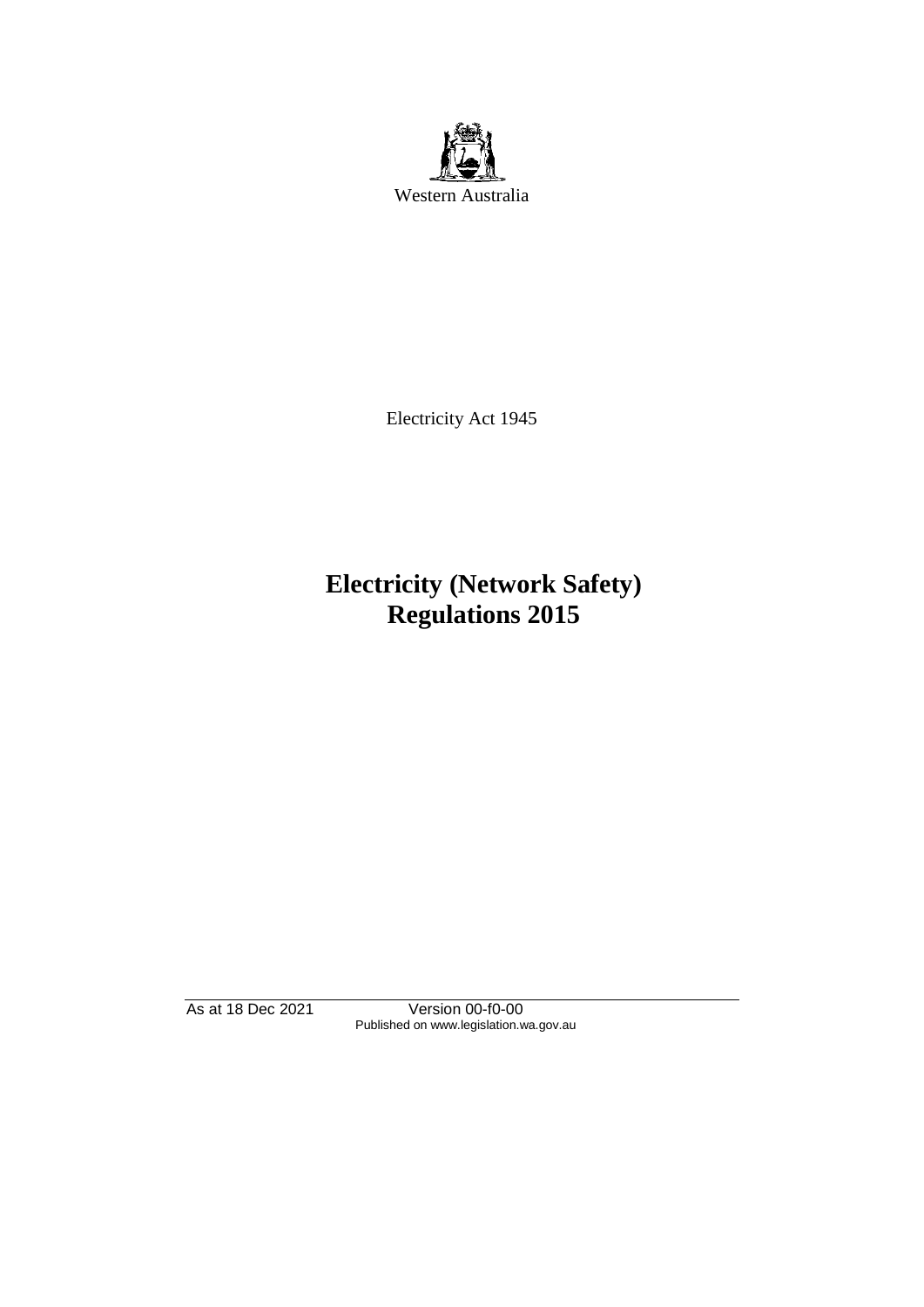Western Australia

Electricity Act 1945

# Electricity (Network Safety) Regulations 2015

As at 18 Dec 2021 Version 00-f0-00
Published on www.legislation.wa.gov.au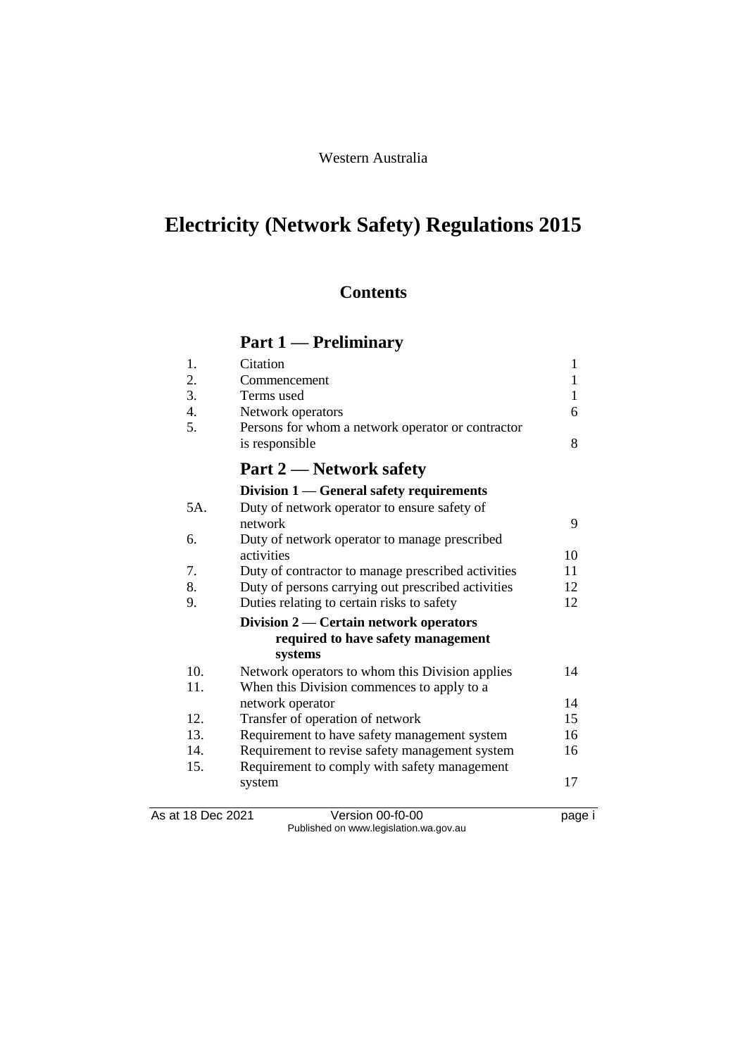Western Australia

# Electricity (Network Safety) Regulations 2015

## Contents

### Part 1 — Preliminary

| | | |
|---|---|---|
| 1. | Citation | 1 |
| 2. | Commencement | 1 |
| 3. | Terms used | 1 |
| 4. | Network operators | 6 |
| 5. | Persons for whom a network operator or contractor is responsible | 8 |

### Part 2 — Network safety

#### Division 1 — General safety requirements

| | | |
|---|---|---|
| 5A. | Duty of network operator to ensure safety of network | 9 |
| 6. | Duty of network operator to manage prescribed activities | 10 |
| 7. | Duty of contractor to manage prescribed activities | 11 |
| 8. | Duty of persons carrying out prescribed activities | 12 |
| 9. | Duties relating to certain risks to safety | 12 |

#### Division 2 — Certain network operators required to have safety management systems

| | | |
|---|---|---|
| 10. | Network operators to whom this Division applies | 14 |
| 11. | When this Division commences to apply to a network operator | 14 |
| 12. | Transfer of operation of network | 15 |
| 13. | Requirement to have safety management system | 16 |
| 14. | Requirement to revise safety management system | 16 |
| 15. | Requirement to comply with safety management system | 17 |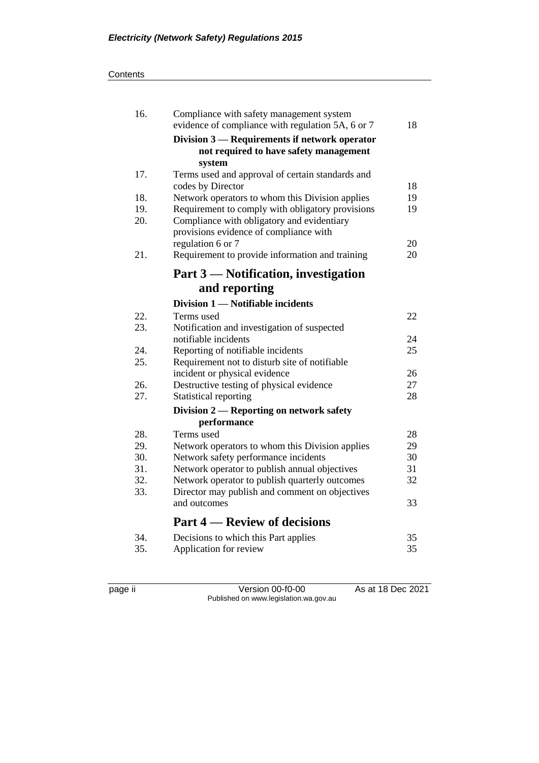| | | |
|---|---|---|
| 16. | Compliance with safety management system evidence of compliance with regulation 5A, 6 or 7 | 18 |
| | **Division 3 — Requirements if network operator not required to have safety management system** | |
| 17. | Terms used and approval of certain standards and codes by Director | 18 |
| 18. | Network operators to whom this Division applies | 19 |
| 19. | Requirement to comply with obligatory provisions | 19 |
| 20. | Compliance with obligatory and evidentiary provisions evidence of compliance with regulation 6 or 7 | 20 |
| 21. | Requirement to provide information and training | 20 |

## Part 3 — Notification, investigation and reporting

| | | |
|---|---|---|
| | **Division 1 — Notifiable incidents** | |
| 22. | Terms used | 22 |
| 23. | Notification and investigation of suspected notifiable incidents | 24 |
| 24. | Reporting of notifiable incidents | 25 |
| 25. | Requirement not to disturb site of notifiable incident or physical evidence | 26 |
| 26. | Destructive testing of physical evidence | 27 |
| 27. | Statistical reporting | 28 |
| | **Division 2 — Reporting on network safety performance** | |
| 28. | Terms used | 28 |
| 29. | Network operators to whom this Division applies | 29 |
| 30. | Network safety performance incidents | 30 |
| 31. | Network operator to publish annual objectives | 31 |
| 32. | Network operator to publish quarterly outcomes | 32 |
| 33. | Director may publish and comment on objectives and outcomes | 33 |

## Part 4 — Review of decisions

| | | |
|---|---|---|
| 34. | Decisions to which this Part applies | 35 |
| 35. | Application for review | 35 |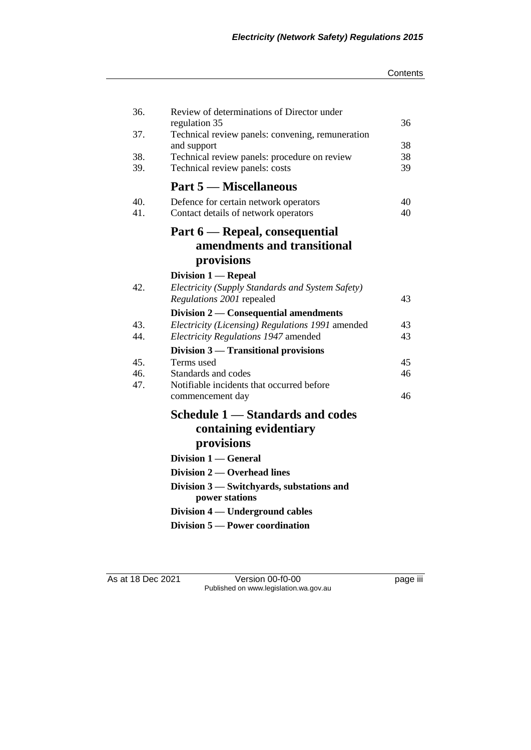| | | |
|---|---|---|
| 36. | Review of determinations of Director under regulation 35 | 36 |
| 37. | Technical review panels: convening, remuneration and support | 38 |
| 38. | Technical review panels: procedure on review | 38 |
| 39. | Technical review panels: costs | 39 |

## Part 5 — Miscellaneous

| | | |
|---|---|---|
| 40. | Defence for certain network operators | 40 |
| 41. | Contact details of network operators | 40 |

## Part 6 — Repeal, consequential amendments and transitional provisions

### Division 1 — Repeal

| | | |
|---|---|---|
| 42. | *Electricity (Supply Standards and System Safety) Regulations 2001* repealed | 43 |

### Division 2 — Consequential amendments

| | | |
|---|---|---|
| 43. | *Electricity (Licensing) Regulations 1991* amended | 43 |
| 44. | *Electricity Regulations 1947* amended | 43 |

### Division 3 — Transitional provisions

| | | |
|---|---|---|
| 45. | Terms used | 45 |
| 46. | Standards and codes | 46 |
| 47. | Notifiable incidents that occurred before commencement day | 46 |

## Schedule 1 — Standards and codes containing evidentiary provisions

### Division 1 — General

### Division 2 — Overhead lines

### Division 3 — Switchyards, substations and power stations

### Division 4 — Underground cables

### Division 5 — Power coordination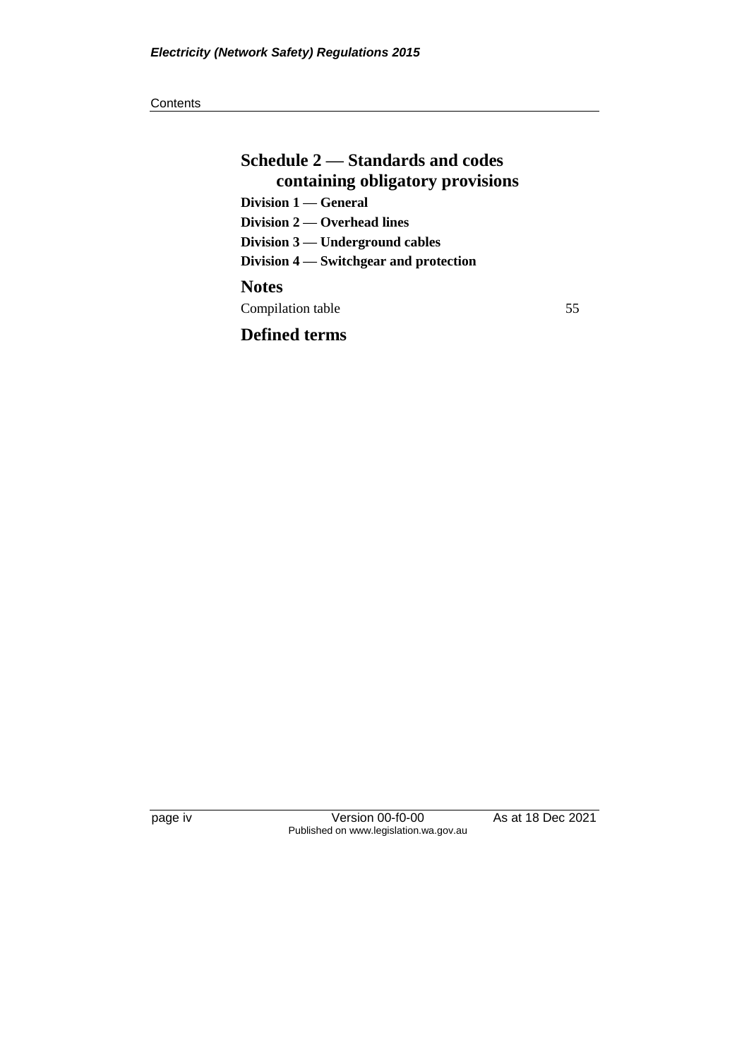## Schedule 2 — Standards and codes containing obligatory provisions

**Division 1 — General**

**Division 2 — Overhead lines**

**Division 3 — Underground cables**

**Division 4 — Switchgear and protection**

## Notes

Compilation table 55

## Defined terms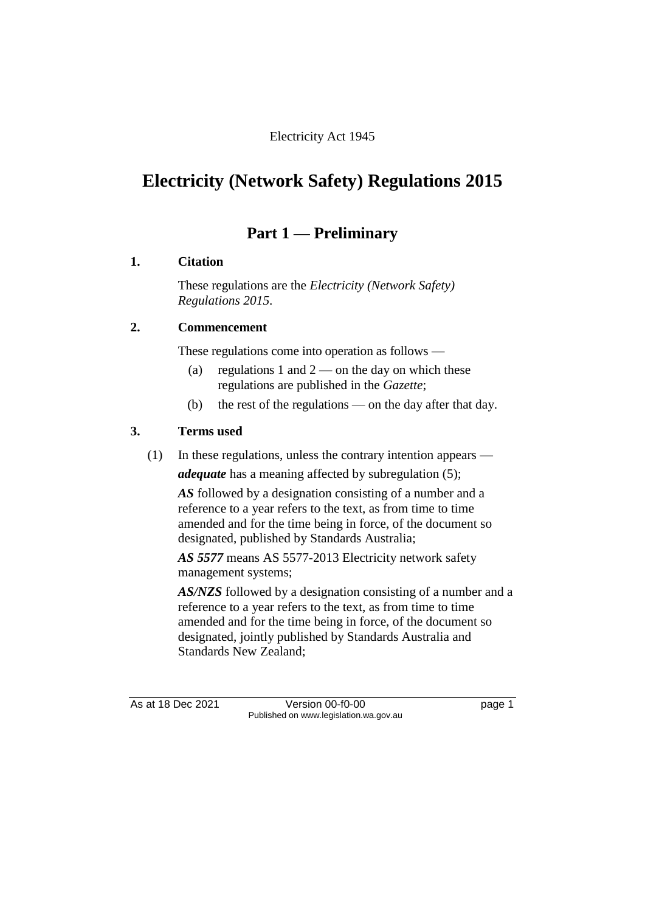Electricity Act 1945

# Electricity (Network Safety) Regulations 2015

## Part 1 — Preliminary

### 1. Citation

These regulations are the *Electricity (Network Safety) Regulations 2015*.

### 2. Commencement

These regulations come into operation as follows —

(a) regulations 1 and 2 — on the day on which these regulations are published in the *Gazette*;

(b) the rest of the regulations — on the day after that day.

### 3. Terms used

(1) In these regulations, unless the contrary intention appears —

***adequate*** has a meaning affected by subregulation (5);

***AS*** followed by a designation consisting of a number and a reference to a year refers to the text, as from time to time amended and for the time being in force, of the document so designated, published by Standards Australia;

***AS 5577*** means AS 5577-2013 Electricity network safety management systems;

***AS/NZS*** followed by a designation consisting of a number and a reference to a year refers to the text, as from time to time amended and for the time being in force, of the document so designated, jointly published by Standards Australia and Standards New Zealand;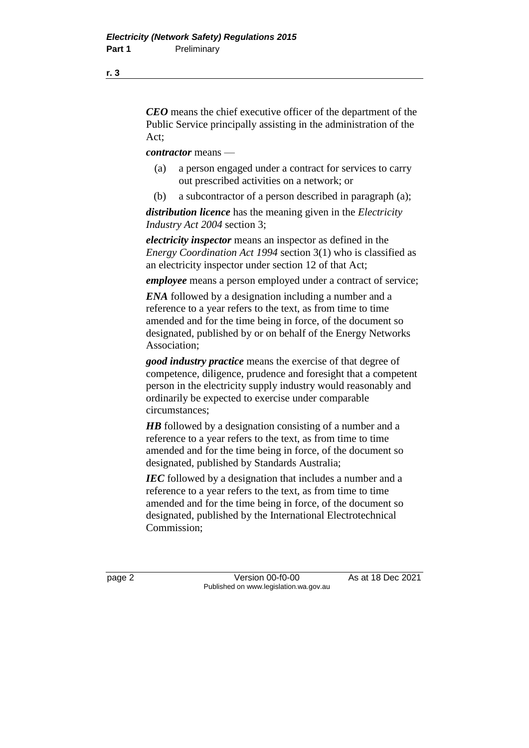***CEO*** means the chief executive officer of the department of the Public Service principally assisting in the administration of the Act;

***contractor*** means —

(a) a person engaged under a contract for services to carry out prescribed activities on a network; or

(b) a subcontractor of a person described in paragraph (a);

***distribution licence*** has the meaning given in the *Electricity Industry Act 2004* section 3;

***electricity inspector*** means an inspector as defined in the *Energy Coordination Act 1994* section 3(1) who is classified as an electricity inspector under section 12 of that Act;

***employee*** means a person employed under a contract of service;

***ENA*** followed by a designation including a number and a reference to a year refers to the text, as from time to time amended and for the time being in force, of the document so designated, published by or on behalf of the Energy Networks Association;

***good industry practice*** means the exercise of that degree of competence, diligence, prudence and foresight that a competent person in the electricity supply industry would reasonably and ordinarily be expected to exercise under comparable circumstances;

***HB*** followed by a designation consisting of a number and a reference to a year refers to the text, as from time to time amended and for the time being in force, of the document so designated, published by Standards Australia;

***IEC*** followed by a designation that includes a number and a reference to a year refers to the text, as from time to time amended and for the time being in force, of the document so designated, published by the International Electrotechnical Commission;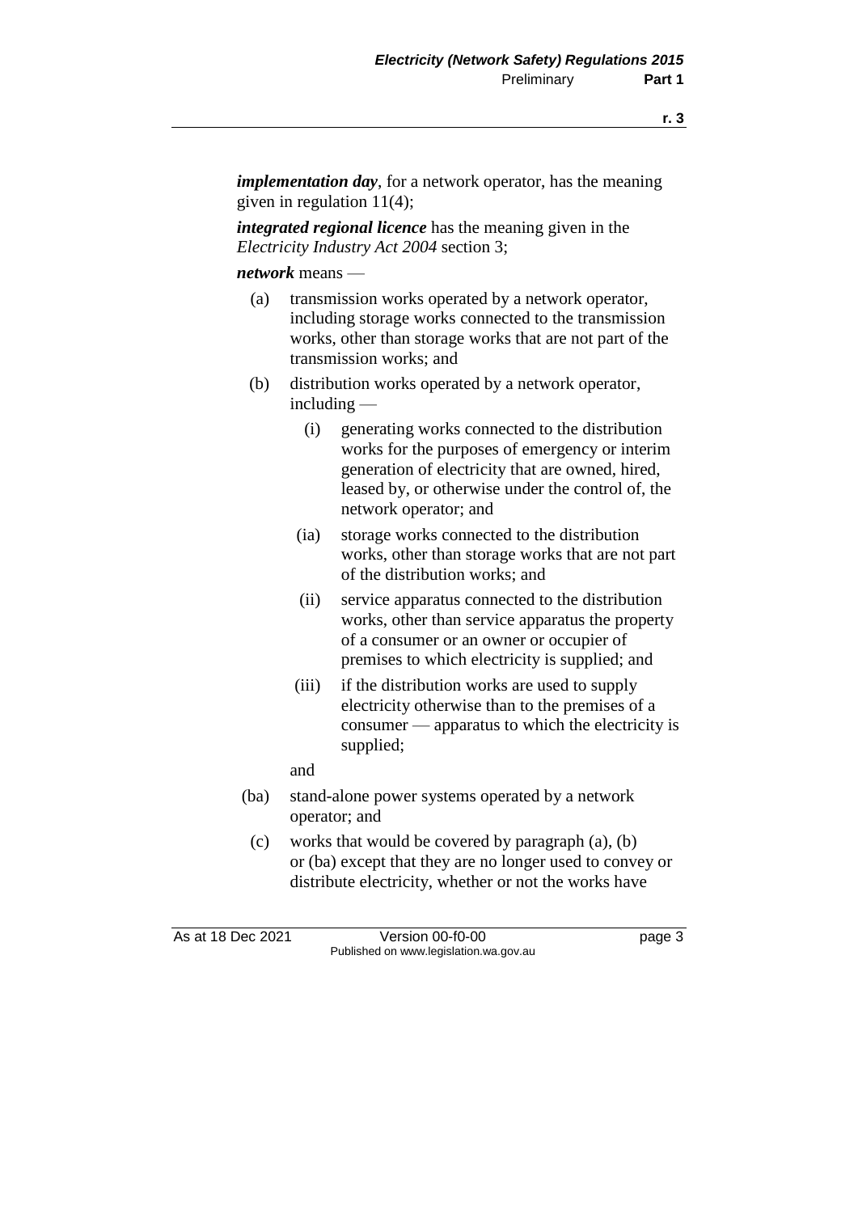***implementation day***, for a network operator, has the meaning given in regulation 11(4);

***integrated regional licence*** has the meaning given in the *Electricity Industry Act 2004* section 3;

***network*** means —

(a) transmission works operated by a network operator, including storage works connected to the transmission works, other than storage works that are not part of the transmission works; and

(b) distribution works operated by a network operator, including —

  (i) generating works connected to the distribution works for the purposes of emergency or interim generation of electricity that are owned, hired, leased by, or otherwise under the control of, the network operator; and

  (ia) storage works connected to the distribution works, other than storage works that are not part of the distribution works; and

  (ii) service apparatus connected to the distribution works, other than service apparatus the property of a consumer or an owner or occupier of premises to which electricity is supplied; and

  (iii) if the distribution works are used to supply electricity otherwise than to the premises of a consumer — apparatus to which the electricity is supplied;

  and

(ba) stand-alone power systems operated by a network operator; and

(c) works that would be covered by paragraph (a), (b) or (ba) except that they are no longer used to convey or distribute electricity, whether or not the works have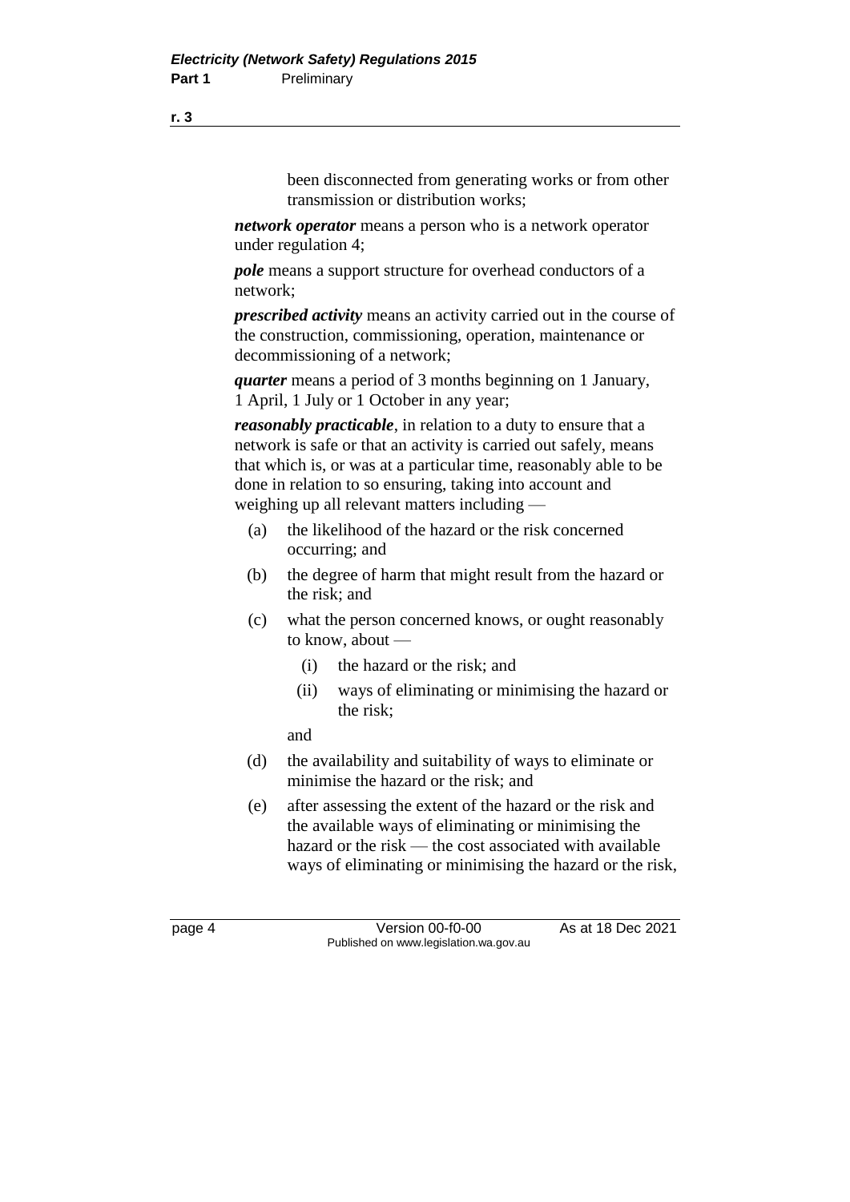been disconnected from generating works or from other transmission or distribution works;

***network operator*** means a person who is a network operator under regulation 4;

***pole*** means a support structure for overhead conductors of a network;

***prescribed activity*** means an activity carried out in the course of the construction, commissioning, operation, maintenance or decommissioning of a network;

***quarter*** means a period of 3 months beginning on 1 January, 1 April, 1 July or 1 October in any year;

***reasonably practicable***, in relation to a duty to ensure that a network is safe or that an activity is carried out safely, means that which is, or was at a particular time, reasonably able to be done in relation to so ensuring, taking into account and weighing up all relevant matters including —

(a) the likelihood of the hazard or the risk concerned occurring; and

(b) the degree of harm that might result from the hazard or the risk; and

(c) what the person concerned knows, or ought reasonably to know, about —

  (i) the hazard or the risk; and

  (ii) ways of eliminating or minimising the hazard or the risk;

  and

(d) the availability and suitability of ways to eliminate or minimise the hazard or the risk; and

(e) after assessing the extent of the hazard or the risk and the available ways of eliminating or minimising the hazard or the risk — the cost associated with available ways of eliminating or minimising the hazard or the risk,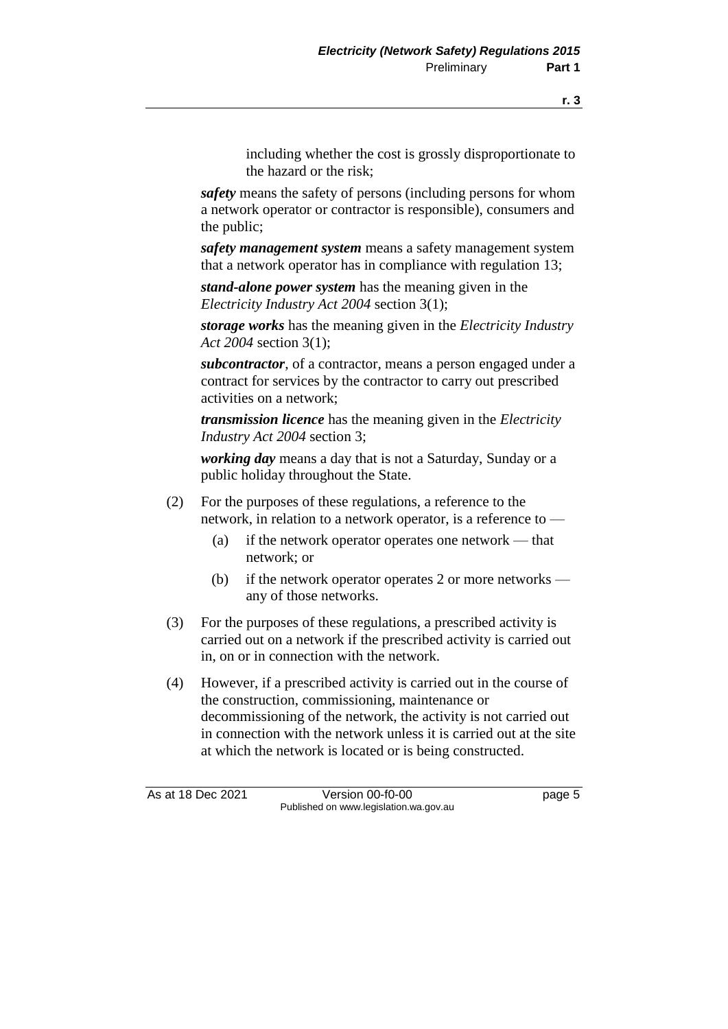including whether the cost is grossly disproportionate to the hazard or the risk;

***safety*** means the safety of persons (including persons for whom a network operator or contractor is responsible), consumers and the public;

***safety management system*** means a safety management system that a network operator has in compliance with regulation 13;

***stand-alone power system*** has the meaning given in the *Electricity Industry Act 2004* section 3(1);

***storage works*** has the meaning given in the *Electricity Industry Act 2004* section 3(1);

***subcontractor***, of a contractor, means a person engaged under a contract for services by the contractor to carry out prescribed activities on a network;

***transmission licence*** has the meaning given in the *Electricity Industry Act 2004* section 3;

***working day*** means a day that is not a Saturday, Sunday or a public holiday throughout the State.

(2) For the purposes of these regulations, a reference to the network, in relation to a network operator, is a reference to —

(a) if the network operator operates one network — that network; or

(b) if the network operator operates 2 or more networks — any of those networks.

(3) For the purposes of these regulations, a prescribed activity is carried out on a network if the prescribed activity is carried out in, on or in connection with the network.

(4) However, if a prescribed activity is carried out in the course of the construction, commissioning, maintenance or decommissioning of the network, the activity is not carried out in connection with the network unless it is carried out at the site at which the network is located or is being constructed.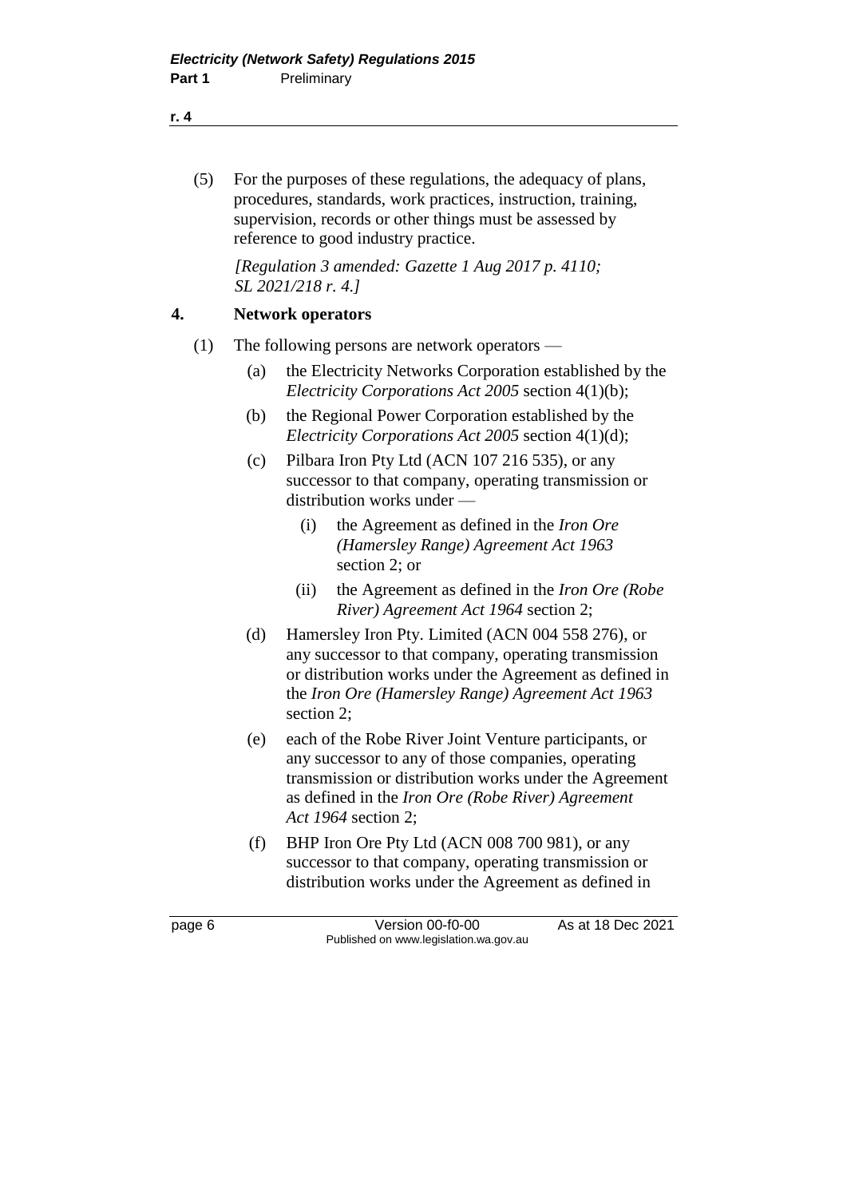(5) For the purposes of these regulations, the adequacy of plans, procedures, standards, work practices, instruction, training, supervision, records or other things must be assessed by reference to good industry practice.

*[Regulation 3 amended: Gazette 1 Aug 2017 p. 4110; SL 2021/218 r. 4.]*

### 4. Network operators

(1) The following persons are network operators —

- (a) the Electricity Networks Corporation established by the *Electricity Corporations Act 2005* section 4(1)(b);
- (b) the Regional Power Corporation established by the *Electricity Corporations Act 2005* section 4(1)(d);
- (c) Pilbara Iron Pty Ltd (ACN 107 216 535), or any successor to that company, operating transmission or distribution works under —
  - (i) the Agreement as defined in the *Iron Ore (Hamersley Range) Agreement Act 1963* section 2; or
  - (ii) the Agreement as defined in the *Iron Ore (Robe River) Agreement Act 1964* section 2;
- (d) Hamersley Iron Pty. Limited (ACN 004 558 276), or any successor to that company, operating transmission or distribution works under the Agreement as defined in the *Iron Ore (Hamersley Range) Agreement Act 1963* section 2;
- (e) each of the Robe River Joint Venture participants, or any successor to any of those companies, operating transmission or distribution works under the Agreement as defined in the *Iron Ore (Robe River) Agreement Act 1964* section 2;
- (f) BHP Iron Ore Pty Ltd (ACN 008 700 981), or any successor to that company, operating transmission or distribution works under the Agreement as defined in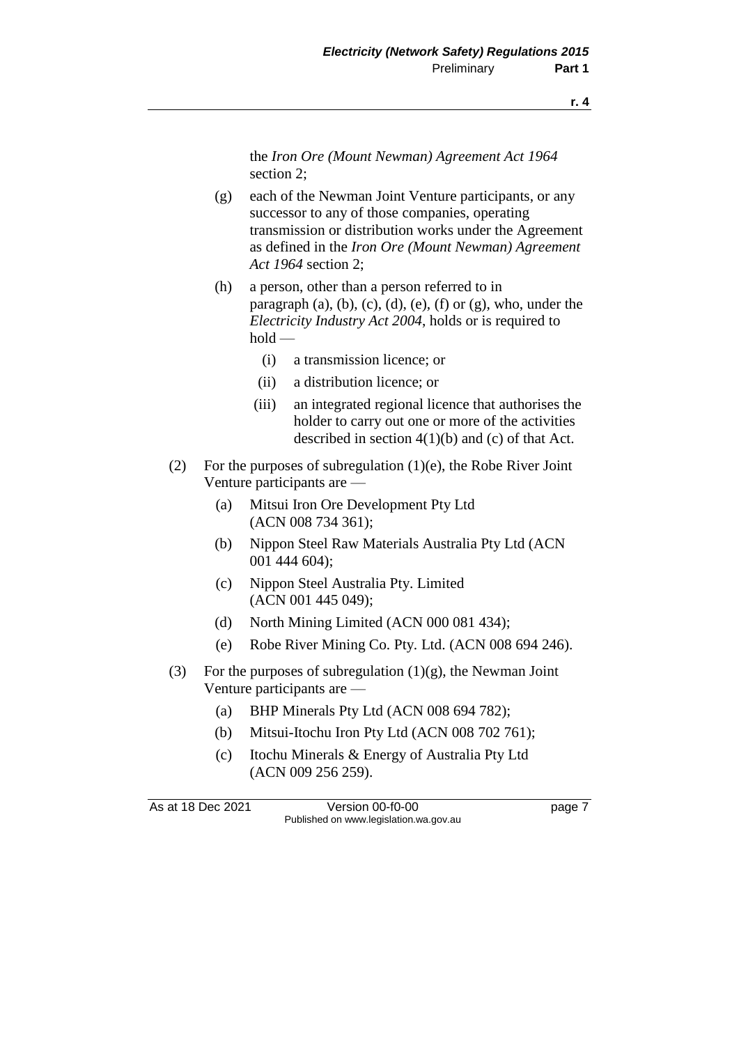the *Iron Ore (Mount Newman) Agreement Act 1964* section 2;

(g) each of the Newman Joint Venture participants, or any successor to any of those companies, operating transmission or distribution works under the Agreement as defined in the *Iron Ore (Mount Newman) Agreement Act 1964* section 2;

(h) a person, other than a person referred to in paragraph (a), (b), (c), (d), (e), (f) or (g), who, under the *Electricity Industry Act 2004*, holds or is required to hold —

  (i) a transmission licence; or

  (ii) a distribution licence; or

  (iii) an integrated regional licence that authorises the holder to carry out one or more of the activities described in section 4(1)(b) and (c) of that Act.

(2) For the purposes of subregulation (1)(e), the Robe River Joint Venture participants are —

  (a) Mitsui Iron Ore Development Pty Ltd (ACN 008 734 361);

  (b) Nippon Steel Raw Materials Australia Pty Ltd (ACN 001 444 604);

  (c) Nippon Steel Australia Pty. Limited (ACN 001 445 049);

  (d) North Mining Limited (ACN 000 081 434);

  (e) Robe River Mining Co. Pty. Ltd. (ACN 008 694 246).

(3) For the purposes of subregulation (1)(g), the Newman Joint Venture participants are —

  (a) BHP Minerals Pty Ltd (ACN 008 694 782);

  (b) Mitsui-Itochu Iron Pty Ltd (ACN 008 702 761);

  (c) Itochu Minerals & Energy of Australia Pty Ltd (ACN 009 256 259).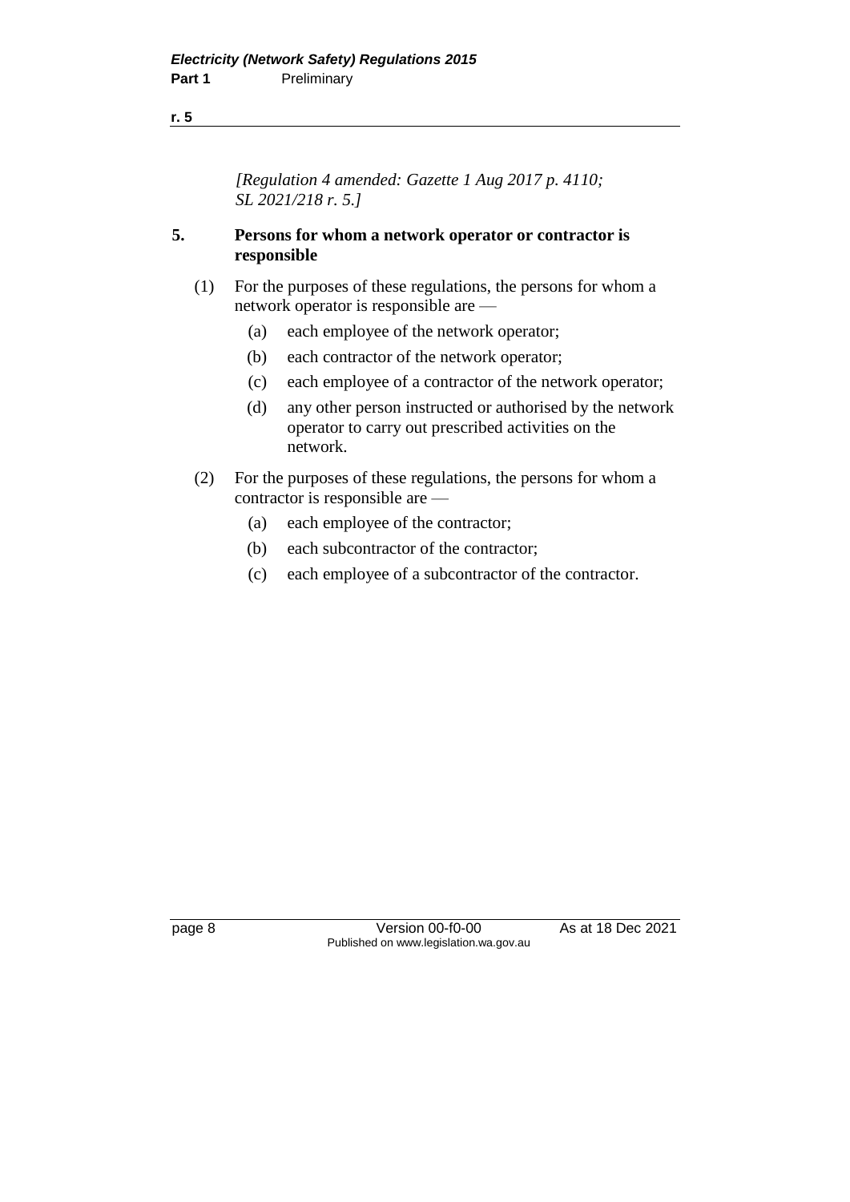*[Regulation 4 amended: Gazette 1 Aug 2017 p. 4110; SL 2021/218 r. 5.]*

## 5. Persons for whom a network operator or contractor is responsible

(1) For the purposes of these regulations, the persons for whom a network operator is responsible are —

  (a) each employee of the network operator;

  (b) each contractor of the network operator;

  (c) each employee of a contractor of the network operator;

  (d) any other person instructed or authorised by the network operator to carry out prescribed activities on the network.

(2) For the purposes of these regulations, the persons for whom a contractor is responsible are —

  (a) each employee of the contractor;

  (b) each subcontractor of the contractor;

  (c) each employee of a subcontractor of the contractor.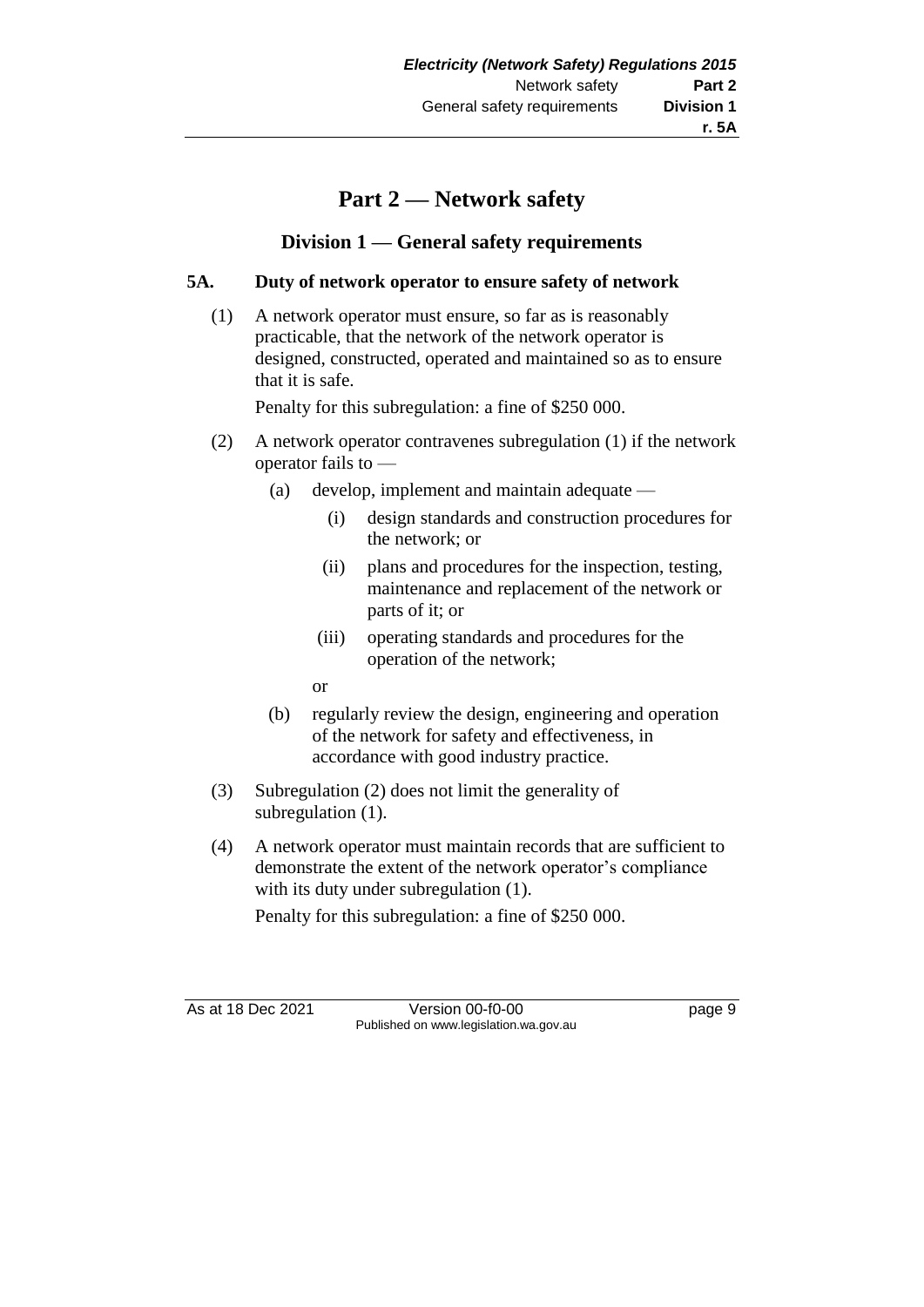# Part 2 — Network safety

## Division 1 — General safety requirements

### 5A. Duty of network operator to ensure safety of network

(1) A network operator must ensure, so far as is reasonably practicable, that the network of the network operator is designed, constructed, operated and maintained so as to ensure that it is safe.

Penalty for this subregulation: a fine of $250 000.

(2) A network operator contravenes subregulation (1) if the network operator fails to —

- (a) develop, implement and maintain adequate —
  - (i) design standards and construction procedures for the network; or
  - (ii) plans and procedures for the inspection, testing, maintenance and replacement of the network or parts of it; or
  - (iii) operating standards and procedures for the operation of the network;

  or
- (b) regularly review the design, engineering and operation of the network for safety and effectiveness, in accordance with good industry practice.

(3) Subregulation (2) does not limit the generality of subregulation (1).

(4) A network operator must maintain records that are sufficient to demonstrate the extent of the network operator's compliance with its duty under subregulation (1).

Penalty for this subregulation: a fine of $250 000.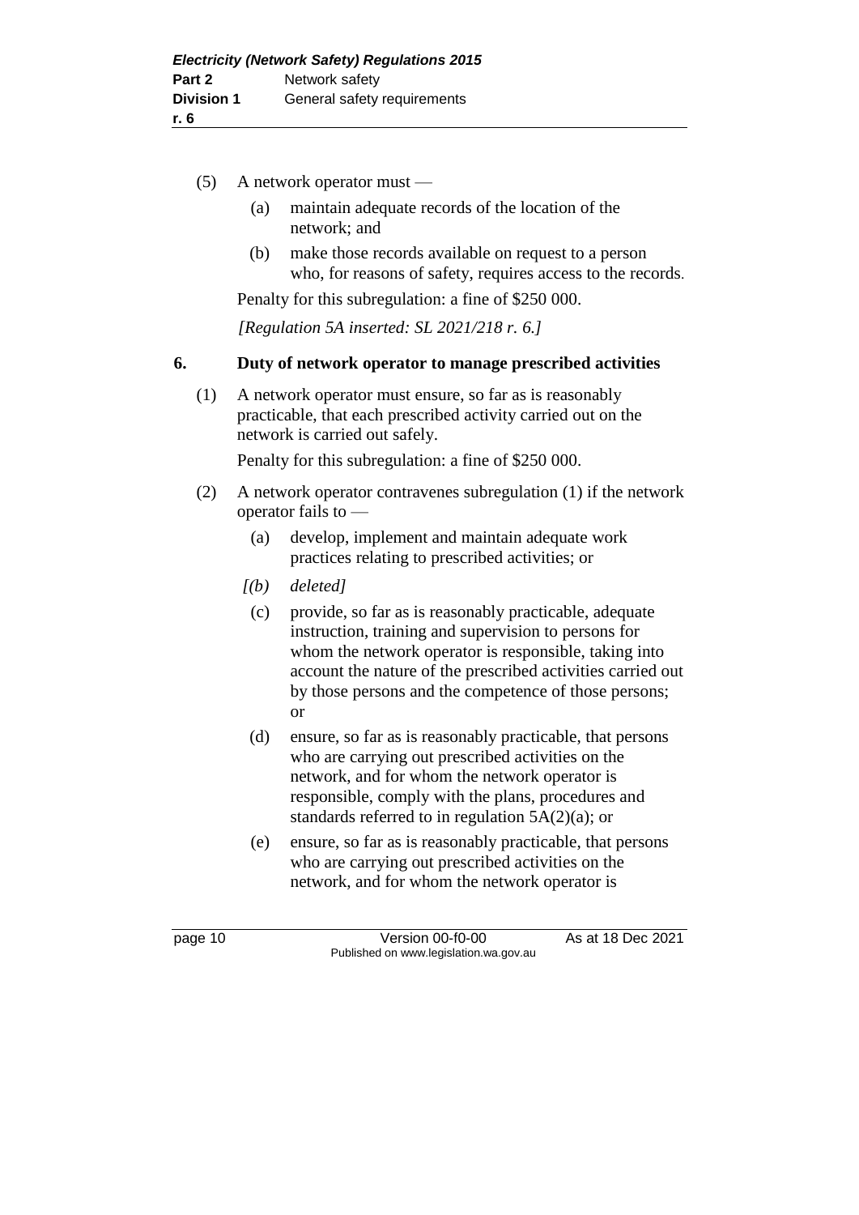(5) A network operator must —

(a) maintain adequate records of the location of the network; and

(b) make those records available on request to a person who, for reasons of safety, requires access to the records.

Penalty for this subregulation: a fine of $250 000.

*[Regulation 5A inserted: SL 2021/218 r. 6.]*

## 6. Duty of network operator to manage prescribed activities

(1) A network operator must ensure, so far as is reasonably practicable, that each prescribed activity carried out on the network is carried out safely.

Penalty for this subregulation: a fine of $250 000.

(2) A network operator contravenes subregulation (1) if the network operator fails to —

(a) develop, implement and maintain adequate work practices relating to prescribed activities; or

*[(b) deleted]*

(c) provide, so far as is reasonably practicable, adequate instruction, training and supervision to persons for whom the network operator is responsible, taking into account the nature of the prescribed activities carried out by those persons and the competence of those persons; or

(d) ensure, so far as is reasonably practicable, that persons who are carrying out prescribed activities on the network, and for whom the network operator is responsible, comply with the plans, procedures and standards referred to in regulation 5A(2)(a); or

(e) ensure, so far as is reasonably practicable, that persons who are carrying out prescribed activities on the network, and for whom the network operator is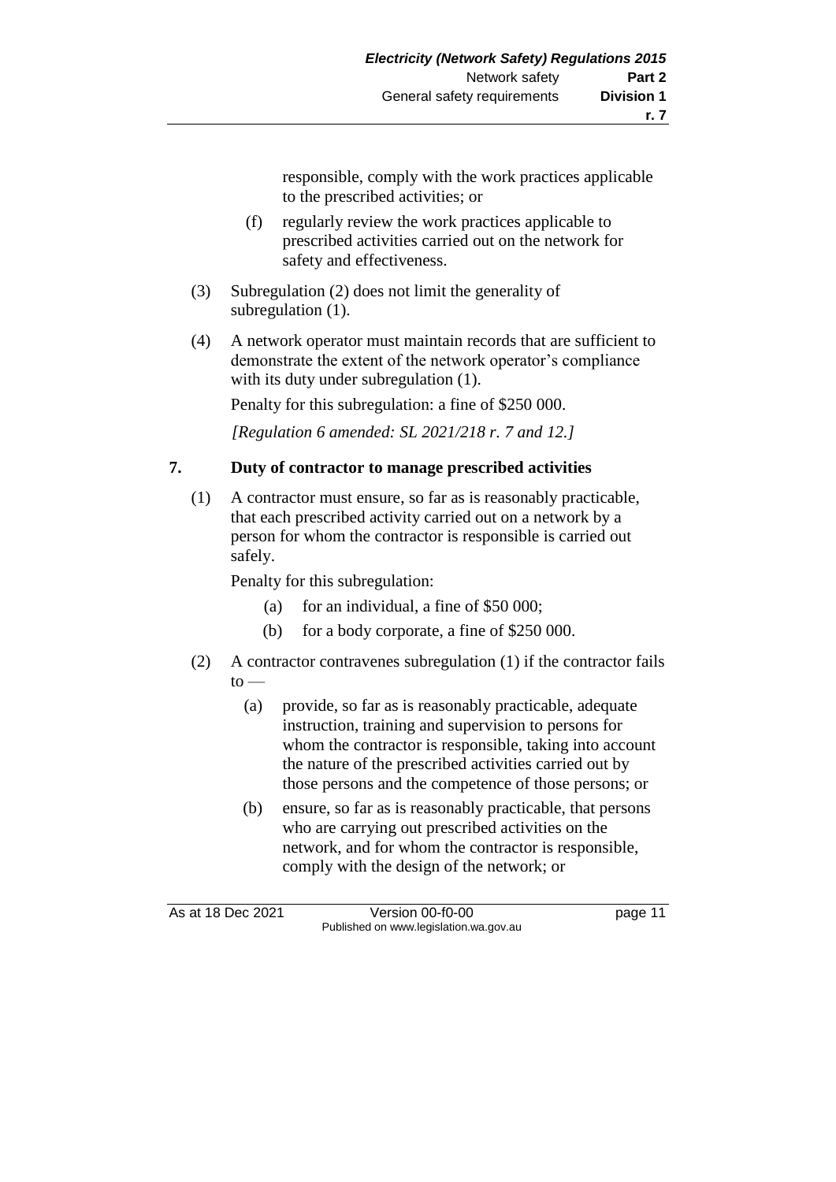responsible, comply with the work practices applicable to the prescribed activities; or

(f) regularly review the work practices applicable to prescribed activities carried out on the network for safety and effectiveness.

(3) Subregulation (2) does not limit the generality of subregulation (1).

(4) A network operator must maintain records that are sufficient to demonstrate the extent of the network operator's compliance with its duty under subregulation (1).

Penalty for this subregulation: a fine of $250 000.

*[Regulation 6 amended: SL 2021/218 r. 7 and 12.]*

## 7. Duty of contractor to manage prescribed activities

(1) A contractor must ensure, so far as is reasonably practicable, that each prescribed activity carried out on a network by a person for whom the contractor is responsible is carried out safely.

Penalty for this subregulation:

(a) for an individual, a fine of $50 000;

(b) for a body corporate, a fine of $250 000.

(2) A contractor contravenes subregulation (1) if the contractor fails to —

(a) provide, so far as is reasonably practicable, adequate instruction, training and supervision to persons for whom the contractor is responsible, taking into account the nature of the prescribed activities carried out by those persons and the competence of those persons; or

(b) ensure, so far as is reasonably practicable, that persons who are carrying out prescribed activities on the network, and for whom the contractor is responsible, comply with the design of the network; or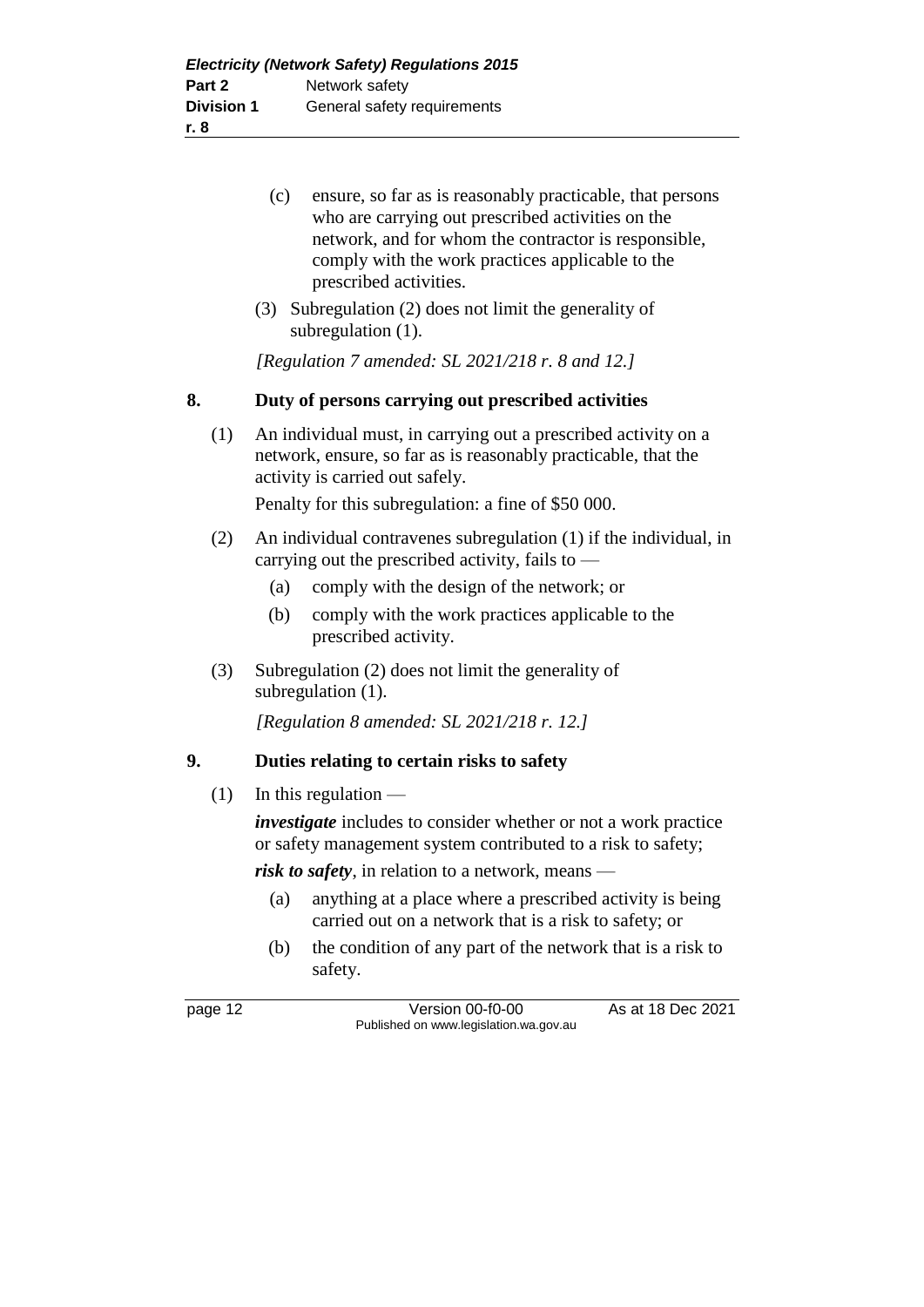(c) ensure, so far as is reasonably practicable, that persons who are carrying out prescribed activities on the network, and for whom the contractor is responsible, comply with the work practices applicable to the prescribed activities.

(3) Subregulation (2) does not limit the generality of subregulation (1).

*[Regulation 7 amended: SL 2021/218 r. 8 and 12.]*

## 8. Duty of persons carrying out prescribed activities

(1) An individual must, in carrying out a prescribed activity on a network, ensure, so far as is reasonably practicable, that the activity is carried out safely.

Penalty for this subregulation: a fine of $50 000.

(2) An individual contravenes subregulation (1) if the individual, in carrying out the prescribed activity, fails to —

- (a) comply with the design of the network; or
- (b) comply with the work practices applicable to the prescribed activity.

(3) Subregulation (2) does not limit the generality of subregulation (1).

*[Regulation 8 amended: SL 2021/218 r. 12.]*

## 9. Duties relating to certain risks to safety

(1) In this regulation —

***investigate*** includes to consider whether or not a work practice or safety management system contributed to a risk to safety;

***risk to safety***, in relation to a network, means —

- (a) anything at a place where a prescribed activity is being carried out on a network that is a risk to safety; or
- (b) the condition of any part of the network that is a risk to safety.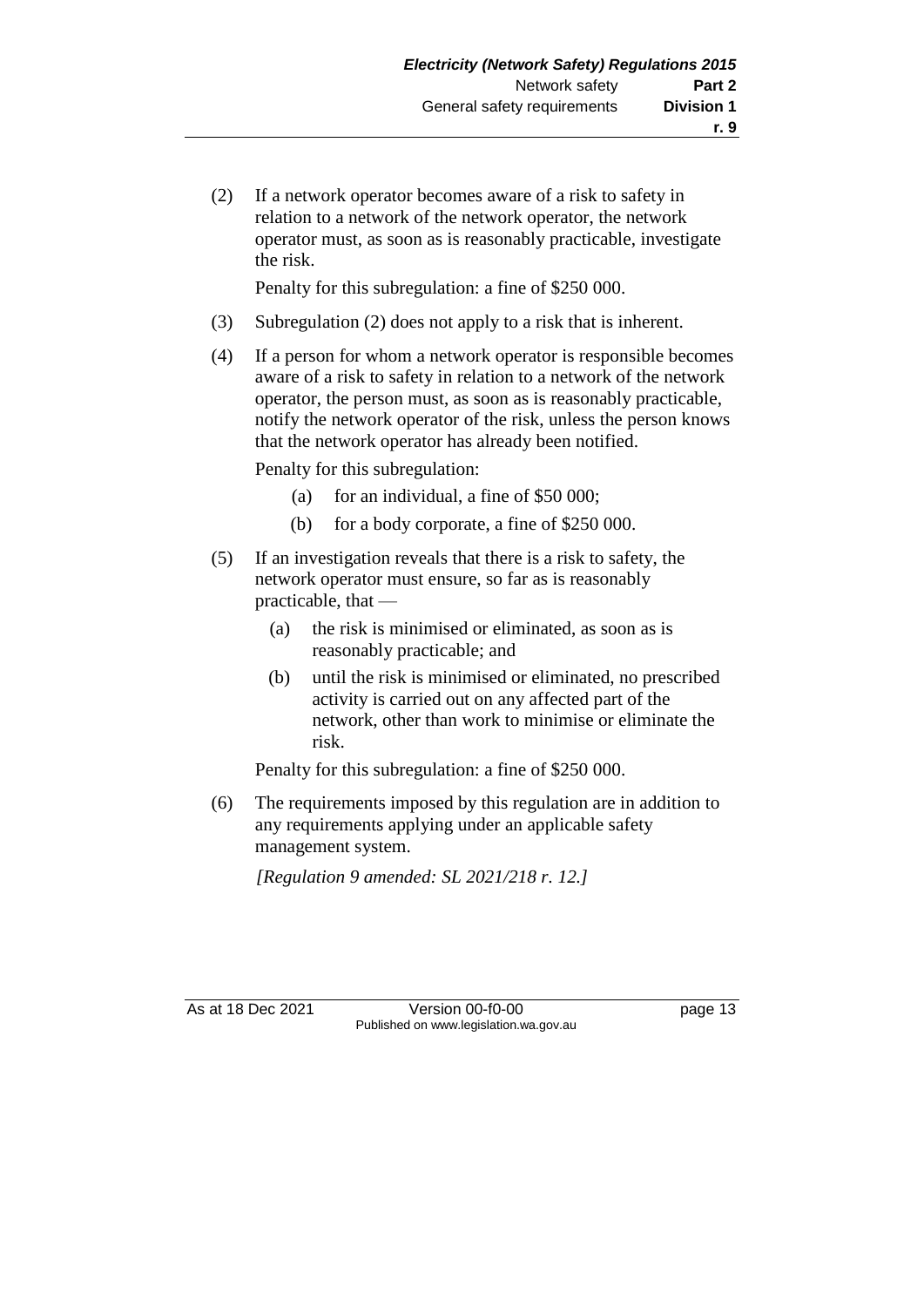(2) If a network operator becomes aware of a risk to safety in relation to a network of the network operator, the network operator must, as soon as is reasonably practicable, investigate the risk.

Penalty for this subregulation: a fine of $250 000.

(3) Subregulation (2) does not apply to a risk that is inherent.

(4) If a person for whom a network operator is responsible becomes aware of a risk to safety in relation to a network of the network operator, the person must, as soon as is reasonably practicable, notify the network operator of the risk, unless the person knows that the network operator has already been notified.

Penalty for this subregulation:

(a) for an individual, a fine of $50 000;

(b) for a body corporate, a fine of $250 000.

(5) If an investigation reveals that there is a risk to safety, the network operator must ensure, so far as is reasonably practicable, that —

(a) the risk is minimised or eliminated, as soon as is reasonably practicable; and

(b) until the risk is minimised or eliminated, no prescribed activity is carried out on any affected part of the network, other than work to minimise or eliminate the risk.

Penalty for this subregulation: a fine of $250 000.

(6) The requirements imposed by this regulation are in addition to any requirements applying under an applicable safety management system.

*[Regulation 9 amended: SL 2021/218 r. 12.]*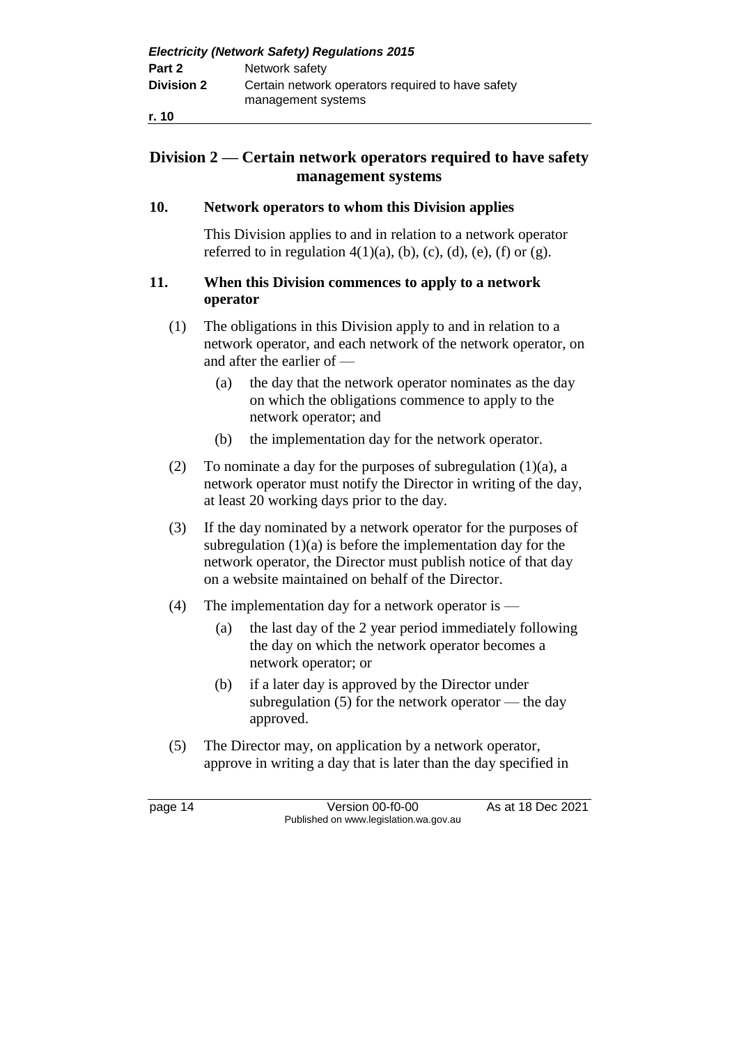## Division 2 — Certain network operators required to have safety management systems

### 10. Network operators to whom this Division applies

This Division applies to and in relation to a network operator referred to in regulation 4(1)(a), (b), (c), (d), (e), (f) or (g).

### 11. When this Division commences to apply to a network operator

(1) The obligations in this Division apply to and in relation to a network operator, and each network of the network operator, on and after the earlier of —

- (a) the day that the network operator nominates as the day on which the obligations commence to apply to the network operator; and
- (b) the implementation day for the network operator.

(2) To nominate a day for the purposes of subregulation (1)(a), a network operator must notify the Director in writing of the day, at least 20 working days prior to the day.

(3) If the day nominated by a network operator for the purposes of subregulation (1)(a) is before the implementation day for the network operator, the Director must publish notice of that day on a website maintained on behalf of the Director.

(4) The implementation day for a network operator is —

- (a) the last day of the 2 year period immediately following the day on which the network operator becomes a network operator; or
- (b) if a later day is approved by the Director under subregulation (5) for the network operator — the day approved.

(5) The Director may, on application by a network operator, approve in writing a day that is later than the day specified in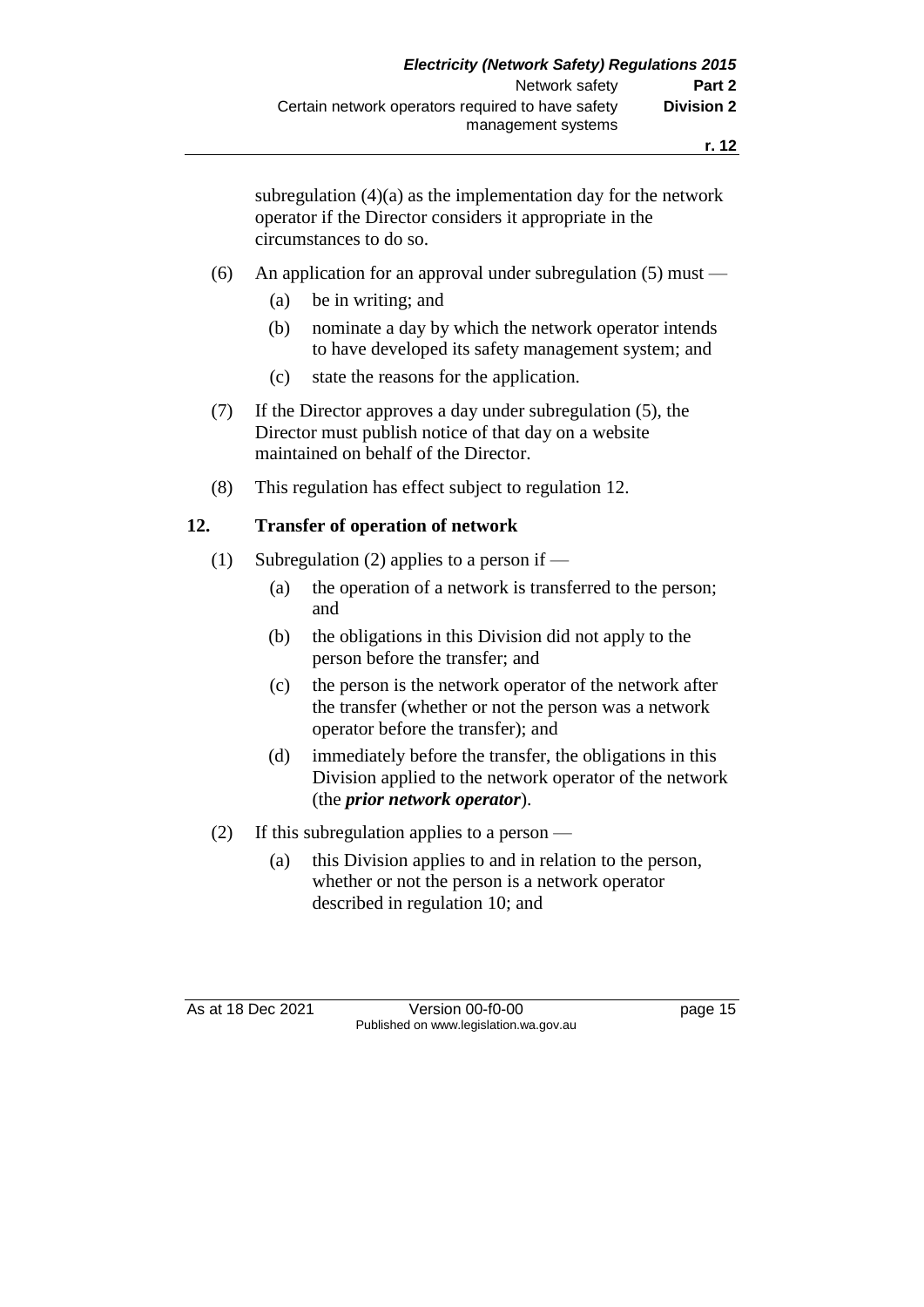subregulation (4)(a) as the implementation day for the network operator if the Director considers it appropriate in the circumstances to do so.

(6) An application for an approval under subregulation (5) must —

(a) be in writing; and

(b) nominate a day by which the network operator intends to have developed its safety management system; and

(c) state the reasons for the application.

(7) If the Director approves a day under subregulation (5), the Director must publish notice of that day on a website maintained on behalf of the Director.

(8) This regulation has effect subject to regulation 12.

## 12. Transfer of operation of network

(1) Subregulation (2) applies to a person if —

(a) the operation of a network is transferred to the person; and

(b) the obligations in this Division did not apply to the person before the transfer; and

(c) the person is the network operator of the network after the transfer (whether or not the person was a network operator before the transfer); and

(d) immediately before the transfer, the obligations in this Division applied to the network operator of the network (the ***prior network operator***).

(2) If this subregulation applies to a person —

(a) this Division applies to and in relation to the person, whether or not the person is a network operator described in regulation 10; and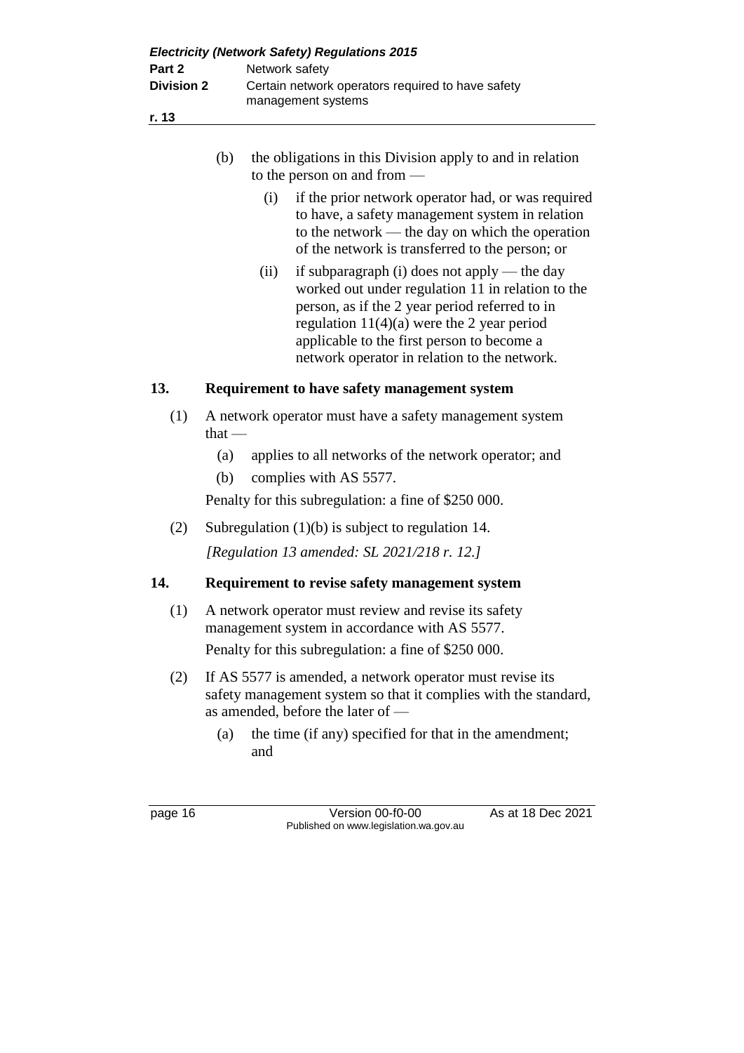(b) the obligations in this Division apply to and in relation to the person on and from —

(i) if the prior network operator had, or was required to have, a safety management system in relation to the network — the day on which the operation of the network is transferred to the person; or

(ii) if subparagraph (i) does not apply — the day worked out under regulation 11 in relation to the person, as if the 2 year period referred to in regulation 11(4)(a) were the 2 year period applicable to the first person to become a network operator in relation to the network.

## 13. Requirement to have safety management system

(1) A network operator must have a safety management system that —

(a) applies to all networks of the network operator; and

(b) complies with AS 5577.

Penalty for this subregulation: a fine of $250 000.

(2) Subregulation (1)(b) is subject to regulation 14.

*[Regulation 13 amended: SL 2021/218 r. 12.]*

## 14. Requirement to revise safety management system

(1) A network operator must review and revise its safety management system in accordance with AS 5577.

Penalty for this subregulation: a fine of $250 000.

(2) If AS 5577 is amended, a network operator must revise its safety management system so that it complies with the standard, as amended, before the later of —

(a) the time (if any) specified for that in the amendment; and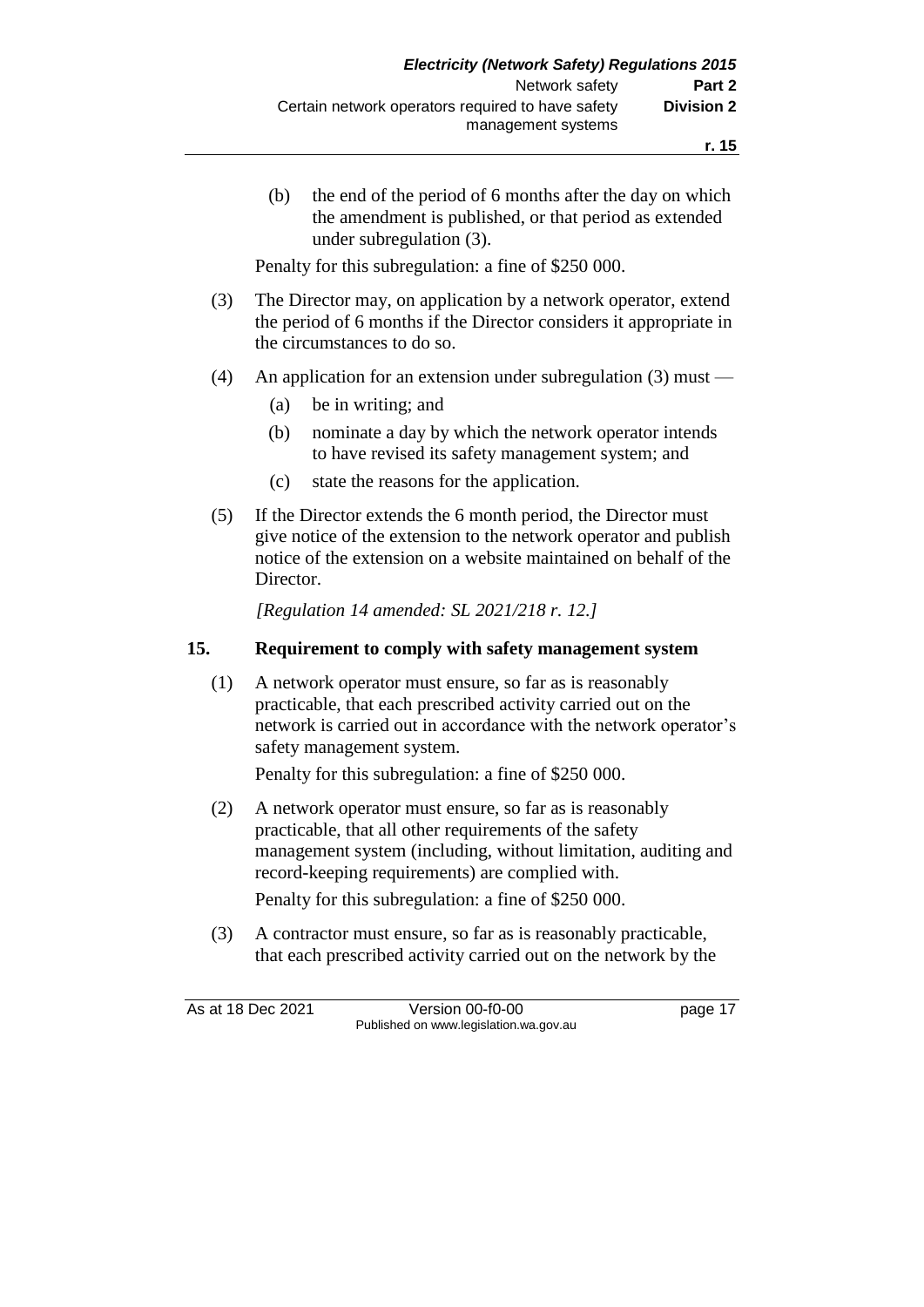(b) the end of the period of 6 months after the day on which the amendment is published, or that period as extended under subregulation (3).

Penalty for this subregulation: a fine of $250 000.

(3) The Director may, on application by a network operator, extend the period of 6 months if the Director considers it appropriate in the circumstances to do so.

(4) An application for an extension under subregulation (3) must —

(a) be in writing; and

(b) nominate a day by which the network operator intends to have revised its safety management system; and

(c) state the reasons for the application.

(5) If the Director extends the 6 month period, the Director must give notice of the extension to the network operator and publish notice of the extension on a website maintained on behalf of the Director.

*[Regulation 14 amended: SL 2021/218 r. 12.]*

## 15. Requirement to comply with safety management system

(1) A network operator must ensure, so far as is reasonably practicable, that each prescribed activity carried out on the network is carried out in accordance with the network operator's safety management system.

Penalty for this subregulation: a fine of $250 000.

(2) A network operator must ensure, so far as is reasonably practicable, that all other requirements of the safety management system (including, without limitation, auditing and record-keeping requirements) are complied with.

Penalty for this subregulation: a fine of $250 000.

(3) A contractor must ensure, so far as is reasonably practicable, that each prescribed activity carried out on the network by the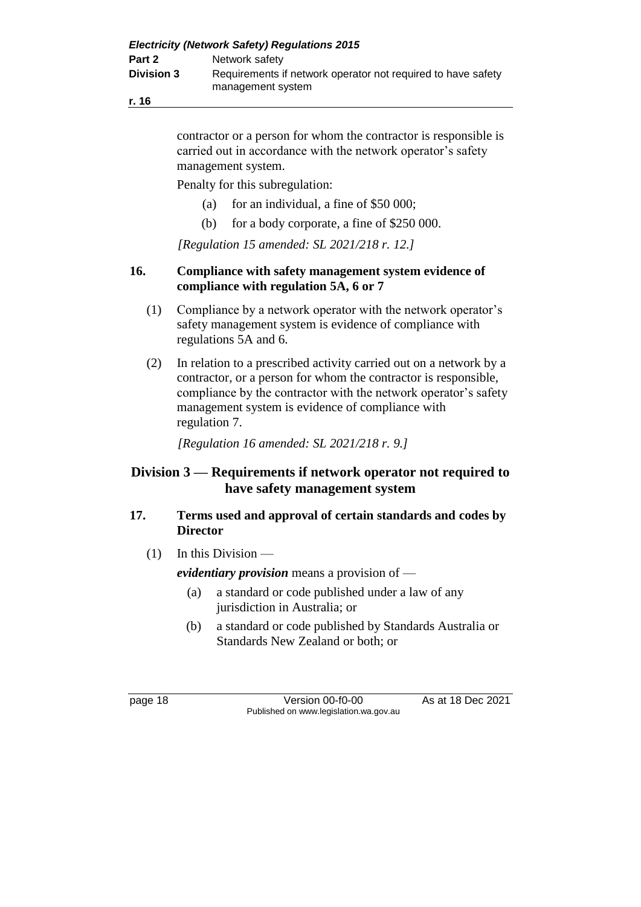contractor or a person for whom the contractor is responsible is carried out in accordance with the network operator's safety management system.

Penalty for this subregulation:

(a) for an individual, a fine of $50 000;

(b) for a body corporate, a fine of $250 000.

*[Regulation 15 amended: SL 2021/218 r. 12.]*

### 16. Compliance with safety management system evidence of compliance with regulation 5A, 6 or 7

(1) Compliance by a network operator with the network operator's safety management system is evidence of compliance with regulations 5A and 6.

(2) In relation to a prescribed activity carried out on a network by a contractor, or a person for whom the contractor is responsible, compliance by the contractor with the network operator's safety management system is evidence of compliance with regulation 7.

*[Regulation 16 amended: SL 2021/218 r. 9.]*

## Division 3 — Requirements if network operator not required to have safety management system

### 17. Terms used and approval of certain standards and codes by Director

(1) In this Division —

***evidentiary provision*** means a provision of —

(a) a standard or code published under a law of any jurisdiction in Australia; or

(b) a standard or code published by Standards Australia or Standards New Zealand or both; or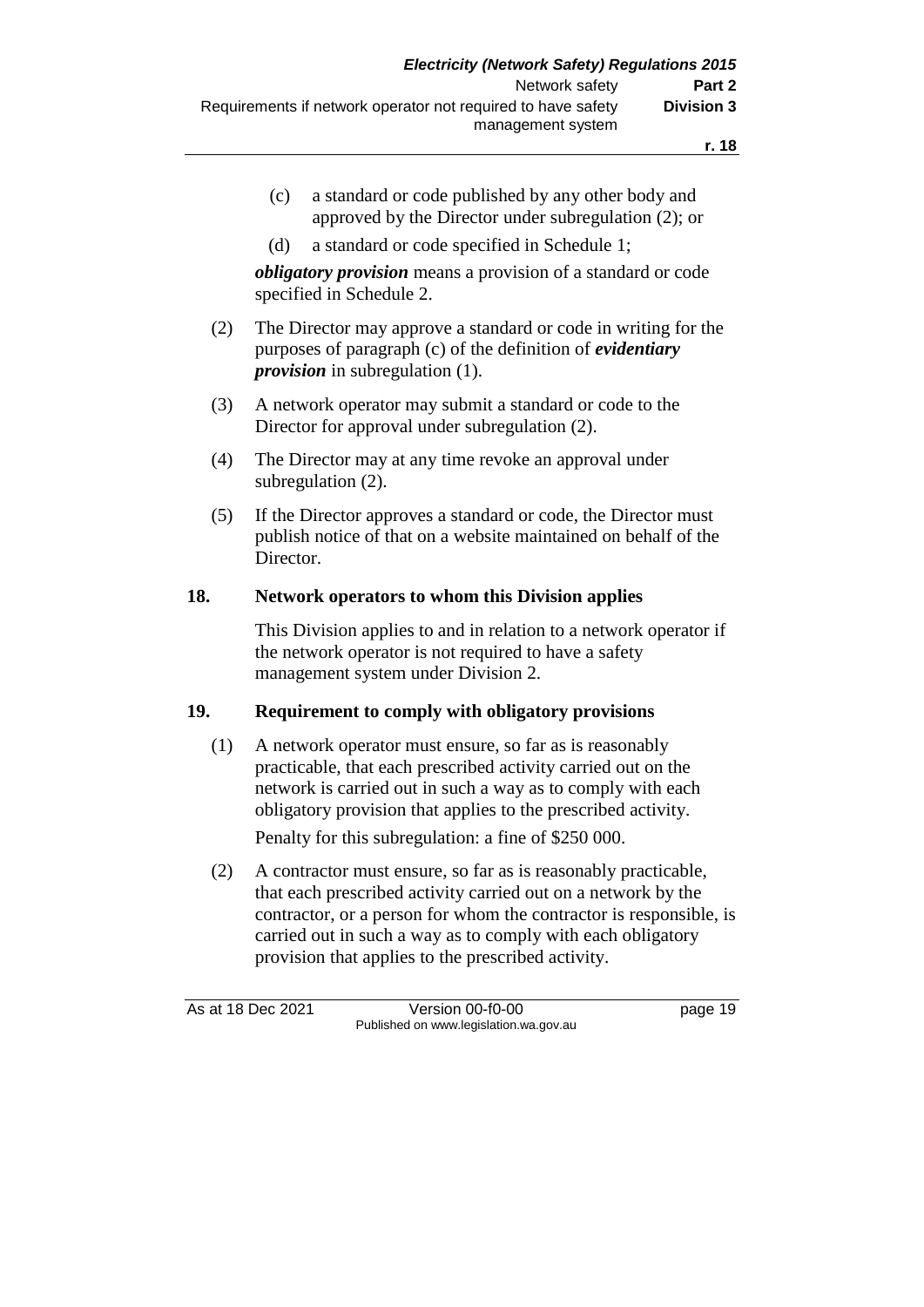(c) a standard or code published by any other body and approved by the Director under subregulation (2); or

(d) a standard or code specified in Schedule 1;

***obligatory provision*** means a provision of a standard or code specified in Schedule 2.

(2) The Director may approve a standard or code in writing for the purposes of paragraph (c) of the definition of ***evidentiary provision*** in subregulation (1).

(3) A network operator may submit a standard or code to the Director for approval under subregulation (2).

(4) The Director may at any time revoke an approval under subregulation (2).

(5) If the Director approves a standard or code, the Director must publish notice of that on a website maintained on behalf of the Director.

**18. Network operators to whom this Division applies**

This Division applies to and in relation to a network operator if the network operator is not required to have a safety management system under Division 2.

**19. Requirement to comply with obligatory provisions**

(1) A network operator must ensure, so far as is reasonably practicable, that each prescribed activity carried out on the network is carried out in such a way as to comply with each obligatory provision that applies to the prescribed activity.

Penalty for this subregulation: a fine of $250 000.

(2) A contractor must ensure, so far as is reasonably practicable, that each prescribed activity carried out on a network by the contractor, or a person for whom the contractor is responsible, is carried out in such a way as to comply with each obligatory provision that applies to the prescribed activity.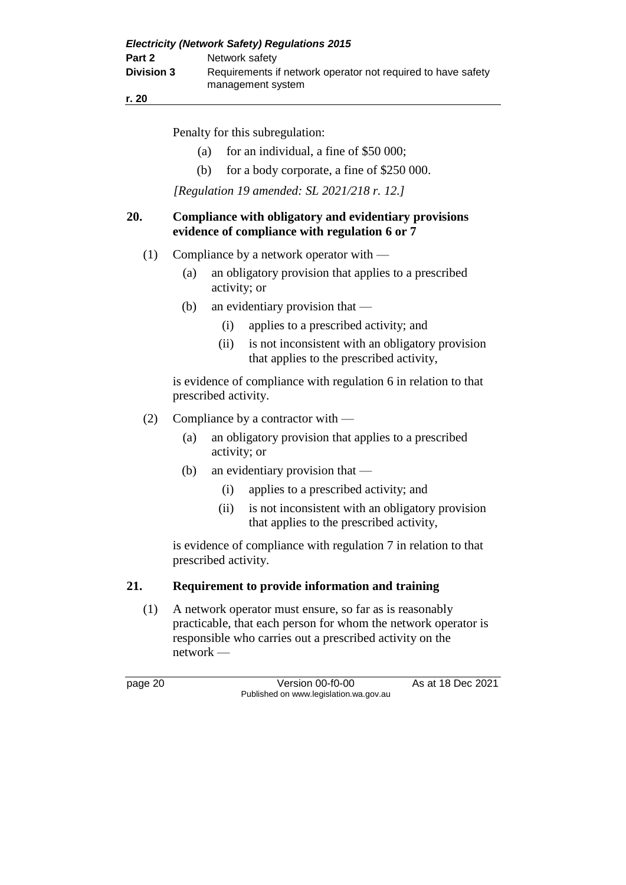Penalty for this subregulation:

(a) for an individual, a fine of $50 000;

(b) for a body corporate, a fine of $250 000.

*[Regulation 19 amended: SL 2021/218 r. 12.]*

## 20. Compliance with obligatory and evidentiary provisions evidence of compliance with regulation 6 or 7

(1) Compliance by a network operator with —

(a) an obligatory provision that applies to a prescribed activity; or

(b) an evidentiary provision that —

(i) applies to a prescribed activity; and

(ii) is not inconsistent with an obligatory provision that applies to the prescribed activity,

is evidence of compliance with regulation 6 in relation to that prescribed activity.

(2) Compliance by a contractor with —

(a) an obligatory provision that applies to a prescribed activity; or

(b) an evidentiary provision that —

(i) applies to a prescribed activity; and

(ii) is not inconsistent with an obligatory provision that applies to the prescribed activity,

is evidence of compliance with regulation 7 in relation to that prescribed activity.

## 21. Requirement to provide information and training

(1) A network operator must ensure, so far as is reasonably practicable, that each person for whom the network operator is responsible who carries out a prescribed activity on the network —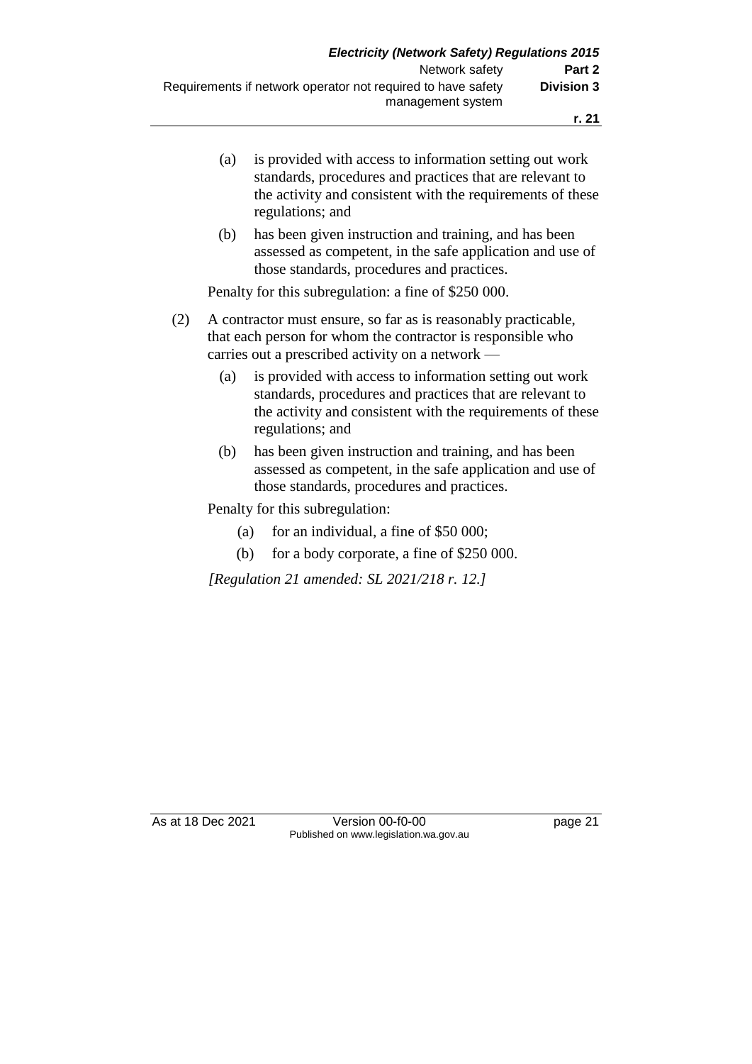(a) is provided with access to information setting out work standards, procedures and practices that are relevant to the activity and consistent with the requirements of these regulations; and

(b) has been given instruction and training, and has been assessed as competent, in the safe application and use of those standards, procedures and practices.

Penalty for this subregulation: a fine of $250 000.

(2) A contractor must ensure, so far as is reasonably practicable, that each person for whom the contractor is responsible who carries out a prescribed activity on a network —

(a) is provided with access to information setting out work standards, procedures and practices that are relevant to the activity and consistent with the requirements of these regulations; and

(b) has been given instruction and training, and has been assessed as competent, in the safe application and use of those standards, procedures and practices.

Penalty for this subregulation:

(a) for an individual, a fine of $50 000;

(b) for a body corporate, a fine of $250 000.

*[Regulation 21 amended: SL 2021/218 r. 12.]*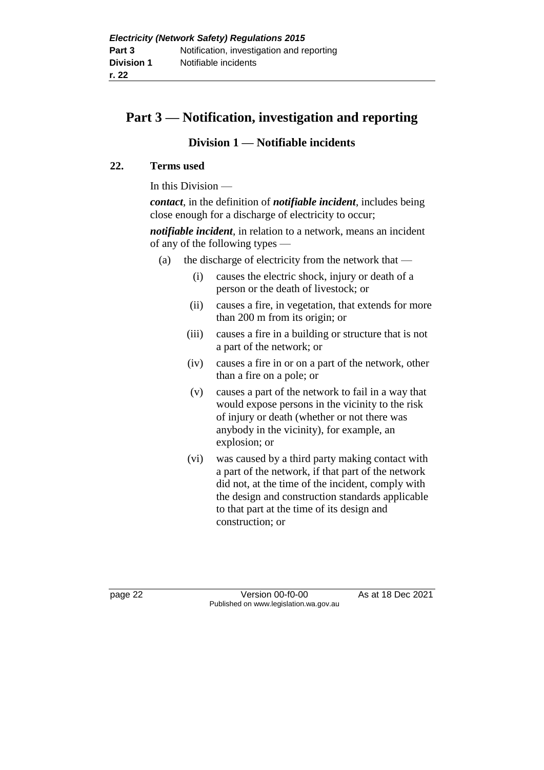# Part 3 — Notification, investigation and reporting

## Division 1 — Notifiable incidents

### 22. Terms used

In this Division —

***contact***, in the definition of ***notifiable incident***, includes being close enough for a discharge of electricity to occur;

***notifiable incident***, in relation to a network, means an incident of any of the following types —

- (a) the discharge of electricity from the network that —
  - (i) causes the electric shock, injury or death of a person or the death of livestock; or
  - (ii) causes a fire, in vegetation, that extends for more than 200 m from its origin; or
  - (iii) causes a fire in a building or structure that is not a part of the network; or
  - (iv) causes a fire in or on a part of the network, other than a fire on a pole; or
  - (v) causes a part of the network to fail in a way that would expose persons in the vicinity to the risk of injury or death (whether or not there was anybody in the vicinity), for example, an explosion; or
  - (vi) was caused by a third party making contact with a part of the network, if that part of the network did not, at the time of the incident, comply with the design and construction standards applicable to that part at the time of its design and construction; or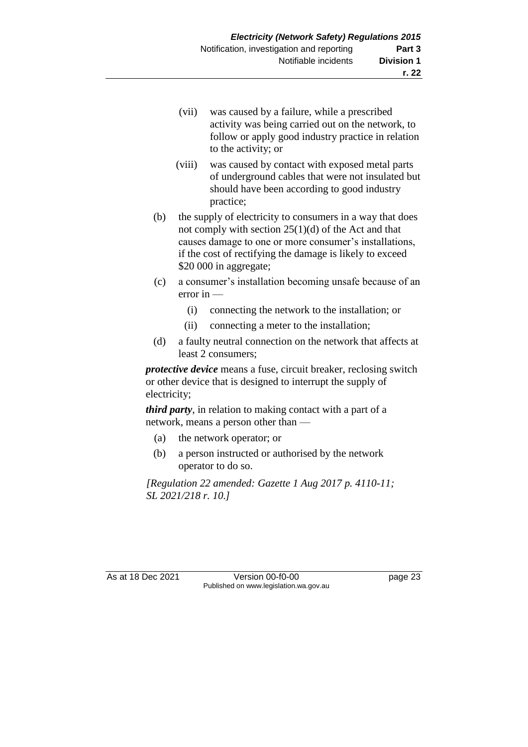(vii) was caused by a failure, while a prescribed activity was being carried out on the network, to follow or apply good industry practice in relation to the activity; or

(viii) was caused by contact with exposed metal parts of underground cables that were not insulated but should have been according to good industry practice;

(b) the supply of electricity to consumers in a way that does not comply with section 25(1)(d) of the Act and that causes damage to one or more consumer's installations, if the cost of rectifying the damage is likely to exceed $20 000 in aggregate;

(c) a consumer's installation becoming unsafe because of an error in —

(i) connecting the network to the installation; or

(ii) connecting a meter to the installation;

(d) a faulty neutral connection on the network that affects at least 2 consumers;

***protective device*** means a fuse, circuit breaker, reclosing switch or other device that is designed to interrupt the supply of electricity;

***third party***, in relation to making contact with a part of a network, means a person other than —

(a) the network operator; or

(b) a person instructed or authorised by the network operator to do so.

*[Regulation 22 amended: Gazette 1 Aug 2017 p. 4110-11; SL 2021/218 r. 10.]*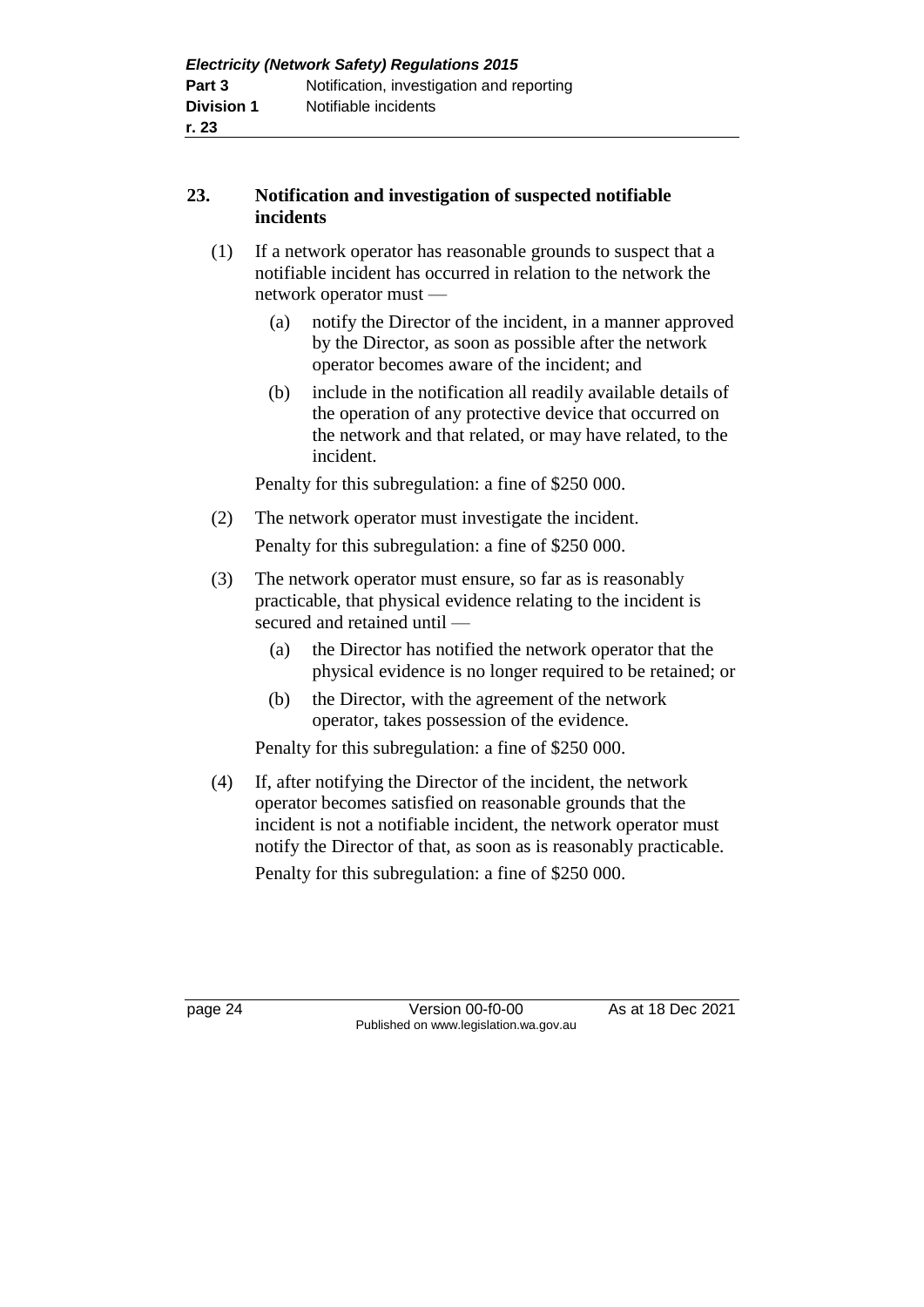### 23. Notification and investigation of suspected notifiable incidents

(1) If a network operator has reasonable grounds to suspect that a notifiable incident has occurred in relation to the network the network operator must —

  (a) notify the Director of the incident, in a manner approved by the Director, as soon as possible after the network operator becomes aware of the incident; and

  (b) include in the notification all readily available details of the operation of any protective device that occurred on the network and that related, or may have related, to the incident.

Penalty for this subregulation: a fine of $250 000.

(2) The network operator must investigate the incident.

Penalty for this subregulation: a fine of $250 000.

(3) The network operator must ensure, so far as is reasonably practicable, that physical evidence relating to the incident is secured and retained until —

  (a) the Director has notified the network operator that the physical evidence is no longer required to be retained; or

  (b) the Director, with the agreement of the network operator, takes possession of the evidence.

Penalty for this subregulation: a fine of $250 000.

(4) If, after notifying the Director of the incident, the network operator becomes satisfied on reasonable grounds that the incident is not a notifiable incident, the network operator must notify the Director of that, as soon as is reasonably practicable.

Penalty for this subregulation: a fine of $250 000.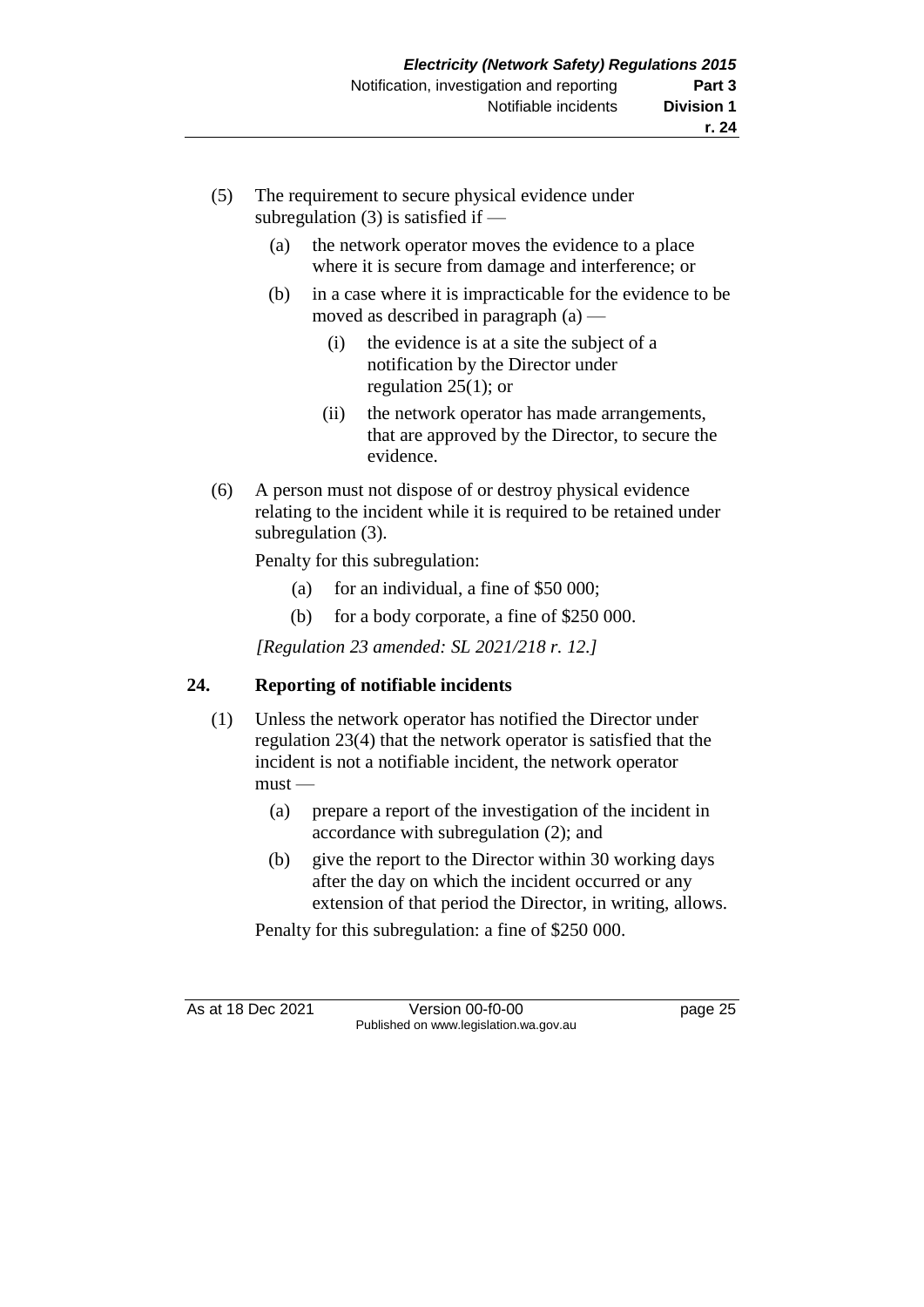(5) The requirement to secure physical evidence under subregulation (3) is satisfied if —

  (a) the network operator moves the evidence to a place where it is secure from damage and interference; or

  (b) in a case where it is impracticable for the evidence to be moved as described in paragraph (a) —

    (i) the evidence is at a site the subject of a notification by the Director under regulation 25(1); or

    (ii) the network operator has made arrangements, that are approved by the Director, to secure the evidence.

(6) A person must not dispose of or destroy physical evidence relating to the incident while it is required to be retained under subregulation (3).

Penalty for this subregulation:

  (a) for an individual, a fine of $50 000;

  (b) for a body corporate, a fine of $250 000.

*[Regulation 23 amended: SL 2021/218 r. 12.]*

## 24. Reporting of notifiable incidents

(1) Unless the network operator has notified the Director under regulation 23(4) that the network operator is satisfied that the incident is not a notifiable incident, the network operator must —

  (a) prepare a report of the investigation of the incident in accordance with subregulation (2); and

  (b) give the report to the Director within 30 working days after the day on which the incident occurred or any extension of that period the Director, in writing, allows.

Penalty for this subregulation: a fine of $250 000.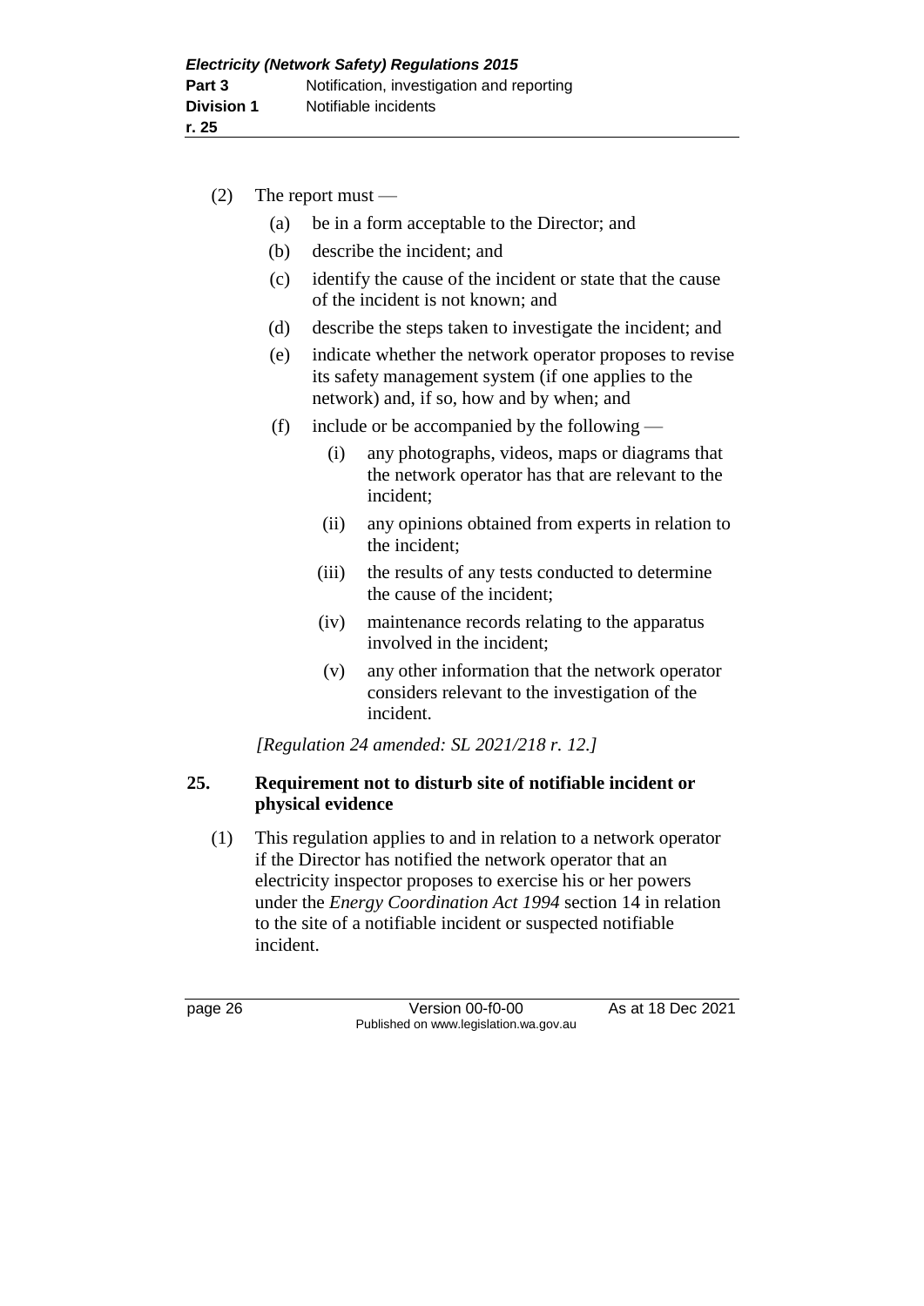(2) The report must —

(a) be in a form acceptable to the Director; and

(b) describe the incident; and

(c) identify the cause of the incident or state that the cause of the incident is not known; and

(d) describe the steps taken to investigate the incident; and

(e) indicate whether the network operator proposes to revise its safety management system (if one applies to the network) and, if so, how and by when; and

(f) include or be accompanied by the following —

(i) any photographs, videos, maps or diagrams that the network operator has that are relevant to the incident;

(ii) any opinions obtained from experts in relation to the incident;

(iii) the results of any tests conducted to determine the cause of the incident;

(iv) maintenance records relating to the apparatus involved in the incident;

(v) any other information that the network operator considers relevant to the investigation of the incident.

*[Regulation 24 amended: SL 2021/218 r. 12.]*

**25. Requirement not to disturb site of notifiable incident or physical evidence**

(1) This regulation applies to and in relation to a network operator if the Director has notified the network operator that an electricity inspector proposes to exercise his or her powers under the *Energy Coordination Act 1994* section 14 in relation to the site of a notifiable incident or suspected notifiable incident.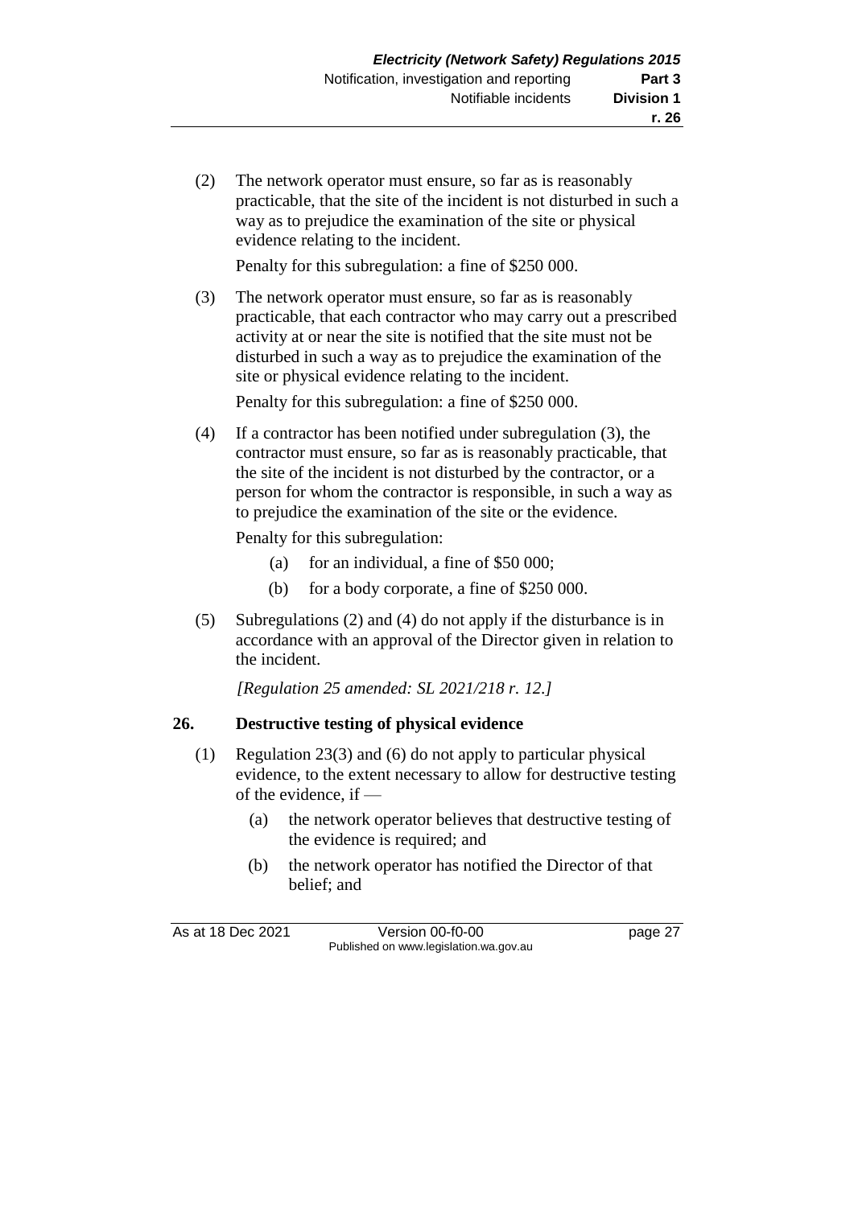(2) The network operator must ensure, so far as is reasonably practicable, that the site of the incident is not disturbed in such a way as to prejudice the examination of the site or physical evidence relating to the incident.

Penalty for this subregulation: a fine of $250 000.

(3) The network operator must ensure, so far as is reasonably practicable, that each contractor who may carry out a prescribed activity at or near the site is notified that the site must not be disturbed in such a way as to prejudice the examination of the site or physical evidence relating to the incident.

Penalty for this subregulation: a fine of $250 000.

(4) If a contractor has been notified under subregulation (3), the contractor must ensure, so far as is reasonably practicable, that the site of the incident is not disturbed by the contractor, or a person for whom the contractor is responsible, in such a way as to prejudice the examination of the site or the evidence.

Penalty for this subregulation:

(a) for an individual, a fine of $50 000;

(b) for a body corporate, a fine of $250 000.

(5) Subregulations (2) and (4) do not apply if the disturbance is in accordance with an approval of the Director given in relation to the incident.

*[Regulation 25 amended: SL 2021/218 r. 12.]*

## 26. Destructive testing of physical evidence

(1) Regulation 23(3) and (6) do not apply to particular physical evidence, to the extent necessary to allow for destructive testing of the evidence, if —

(a) the network operator believes that destructive testing of the evidence is required; and

(b) the network operator has notified the Director of that belief; and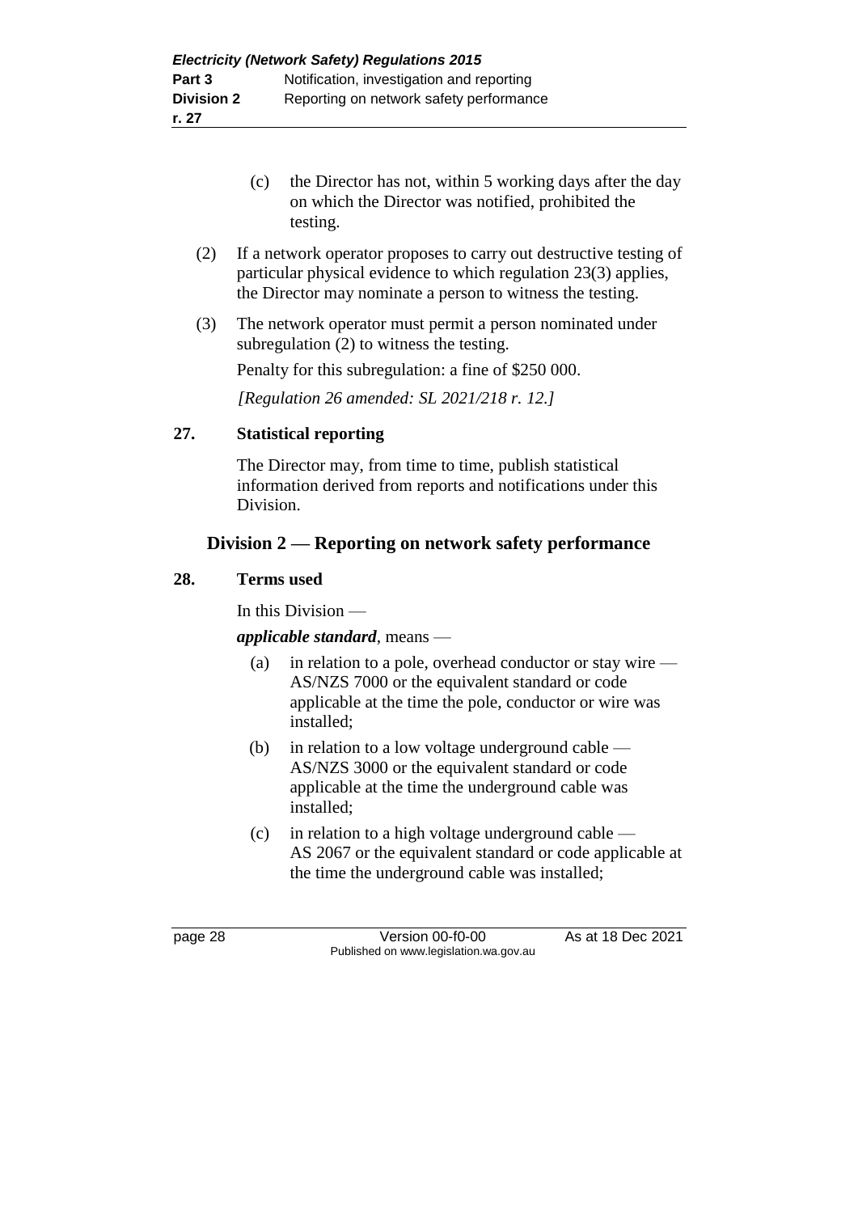(c) the Director has not, within 5 working days after the day on which the Director was notified, prohibited the testing.

(2) If a network operator proposes to carry out destructive testing of particular physical evidence to which regulation 23(3) applies, the Director may nominate a person to witness the testing.

(3) The network operator must permit a person nominated under subregulation (2) to witness the testing.

Penalty for this subregulation: a fine of $250 000.

*[Regulation 26 amended: SL 2021/218 r. 12.]*

### 27. Statistical reporting

The Director may, from time to time, publish statistical information derived from reports and notifications under this Division.

## Division 2 — Reporting on network safety performance

### 28. Terms used

In this Division —

***applicable standard***, means —

(a) in relation to a pole, overhead conductor or stay wire — AS/NZS 7000 or the equivalent standard or code applicable at the time the pole, conductor or wire was installed;

(b) in relation to a low voltage underground cable — AS/NZS 3000 or the equivalent standard or code applicable at the time the underground cable was installed;

(c) in relation to a high voltage underground cable — AS 2067 or the equivalent standard or code applicable at the time the underground cable was installed;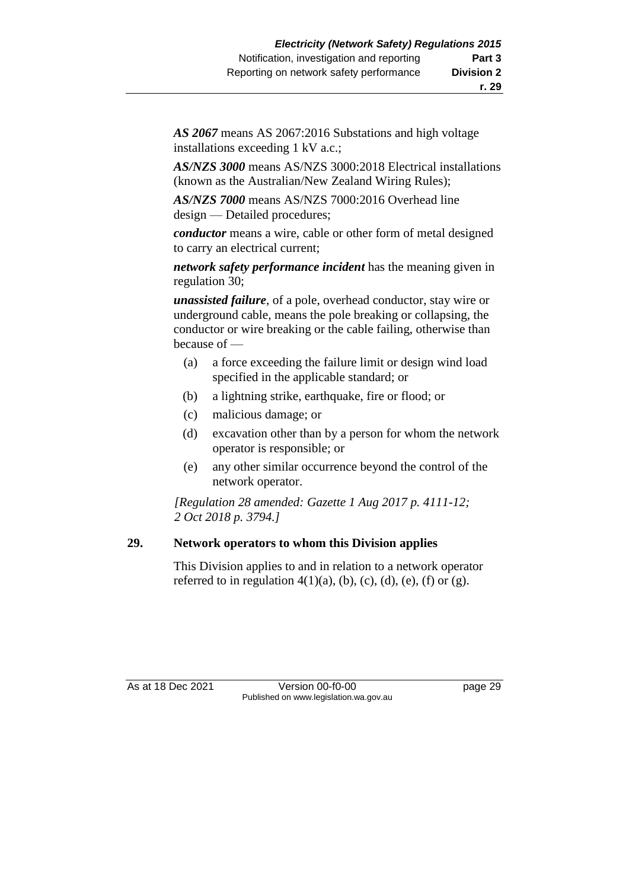***AS 2067*** means AS 2067:2016 Substations and high voltage installations exceeding 1 kV a.c.;

***AS/NZS 3000*** means AS/NZS 3000:2018 Electrical installations (known as the Australian/New Zealand Wiring Rules);

***AS/NZS 7000*** means AS/NZS 7000:2016 Overhead line design — Detailed procedures;

***conductor*** means a wire, cable or other form of metal designed to carry an electrical current;

***network safety performance incident*** has the meaning given in regulation 30;

***unassisted failure***, of a pole, overhead conductor, stay wire or underground cable, means the pole breaking or collapsing, the conductor or wire breaking or the cable failing, otherwise than because of —

- (a) a force exceeding the failure limit or design wind load specified in the applicable standard; or
- (b) a lightning strike, earthquake, fire or flood; or
- (c) malicious damage; or
- (d) excavation other than by a person for whom the network operator is responsible; or
- (e) any other similar occurrence beyond the control of the network operator.

*[Regulation 28 amended: Gazette 1 Aug 2017 p. 4111-12; 2 Oct 2018 p. 3794.]*

### 29. Network operators to whom this Division applies

This Division applies to and in relation to a network operator referred to in regulation 4(1)(a), (b), (c), (d), (e), (f) or (g).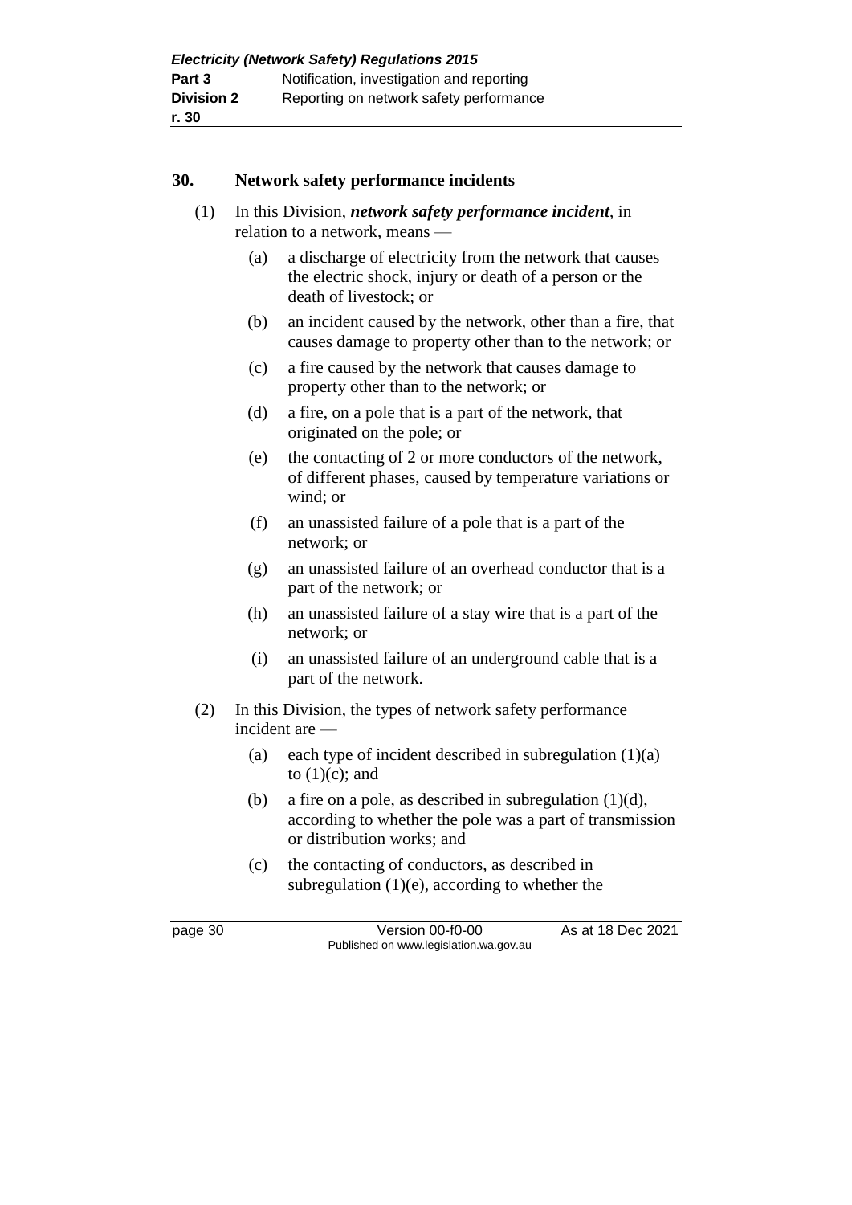## 30. Network safety performance incidents

(1) In this Division, ***network safety performance incident***, in relation to a network, means —

(a) a discharge of electricity from the network that causes the electric shock, injury or death of a person or the death of livestock; or

(b) an incident caused by the network, other than a fire, that causes damage to property other than to the network; or

(c) a fire caused by the network that causes damage to property other than to the network; or

(d) a fire, on a pole that is a part of the network, that originated on the pole; or

(e) the contacting of 2 or more conductors of the network, of different phases, caused by temperature variations or wind; or

(f) an unassisted failure of a pole that is a part of the network; or

(g) an unassisted failure of an overhead conductor that is a part of the network; or

(h) an unassisted failure of a stay wire that is a part of the network; or

(i) an unassisted failure of an underground cable that is a part of the network.

(2) In this Division, the types of network safety performance incident are —

(a) each type of incident described in subregulation (1)(a) to (1)(c); and

(b) a fire on a pole, as described in subregulation (1)(d), according to whether the pole was a part of transmission or distribution works; and

(c) the contacting of conductors, as described in subregulation (1)(e), according to whether the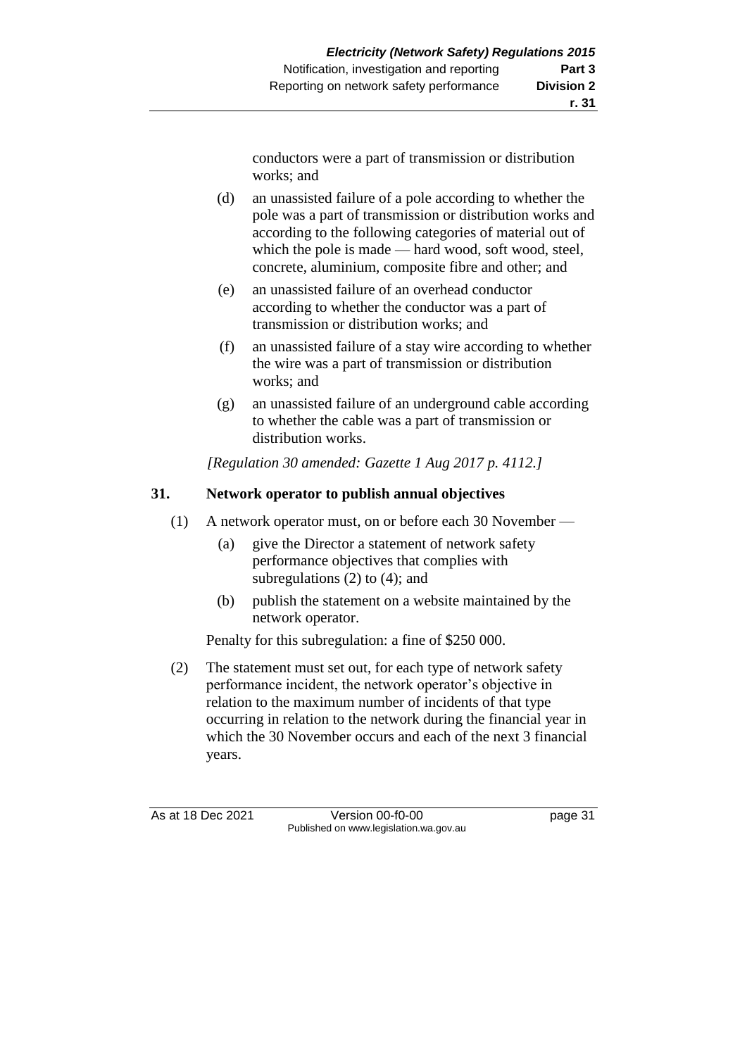conductors were a part of transmission or distribution works; and

(d) an unassisted failure of a pole according to whether the pole was a part of transmission or distribution works and according to the following categories of material out of which the pole is made — hard wood, soft wood, steel, concrete, aluminium, composite fibre and other; and

(e) an unassisted failure of an overhead conductor according to whether the conductor was a part of transmission or distribution works; and

(f) an unassisted failure of a stay wire according to whether the wire was a part of transmission or distribution works; and

(g) an unassisted failure of an underground cable according to whether the cable was a part of transmission or distribution works.

*[Regulation 30 amended: Gazette 1 Aug 2017 p. 4112.]*

## 31. Network operator to publish annual objectives

(1) A network operator must, on or before each 30 November —

(a) give the Director a statement of network safety performance objectives that complies with subregulations (2) to (4); and

(b) publish the statement on a website maintained by the network operator.

Penalty for this subregulation: a fine of $250 000.

(2) The statement must set out, for each type of network safety performance incident, the network operator's objective in relation to the maximum number of incidents of that type occurring in relation to the network during the financial year in which the 30 November occurs and each of the next 3 financial years.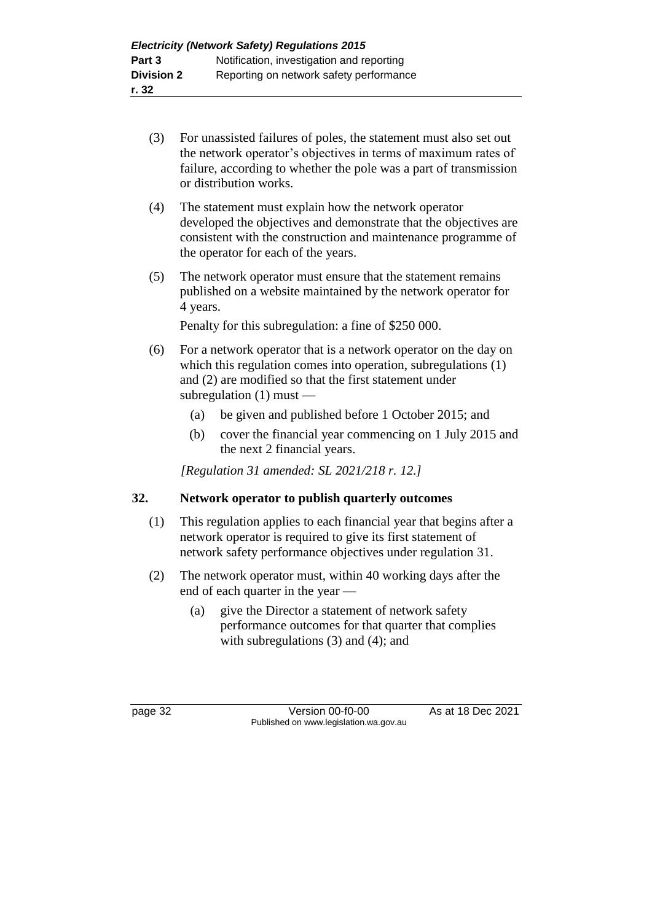(3) For unassisted failures of poles, the statement must also set out the network operator's objectives in terms of maximum rates of failure, according to whether the pole was a part of transmission or distribution works.

(4) The statement must explain how the network operator developed the objectives and demonstrate that the objectives are consistent with the construction and maintenance programme of the operator for each of the years.

(5) The network operator must ensure that the statement remains published on a website maintained by the network operator for 4 years.

Penalty for this subregulation: a fine of $250 000.

(6) For a network operator that is a network operator on the day on which this regulation comes into operation, subregulations (1) and (2) are modified so that the first statement under subregulation (1) must —

(a) be given and published before 1 October 2015; and

(b) cover the financial year commencing on 1 July 2015 and the next 2 financial years.

*[Regulation 31 amended: SL 2021/218 r. 12.]*

### 32. Network operator to publish quarterly outcomes

(1) This regulation applies to each financial year that begins after a network operator is required to give its first statement of network safety performance objectives under regulation 31.

(2) The network operator must, within 40 working days after the end of each quarter in the year —

(a) give the Director a statement of network safety performance outcomes for that quarter that complies with subregulations (3) and (4); and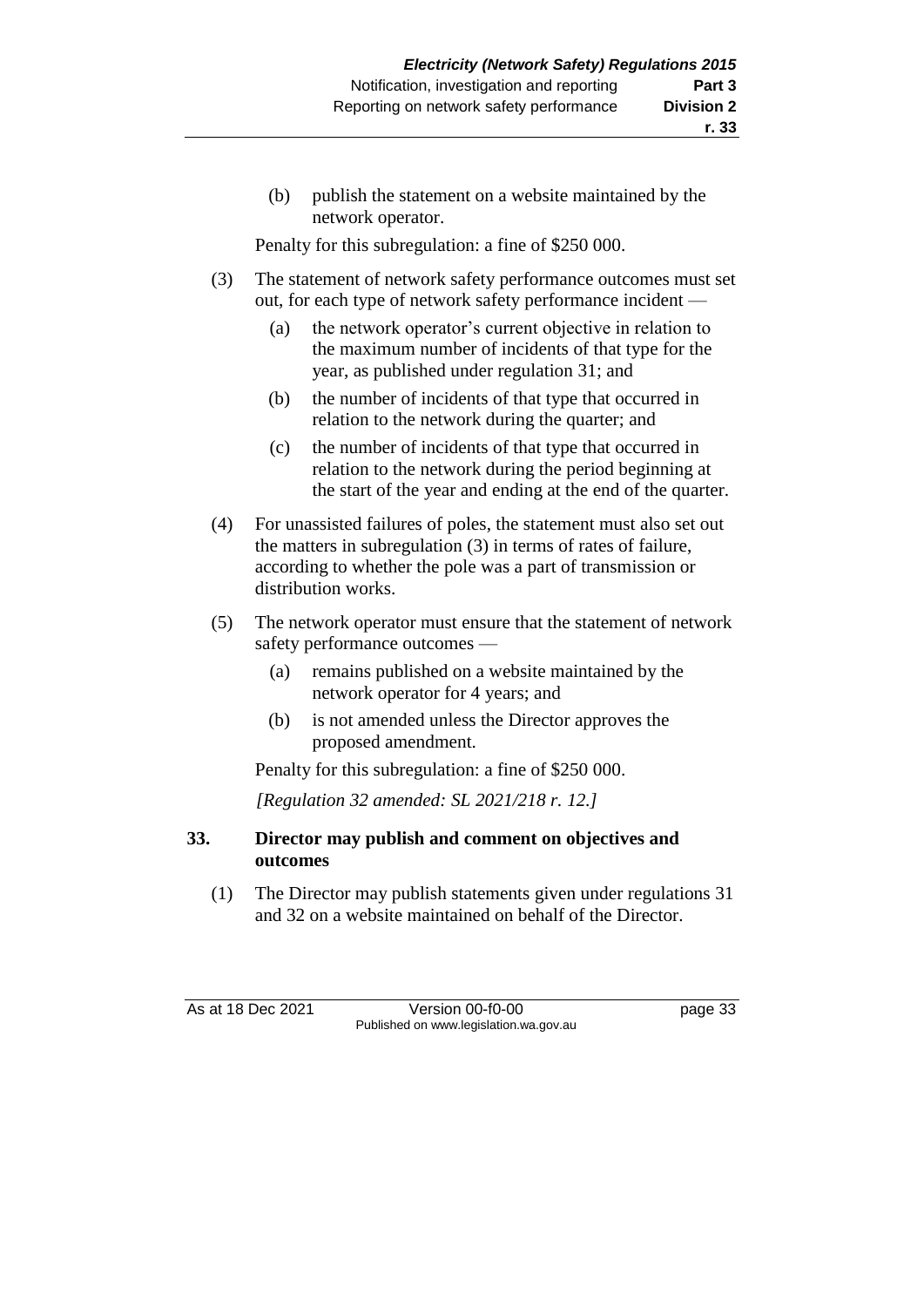(b) publish the statement on a website maintained by the network operator.

Penalty for this subregulation: a fine of $250 000.

(3) The statement of network safety performance outcomes must set out, for each type of network safety performance incident —

(a) the network operator's current objective in relation to the maximum number of incidents of that type for the year, as published under regulation 31; and

(b) the number of incidents of that type that occurred in relation to the network during the quarter; and

(c) the number of incidents of that type that occurred in relation to the network during the period beginning at the start of the year and ending at the end of the quarter.

(4) For unassisted failures of poles, the statement must also set out the matters in subregulation (3) in terms of rates of failure, according to whether the pole was a part of transmission or distribution works.

(5) The network operator must ensure that the statement of network safety performance outcomes —

(a) remains published on a website maintained by the network operator for 4 years; and

(b) is not amended unless the Director approves the proposed amendment.

Penalty for this subregulation: a fine of $250 000.

*[Regulation 32 amended: SL 2021/218 r. 12.]*

### 33. Director may publish and comment on objectives and outcomes

(1) The Director may publish statements given under regulations 31 and 32 on a website maintained on behalf of the Director.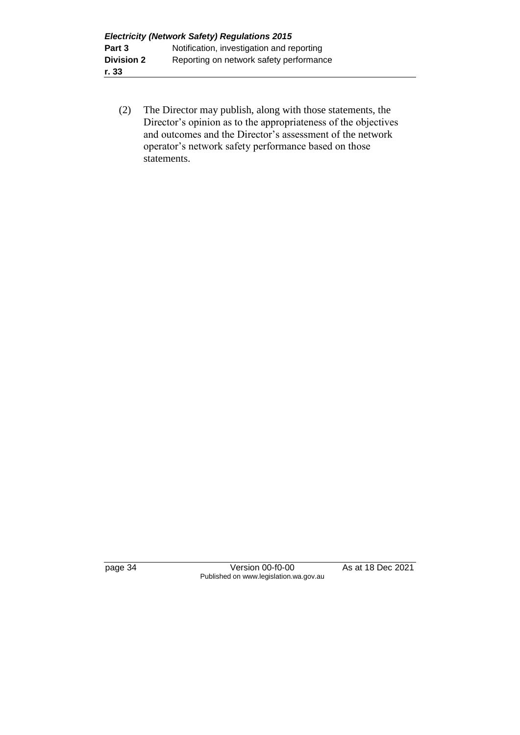(2) The Director may publish, along with those statements, the Director's opinion as to the appropriateness of the objectives and outcomes and the Director's assessment of the network operator's network safety performance based on those statements.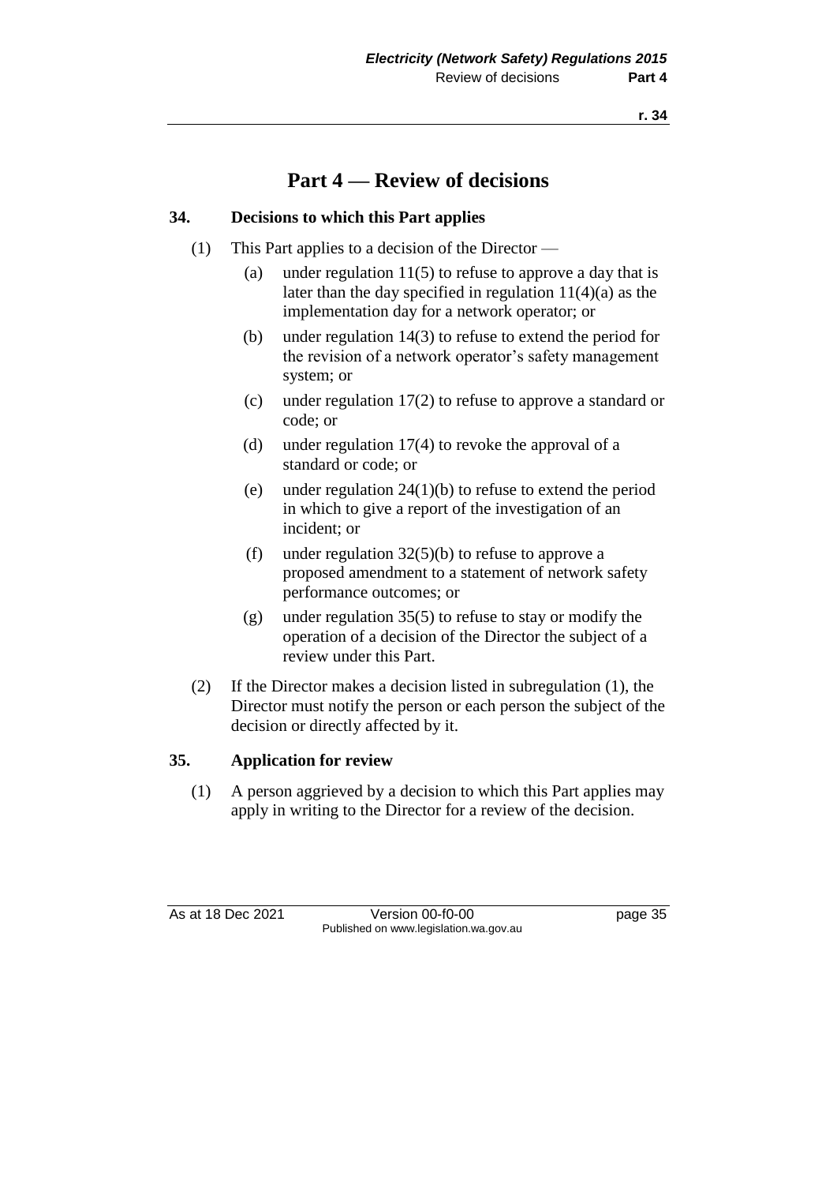# Part 4 — Review of decisions

## 34. Decisions to which this Part applies

(1) This Part applies to a decision of the Director —

(a) under regulation 11(5) to refuse to approve a day that is later than the day specified in regulation 11(4)(a) as the implementation day for a network operator; or

(b) under regulation 14(3) to refuse to extend the period for the revision of a network operator's safety management system; or

(c) under regulation 17(2) to refuse to approve a standard or code; or

(d) under regulation 17(4) to revoke the approval of a standard or code; or

(e) under regulation 24(1)(b) to refuse to extend the period in which to give a report of the investigation of an incident; or

(f) under regulation 32(5)(b) to refuse to approve a proposed amendment to a statement of network safety performance outcomes; or

(g) under regulation 35(5) to refuse to stay or modify the operation of a decision of the Director the subject of a review under this Part.

(2) If the Director makes a decision listed in subregulation (1), the Director must notify the person or each person the subject of the decision or directly affected by it.

## 35. Application for review

(1) A person aggrieved by a decision to which this Part applies may apply in writing to the Director for a review of the decision.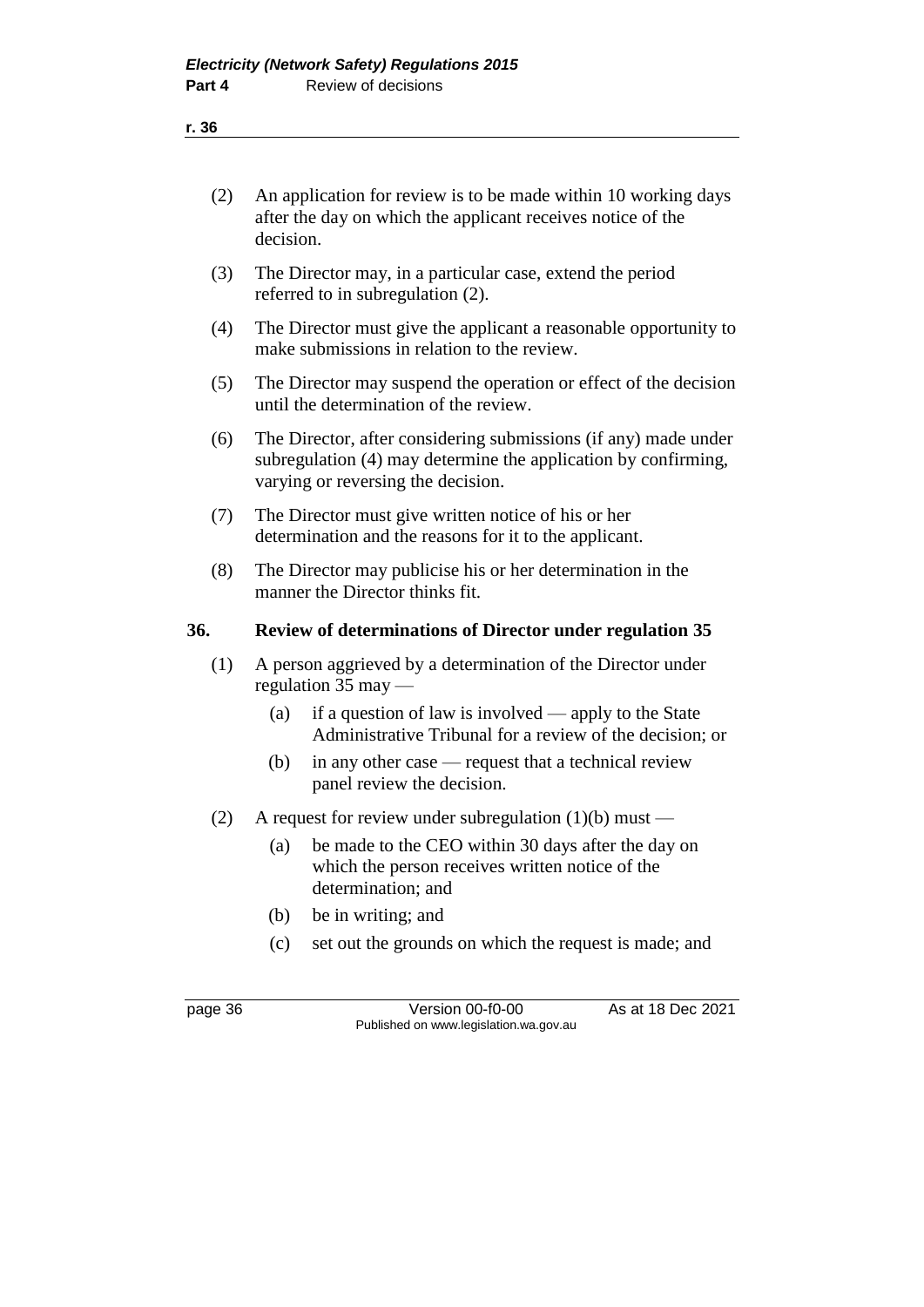(2) An application for review is to be made within 10 working days after the day on which the applicant receives notice of the decision.

(3) The Director may, in a particular case, extend the period referred to in subregulation (2).

(4) The Director must give the applicant a reasonable opportunity to make submissions in relation to the review.

(5) The Director may suspend the operation or effect of the decision until the determination of the review.

(6) The Director, after considering submissions (if any) made under subregulation (4) may determine the application by confirming, varying or reversing the decision.

(7) The Director must give written notice of his or her determination and the reasons for it to the applicant.

(8) The Director may publicise his or her determination in the manner the Director thinks fit.

### 36. Review of determinations of Director under regulation 35

(1) A person aggrieved by a determination of the Director under regulation 35 may —

- (a) if a question of law is involved — apply to the State Administrative Tribunal for a review of the decision; or
- (b) in any other case — request that a technical review panel review the decision.

(2) A request for review under subregulation (1)(b) must —

- (a) be made to the CEO within 30 days after the day on which the person receives written notice of the determination; and
- (b) be in writing; and
- (c) set out the grounds on which the request is made; and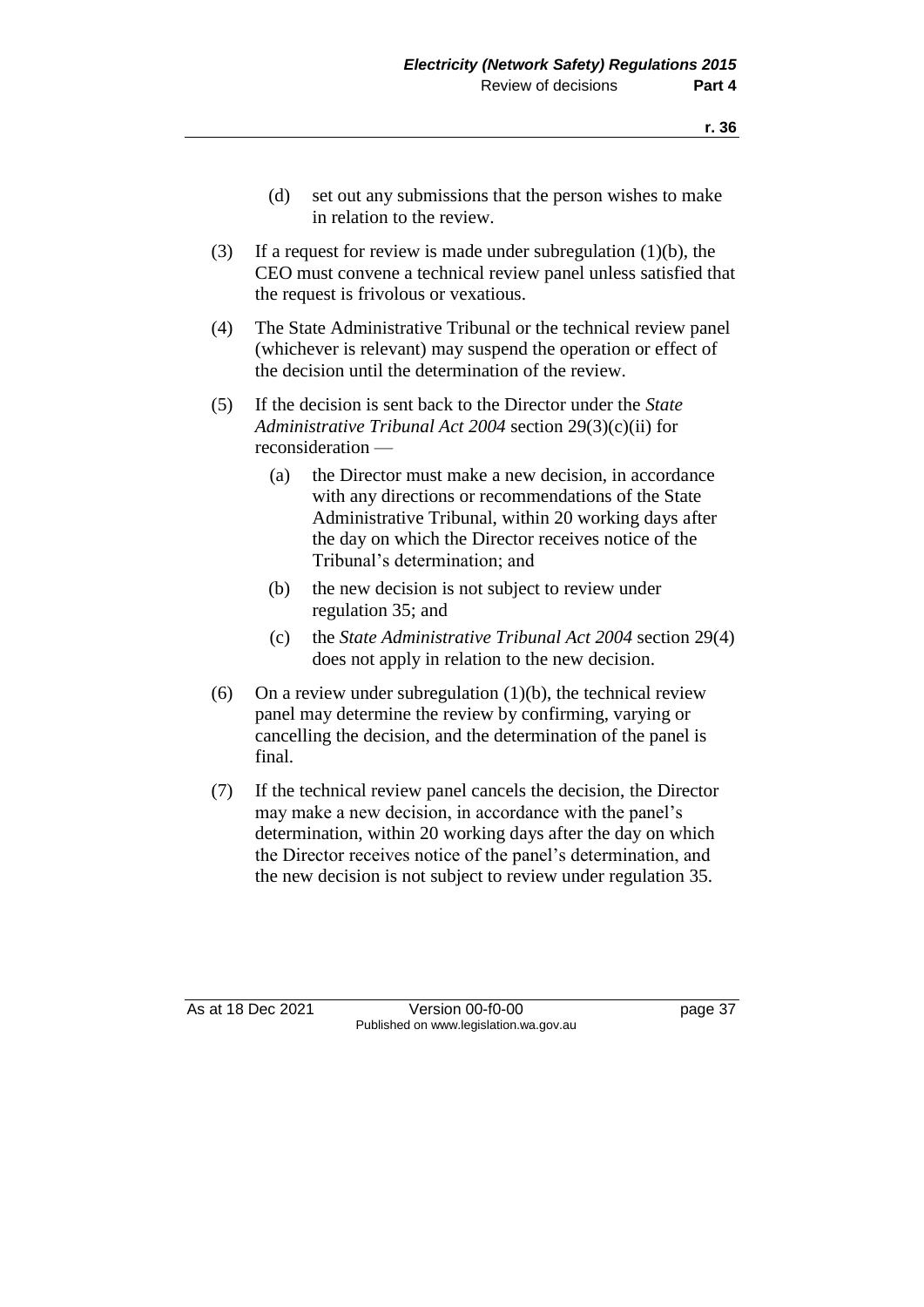(d) set out any submissions that the person wishes to make in relation to the review.

(3) If a request for review is made under subregulation (1)(b), the CEO must convene a technical review panel unless satisfied that the request is frivolous or vexatious.

(4) The State Administrative Tribunal or the technical review panel (whichever is relevant) may suspend the operation or effect of the decision until the determination of the review.

(5) If the decision is sent back to the Director under the *State Administrative Tribunal Act 2004* section 29(3)(c)(ii) for reconsideration —

(a) the Director must make a new decision, in accordance with any directions or recommendations of the State Administrative Tribunal, within 20 working days after the day on which the Director receives notice of the Tribunal's determination; and

(b) the new decision is not subject to review under regulation 35; and

(c) the *State Administrative Tribunal Act 2004* section 29(4) does not apply in relation to the new decision.

(6) On a review under subregulation (1)(b), the technical review panel may determine the review by confirming, varying or cancelling the decision, and the determination of the panel is final.

(7) If the technical review panel cancels the decision, the Director may make a new decision, in accordance with the panel's determination, within 20 working days after the day on which the Director receives notice of the panel's determination, and the new decision is not subject to review under regulation 35.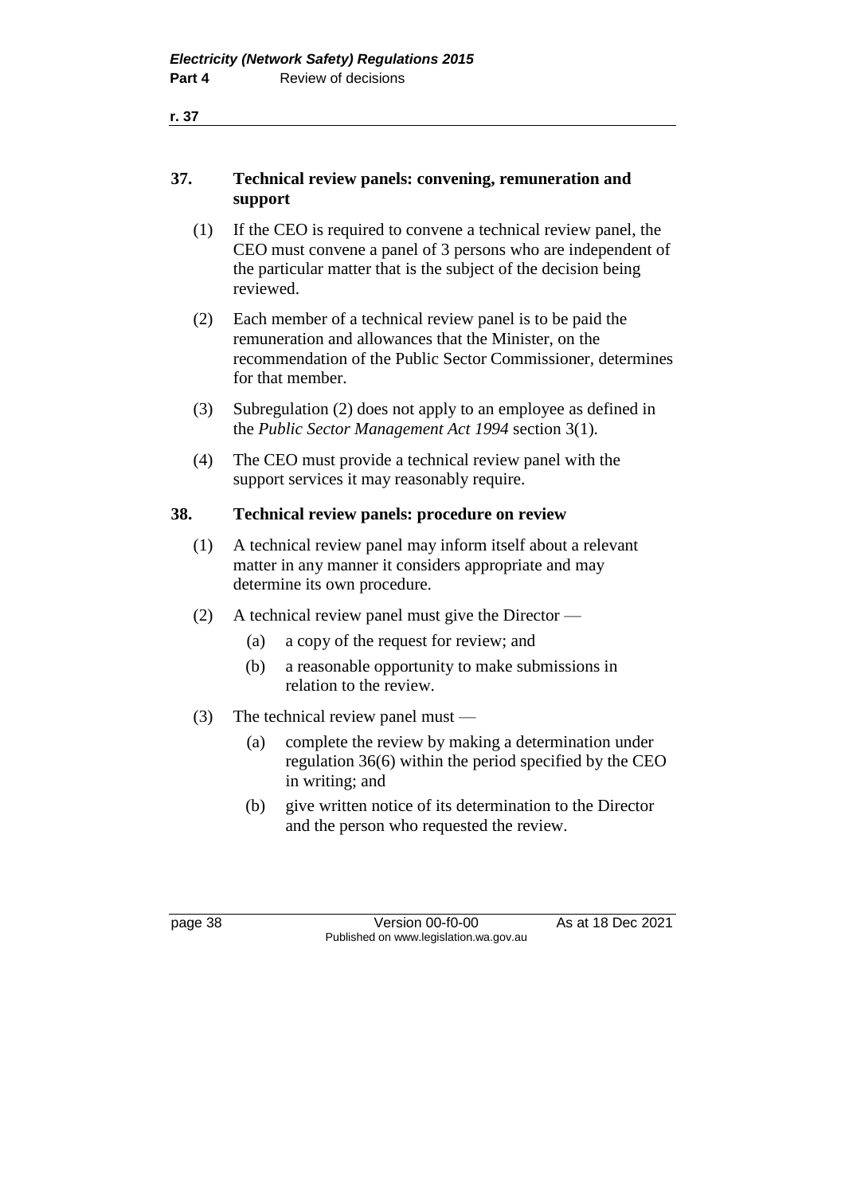## 37. Technical review panels: convening, remuneration and support

(1) If the CEO is required to convene a technical review panel, the CEO must convene a panel of 3 persons who are independent of the particular matter that is the subject of the decision being reviewed.

(2) Each member of a technical review panel is to be paid the remuneration and allowances that the Minister, on the recommendation of the Public Sector Commissioner, determines for that member.

(3) Subregulation (2) does not apply to an employee as defined in the *Public Sector Management Act 1994* section 3(1).

(4) The CEO must provide a technical review panel with the support services it may reasonably require.

## 38. Technical review panels: procedure on review

(1) A technical review panel may inform itself about a relevant matter in any manner it considers appropriate and may determine its own procedure.

(2) A technical review panel must give the Director —

- (a) a copy of the request for review; and
- (b) a reasonable opportunity to make submissions in relation to the review.

(3) The technical review panel must —

- (a) complete the review by making a determination under regulation 36(6) within the period specified by the CEO in writing; and
- (b) give written notice of its determination to the Director and the person who requested the review.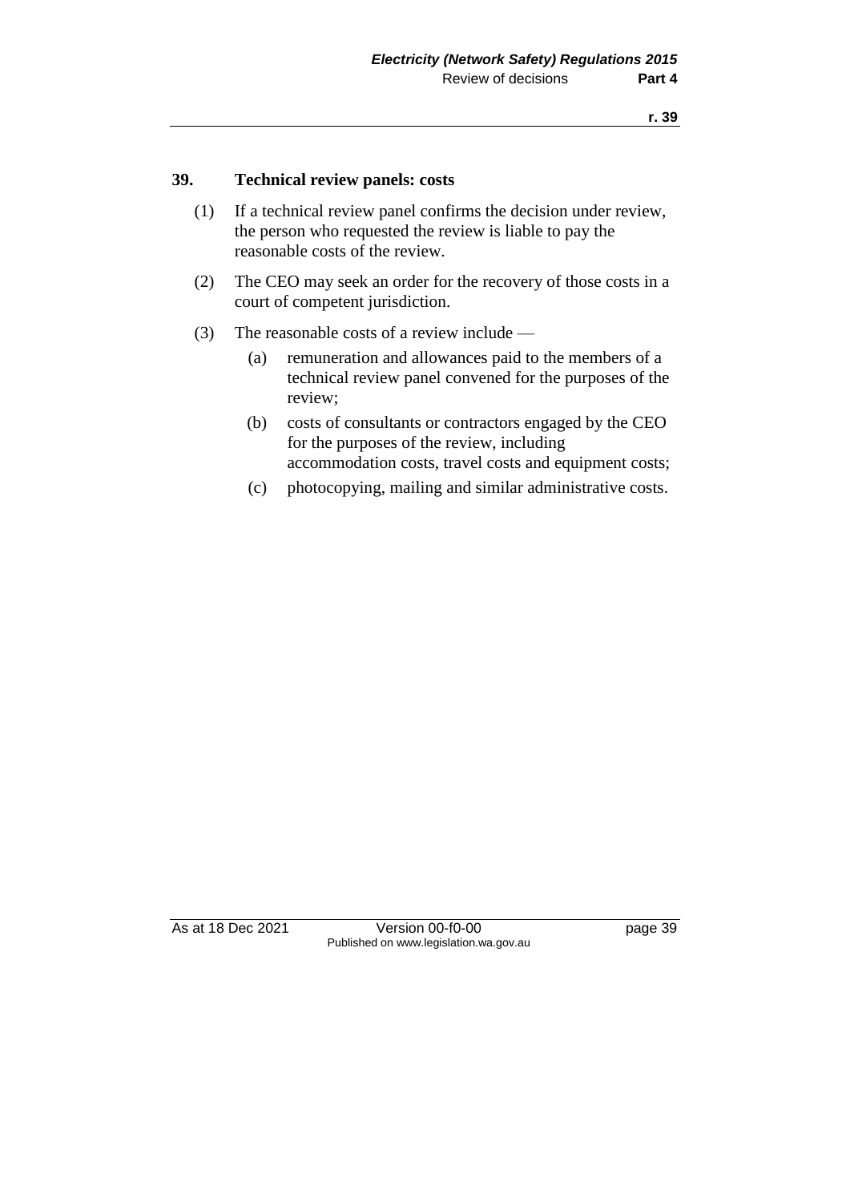### 39. Technical review panels: costs

(1) If a technical review panel confirms the decision under review, the person who requested the review is liable to pay the reasonable costs of the review.

(2) The CEO may seek an order for the recovery of those costs in a court of competent jurisdiction.

(3) The reasonable costs of a review include —

- (a) remuneration and allowances paid to the members of a technical review panel convened for the purposes of the review;
- (b) costs of consultants or contractors engaged by the CEO for the purposes of the review, including accommodation costs, travel costs and equipment costs;
- (c) photocopying, mailing and similar administrative costs.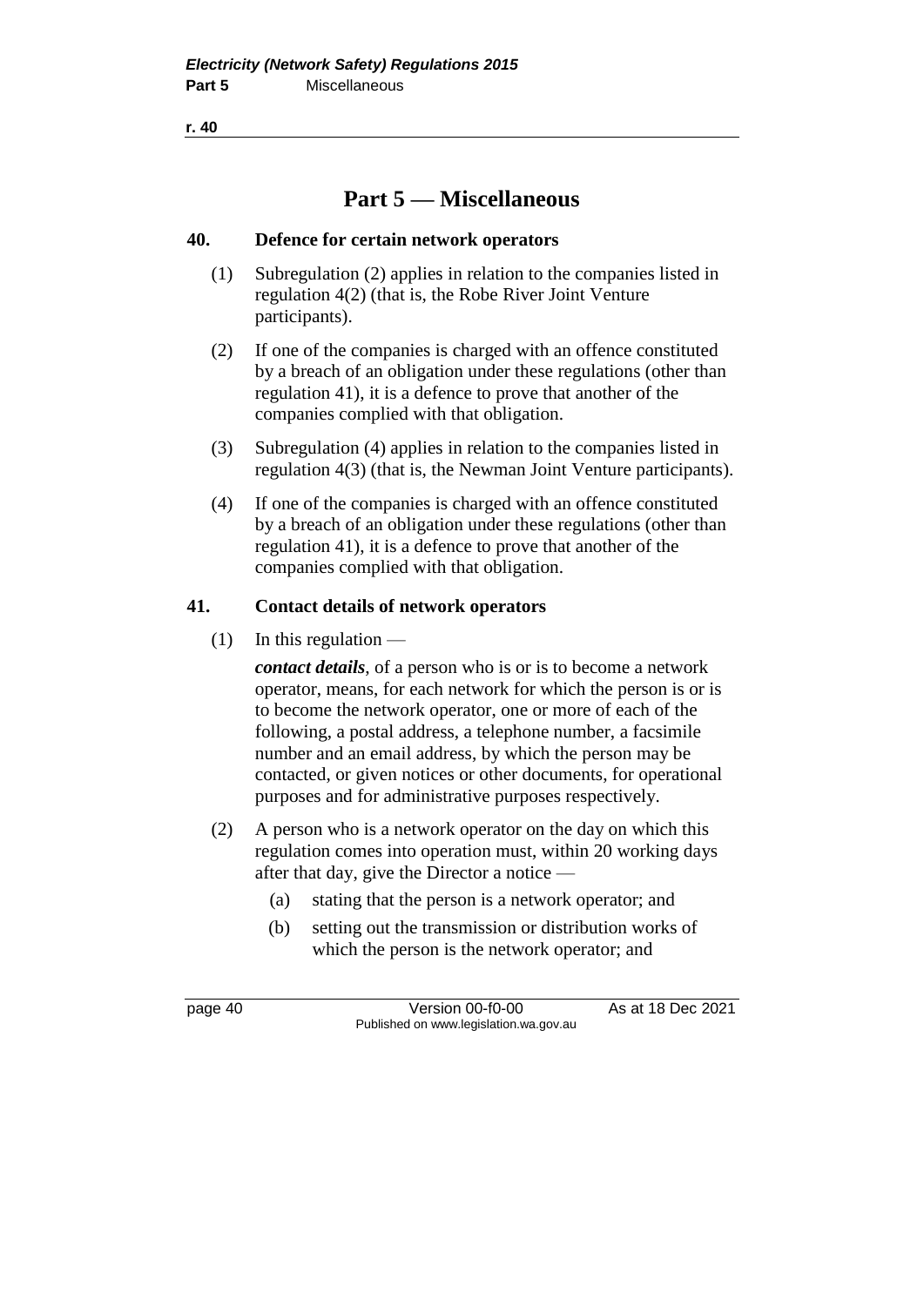# Part 5 — Miscellaneous

## 40. Defence for certain network operators

(1) Subregulation (2) applies in relation to the companies listed in regulation 4(2) (that is, the Robe River Joint Venture participants).

(2) If one of the companies is charged with an offence constituted by a breach of an obligation under these regulations (other than regulation 41), it is a defence to prove that another of the companies complied with that obligation.

(3) Subregulation (4) applies in relation to the companies listed in regulation 4(3) (that is, the Newman Joint Venture participants).

(4) If one of the companies is charged with an offence constituted by a breach of an obligation under these regulations (other than regulation 41), it is a defence to prove that another of the companies complied with that obligation.

## 41. Contact details of network operators

(1) In this regulation —

***contact details***, of a person who is or is to become a network operator, means, for each network for which the person is or is to become the network operator, one or more of each of the following, a postal address, a telephone number, a facsimile number and an email address, by which the person may be contacted, or given notices or other documents, for operational purposes and for administrative purposes respectively.

(2) A person who is a network operator on the day on which this regulation comes into operation must, within 20 working days after that day, give the Director a notice —

(a) stating that the person is a network operator; and

(b) setting out the transmission or distribution works of which the person is the network operator; and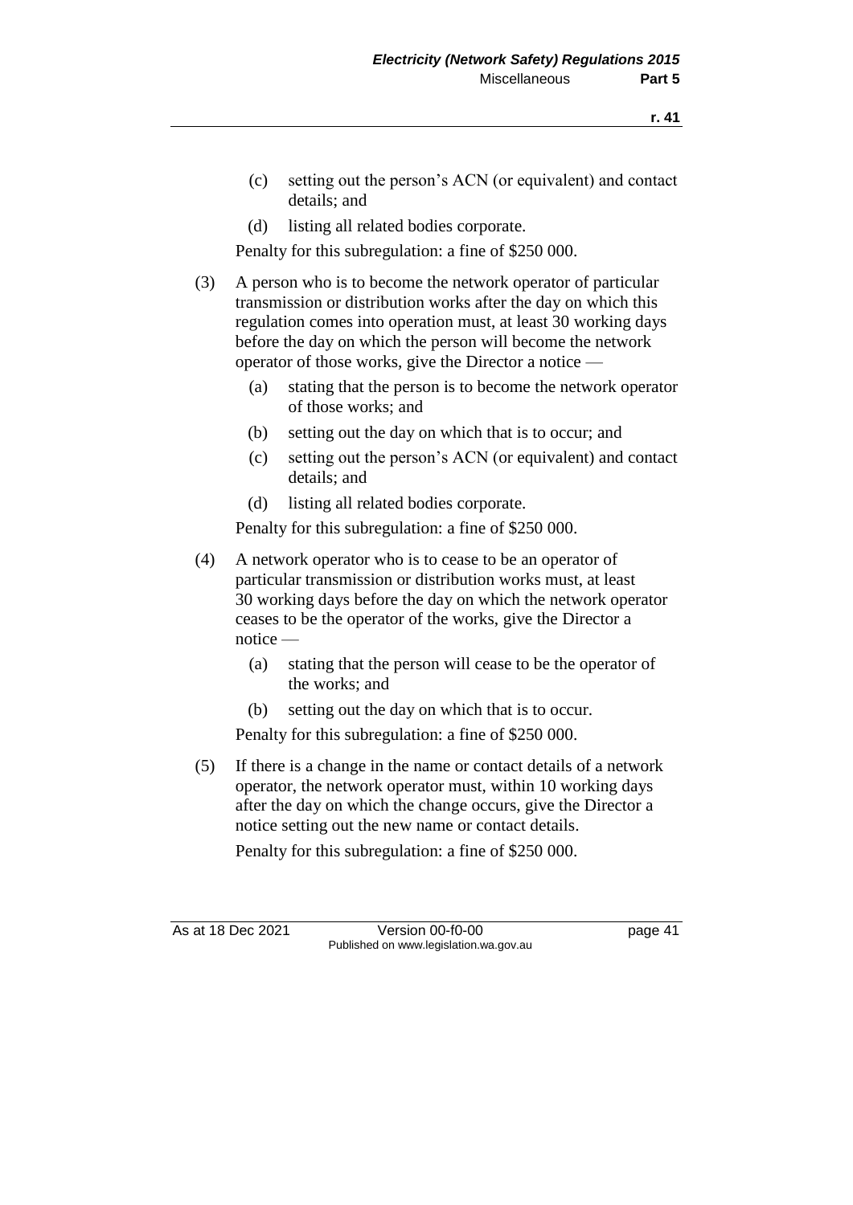(c) setting out the person's ACN (or equivalent) and contact details; and

(d) listing all related bodies corporate.

Penalty for this subregulation: a fine of $250 000.

(3) A person who is to become the network operator of particular transmission or distribution works after the day on which this regulation comes into operation must, at least 30 working days before the day on which the person will become the network operator of those works, give the Director a notice —

(a) stating that the person is to become the network operator of those works; and

(b) setting out the day on which that is to occur; and

(c) setting out the person's ACN (or equivalent) and contact details; and

(d) listing all related bodies corporate.

Penalty for this subregulation: a fine of $250 000.

(4) A network operator who is to cease to be an operator of particular transmission or distribution works must, at least 30 working days before the day on which the network operator ceases to be the operator of the works, give the Director a notice —

(a) stating that the person will cease to be the operator of the works; and

(b) setting out the day on which that is to occur.

Penalty for this subregulation: a fine of $250 000.

(5) If there is a change in the name or contact details of a network operator, the network operator must, within 10 working days after the day on which the change occurs, give the Director a notice setting out the new name or contact details.

Penalty for this subregulation: a fine of $250 000.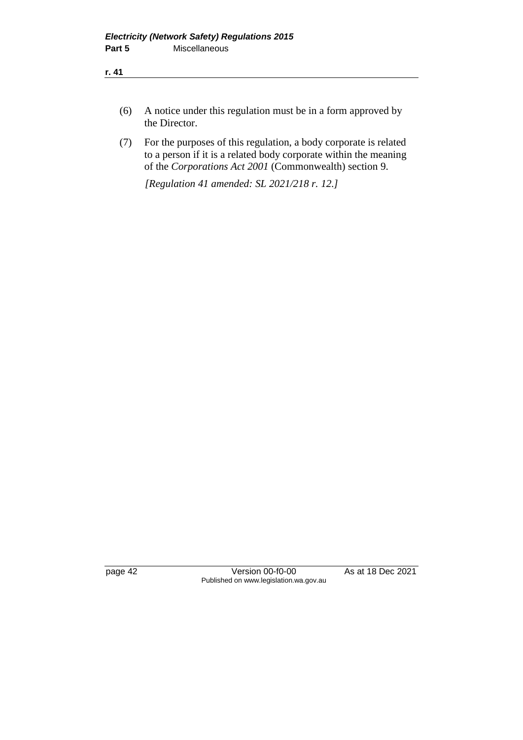(6) A notice under this regulation must be in a form approved by the Director.

(7) For the purposes of this regulation, a body corporate is related to a person if it is a related body corporate within the meaning of the *Corporations Act 2001* (Commonwealth) section 9.

*[Regulation 41 amended: SL 2021/218 r. 12.]*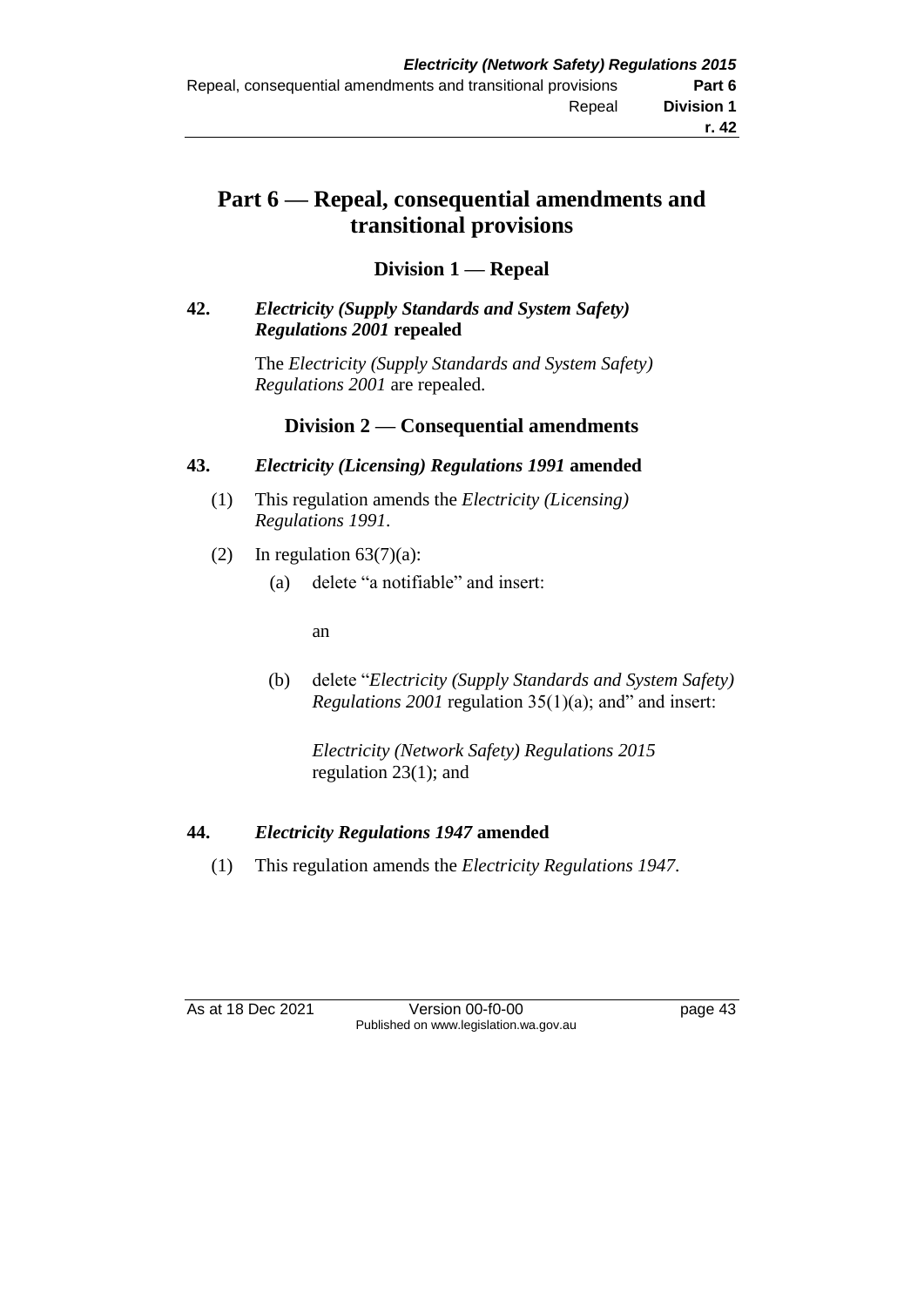# Part 6 — Repeal, consequential amendments and transitional provisions

## Division 1 — Repeal

### 42. *Electricity (Supply Standards and System Safety) Regulations 2001* repealed

The *Electricity (Supply Standards and System Safety) Regulations 2001* are repealed.

## Division 2 — Consequential amendments

### 43. *Electricity (Licensing) Regulations 1991* amended

(1) This regulation amends the *Electricity (Licensing) Regulations 1991*.

(2) In regulation 63(7)(a):

(a) delete "a notifiable" and insert:

an

(b) delete "*Electricity (Supply Standards and System Safety) Regulations 2001* regulation 35(1)(a); and" and insert:

*Electricity (Network Safety) Regulations 2015* regulation 23(1); and

### 44. *Electricity Regulations 1947* amended

(1) This regulation amends the *Electricity Regulations 1947*.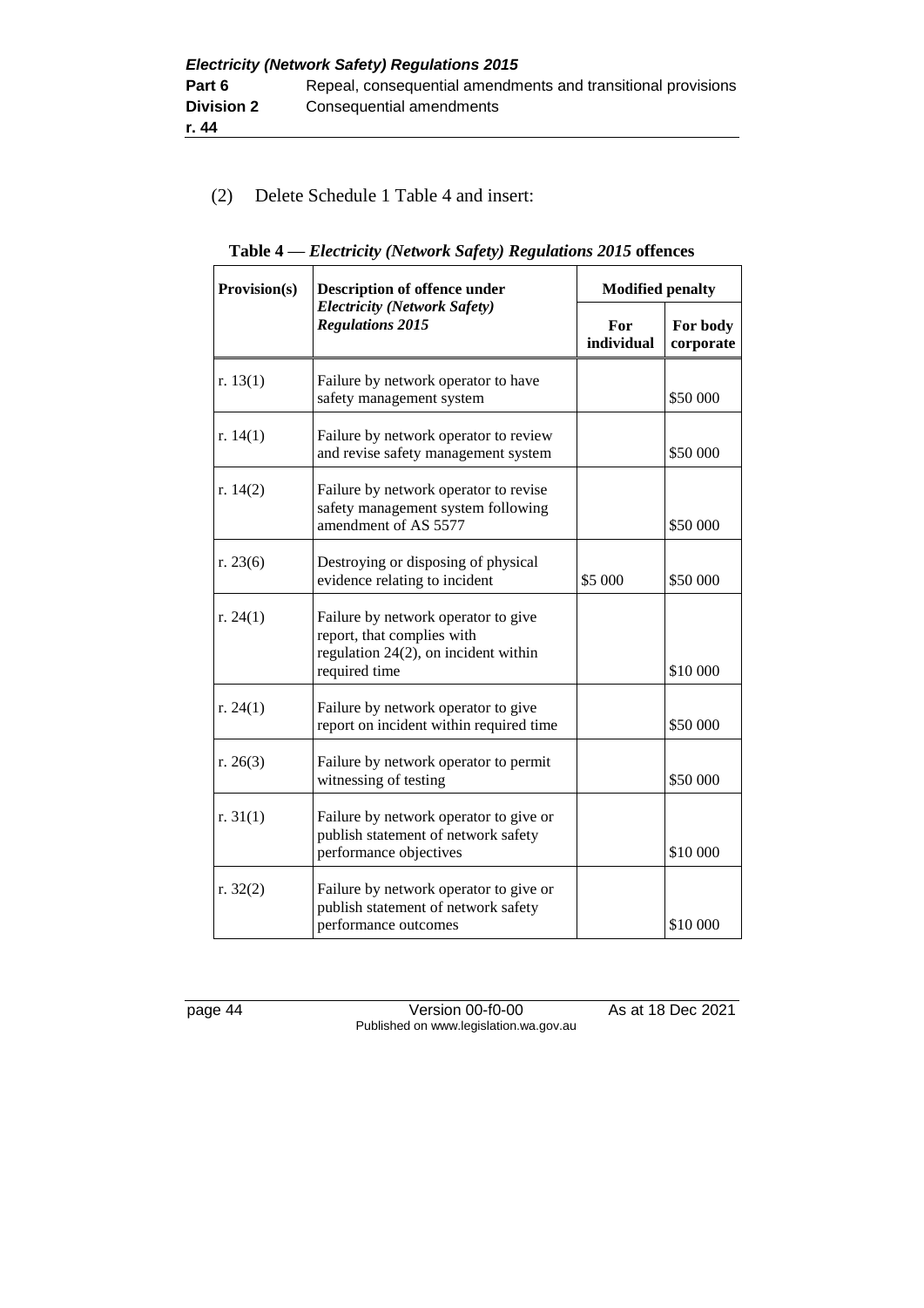(2) Delete Schedule 1 Table 4 and insert:

**Table 4 — *Electricity (Network Safety) Regulations 2015* offences**

| Provision(s) | Description of offence under *Electricity (Network Safety) Regulations 2015* | Modified penalty | |
|---|---|---|---|
| | | For individual | For body corporate |
| r. 13(1) | Failure by network operator to have safety management system | | $50 000 |
| r. 14(1) | Failure by network operator to review and revise safety management system | | $50 000 |
| r. 14(2) | Failure by network operator to revise safety management system following amendment of AS 5577 | | $50 000 |
| r. 23(6) | Destroying or disposing of physical evidence relating to incident | $5 000 | $50 000 |
| r. 24(1) | Failure by network operator to give report, that complies with regulation 24(2), on incident within required time | | $10 000 |
| r. 24(1) | Failure by network operator to give report on incident within required time | | $50 000 |
| r. 26(3) | Failure by network operator to permit witnessing of testing | | $50 000 |
| r. 31(1) | Failure by network operator to give or publish statement of network safety performance objectives | | $10 000 |
| r. 32(2) | Failure by network operator to give or publish statement of network safety performance outcomes | | $10 000 |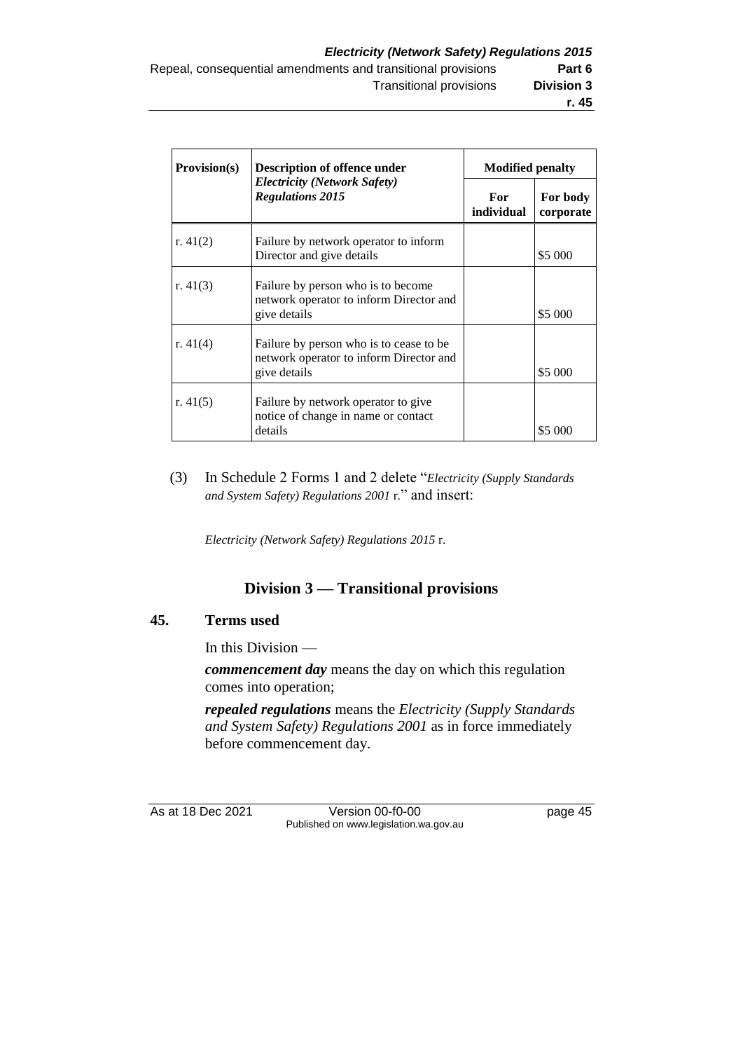| Provision(s) | Description of offence under *Electricity (Network Safety) Regulations 2015* | Modified penalty | |
|---|---|---|---|
| | | For individual | For body corporate |
| r. 41(2) | Failure by network operator to inform Director and give details | | $5 000 |
| r. 41(3) | Failure by person who is to become network operator to inform Director and give details | | $5 000 |
| r. 41(4) | Failure by person who is to cease to be network operator to inform Director and give details | | $5 000 |
| r. 41(5) | Failure by network operator to give notice of change in name or contact details | | $5 000 |

(3) In Schedule 2 Forms 1 and 2 delete "*Electricity (Supply Standards and System Safety) Regulations 2001* r." and insert:

*Electricity (Network Safety) Regulations 2015* r.

## Division 3 — Transitional provisions

### 45. Terms used

In this Division —

***commencement day*** means the day on which this regulation comes into operation;

***repealed regulations*** means the *Electricity (Supply Standards and System Safety) Regulations 2001* as in force immediately before commencement day.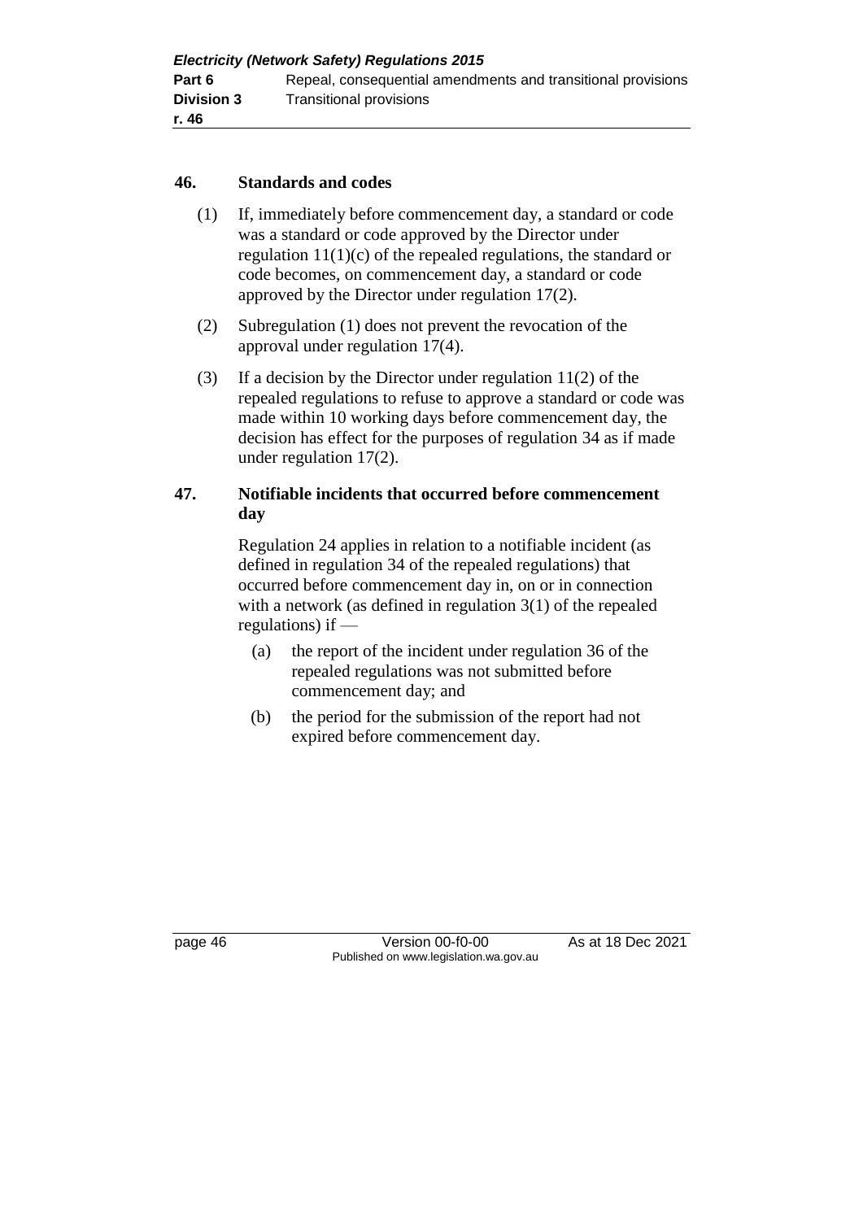### 46. Standards and codes

(1) If, immediately before commencement day, a standard or code was a standard or code approved by the Director under regulation 11(1)(c) of the repealed regulations, the standard or code becomes, on commencement day, a standard or code approved by the Director under regulation 17(2).

(2) Subregulation (1) does not prevent the revocation of the approval under regulation 17(4).

(3) If a decision by the Director under regulation 11(2) of the repealed regulations to refuse to approve a standard or code was made within 10 working days before commencement day, the decision has effect for the purposes of regulation 34 as if made under regulation 17(2).

### 47. Notifiable incidents that occurred before commencement day

Regulation 24 applies in relation to a notifiable incident (as defined in regulation 34 of the repealed regulations) that occurred before commencement day in, on or in connection with a network (as defined in regulation 3(1) of the repealed regulations) if —

(a) the report of the incident under regulation 36 of the repealed regulations was not submitted before commencement day; and

(b) the period for the submission of the report had not expired before commencement day.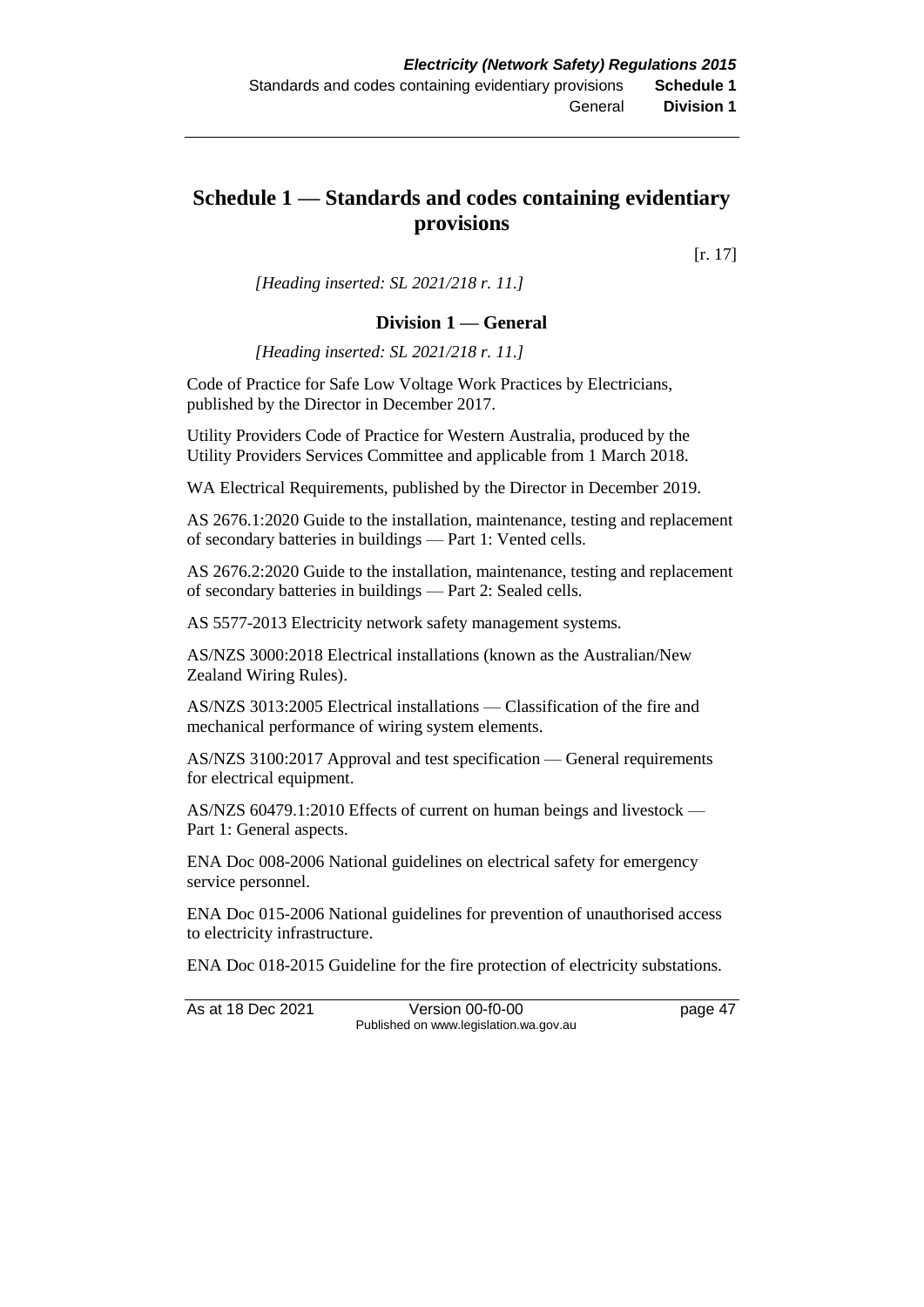# Schedule 1 — Standards and codes containing evidentiary provisions

[r. 17]

*[Heading inserted: SL 2021/218 r. 11.]*

## Division 1 — General

*[Heading inserted: SL 2021/218 r. 11.]*

Code of Practice for Safe Low Voltage Work Practices by Electricians, published by the Director in December 2017.

Utility Providers Code of Practice for Western Australia, produced by the Utility Providers Services Committee and applicable from 1 March 2018.

WA Electrical Requirements, published by the Director in December 2019.

AS 2676.1:2020 Guide to the installation, maintenance, testing and replacement of secondary batteries in buildings — Part 1: Vented cells.

AS 2676.2:2020 Guide to the installation, maintenance, testing and replacement of secondary batteries in buildings — Part 2: Sealed cells.

AS 5577-2013 Electricity network safety management systems.

AS/NZS 3000:2018 Electrical installations (known as the Australian/New Zealand Wiring Rules).

AS/NZS 3013:2005 Electrical installations — Classification of the fire and mechanical performance of wiring system elements.

AS/NZS 3100:2017 Approval and test specification — General requirements for electrical equipment.

AS/NZS 60479.1:2010 Effects of current on human beings and livestock — Part 1: General aspects.

ENA Doc 008-2006 National guidelines on electrical safety for emergency service personnel.

ENA Doc 015-2006 National guidelines for prevention of unauthorised access to electricity infrastructure.

ENA Doc 018-2015 Guideline for the fire protection of electricity substations.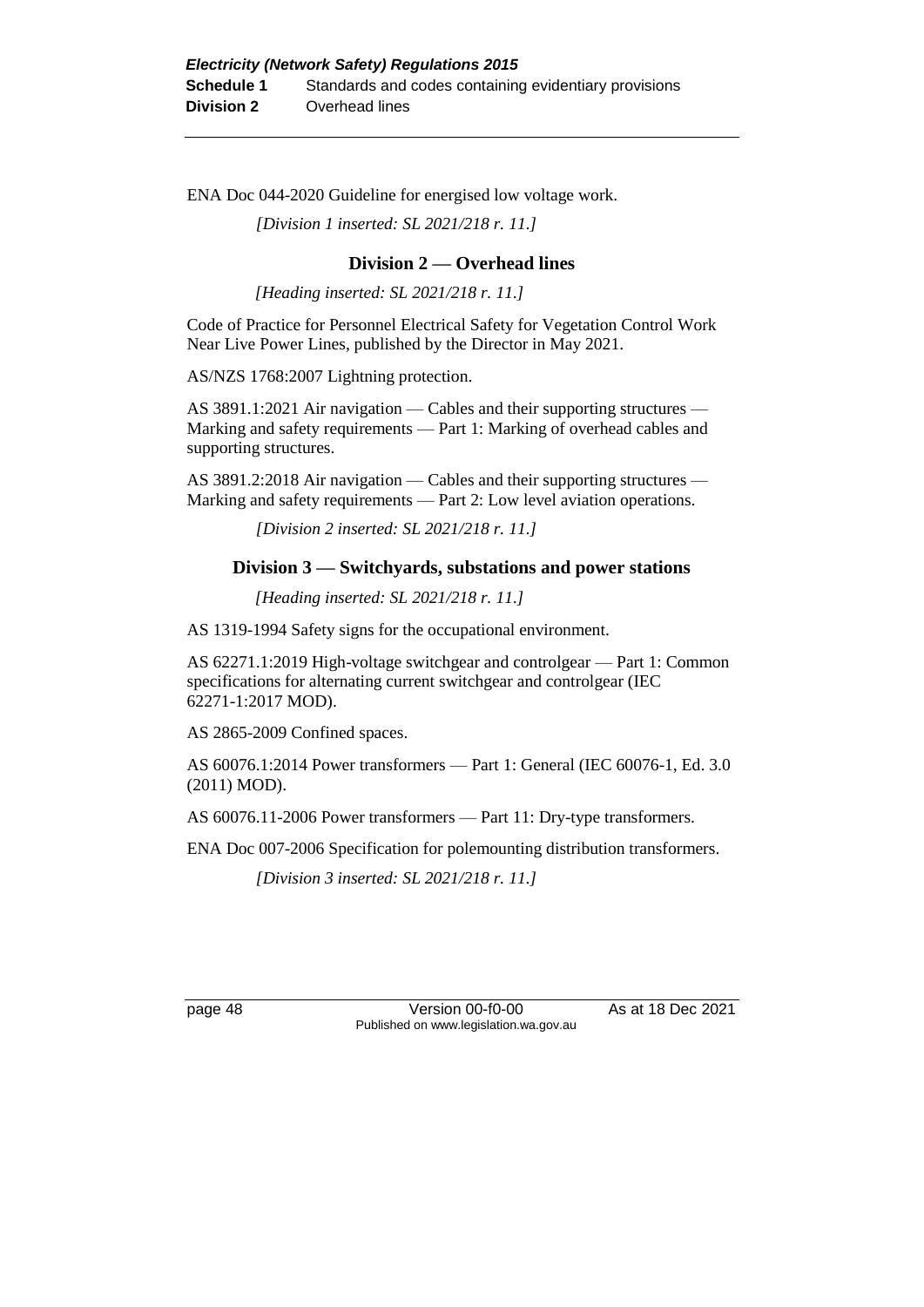ENA Doc 044-2020 Guideline for energised low voltage work.

*[Division 1 inserted: SL 2021/218 r. 11.]*

## Division 2 — Overhead lines

*[Heading inserted: SL 2021/218 r. 11.]*

Code of Practice for Personnel Electrical Safety for Vegetation Control Work Near Live Power Lines, published by the Director in May 2021.

AS/NZS 1768:2007 Lightning protection.

AS 3891.1:2021 Air navigation — Cables and their supporting structures — Marking and safety requirements — Part 1: Marking of overhead cables and supporting structures.

AS 3891.2:2018 Air navigation — Cables and their supporting structures — Marking and safety requirements — Part 2: Low level aviation operations.

*[Division 2 inserted: SL 2021/218 r. 11.]*

## Division 3 — Switchyards, substations and power stations

*[Heading inserted: SL 2021/218 r. 11.]*

AS 1319-1994 Safety signs for the occupational environment.

AS 62271.1:2019 High-voltage switchgear and controlgear — Part 1: Common specifications for alternating current switchgear and controlgear (IEC 62271-1:2017 MOD).

AS 2865-2009 Confined spaces.

AS 60076.1:2014 Power transformers — Part 1: General (IEC 60076-1, Ed. 3.0 (2011) MOD).

AS 60076.11-2006 Power transformers — Part 11: Dry-type transformers.

ENA Doc 007-2006 Specification for polemounting distribution transformers.

*[Division 3 inserted: SL 2021/218 r. 11.]*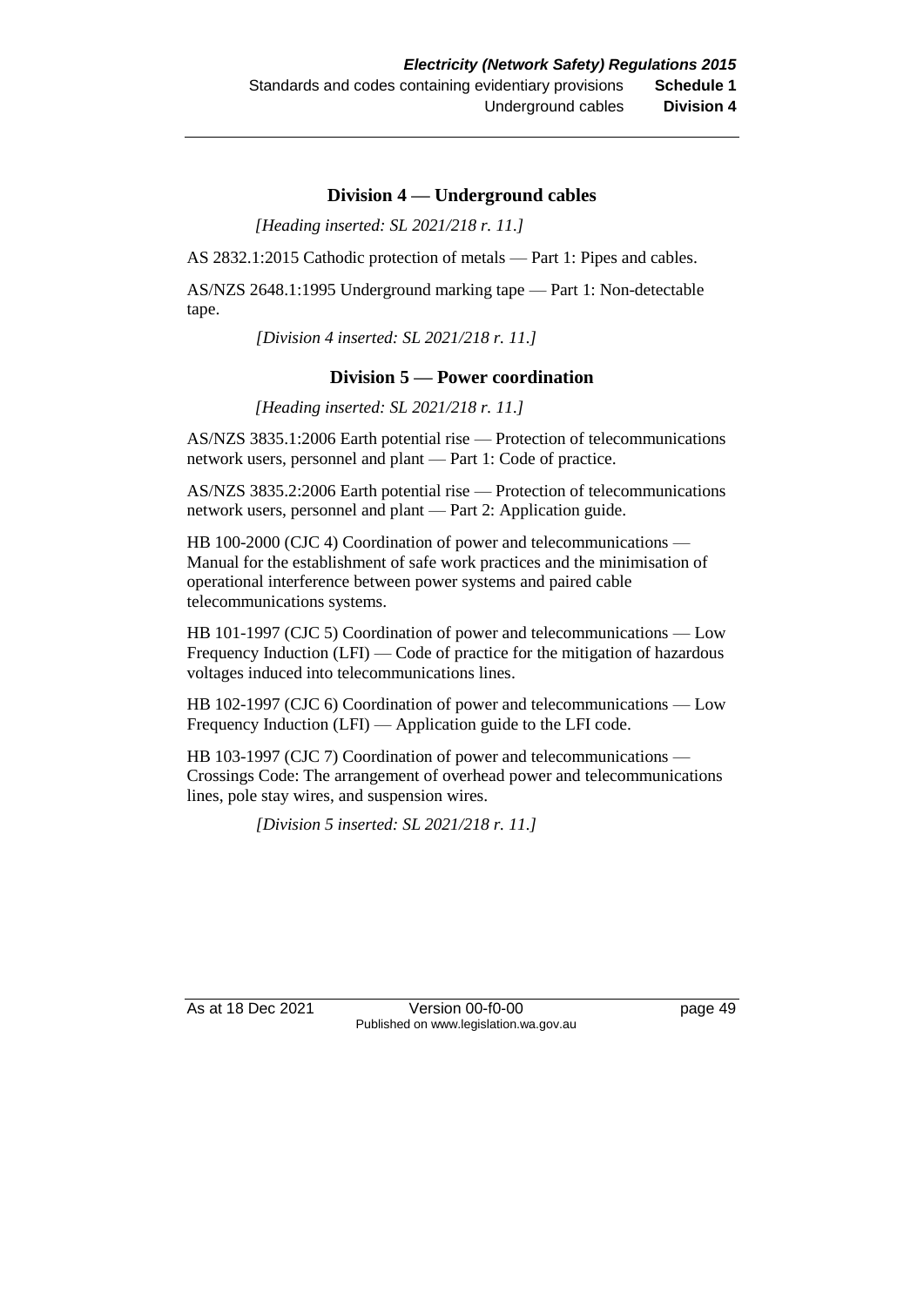### Division 4 — Underground cables

*[Heading inserted: SL 2021/218 r. 11.]*

AS 2832.1:2015 Cathodic protection of metals — Part 1: Pipes and cables.

AS/NZS 2648.1:1995 Underground marking tape — Part 1: Non-detectable tape.

*[Division 4 inserted: SL 2021/218 r. 11.]*

### Division 5 — Power coordination

*[Heading inserted: SL 2021/218 r. 11.]*

AS/NZS 3835.1:2006 Earth potential rise — Protection of telecommunications network users, personnel and plant — Part 1: Code of practice.

AS/NZS 3835.2:2006 Earth potential rise — Protection of telecommunications network users, personnel and plant — Part 2: Application guide.

HB 100-2000 (CJC 4) Coordination of power and telecommunications — Manual for the establishment of safe work practices and the minimisation of operational interference between power systems and paired cable telecommunications systems.

HB 101-1997 (CJC 5) Coordination of power and telecommunications — Low Frequency Induction (LFI) — Code of practice for the mitigation of hazardous voltages induced into telecommunications lines.

HB 102-1997 (CJC 6) Coordination of power and telecommunications — Low Frequency Induction (LFI) — Application guide to the LFI code.

HB 103-1997 (CJC 7) Coordination of power and telecommunications — Crossings Code: The arrangement of overhead power and telecommunications lines, pole stay wires, and suspension wires.

*[Division 5 inserted: SL 2021/218 r. 11.]*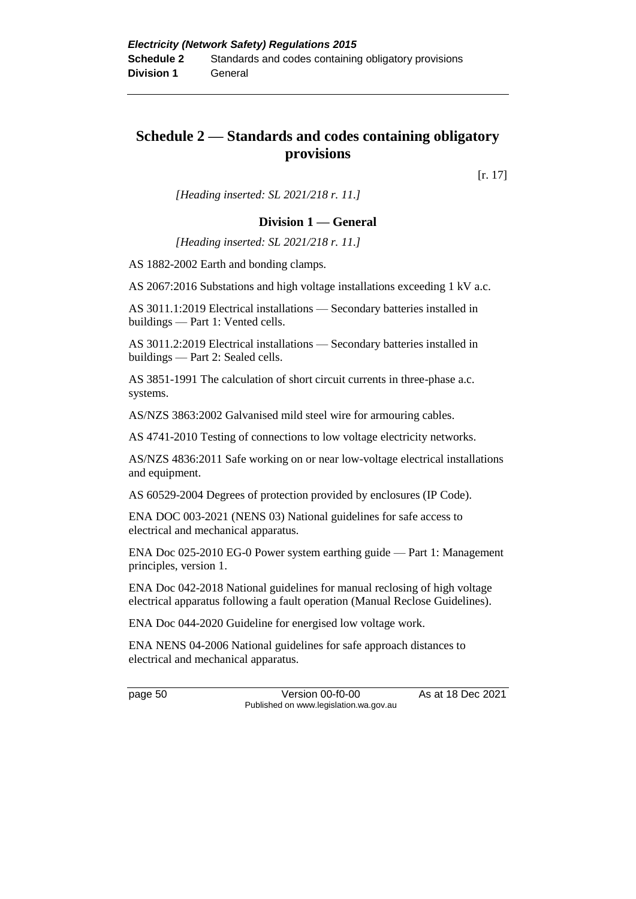# Schedule 2 — Standards and codes containing obligatory provisions

[r. 17]

*[Heading inserted: SL 2021/218 r. 11.]*

## Division 1 — General

*[Heading inserted: SL 2021/218 r. 11.]*

AS 1882-2002 Earth and bonding clamps.

AS 2067:2016 Substations and high voltage installations exceeding 1 kV a.c.

AS 3011.1:2019 Electrical installations — Secondary batteries installed in buildings — Part 1: Vented cells.

AS 3011.2:2019 Electrical installations — Secondary batteries installed in buildings — Part 2: Sealed cells.

AS 3851-1991 The calculation of short circuit currents in three-phase a.c. systems.

AS/NZS 3863:2002 Galvanised mild steel wire for armouring cables.

AS 4741-2010 Testing of connections to low voltage electricity networks.

AS/NZS 4836:2011 Safe working on or near low-voltage electrical installations and equipment.

AS 60529-2004 Degrees of protection provided by enclosures (IP Code).

ENA DOC 003-2021 (NENS 03) National guidelines for safe access to electrical and mechanical apparatus.

ENA Doc 025-2010 EG-0 Power system earthing guide — Part 1: Management principles, version 1.

ENA Doc 042-2018 National guidelines for manual reclosing of high voltage electrical apparatus following a fault operation (Manual Reclose Guidelines).

ENA Doc 044-2020 Guideline for energised low voltage work.

ENA NENS 04-2006 National guidelines for safe approach distances to electrical and mechanical apparatus.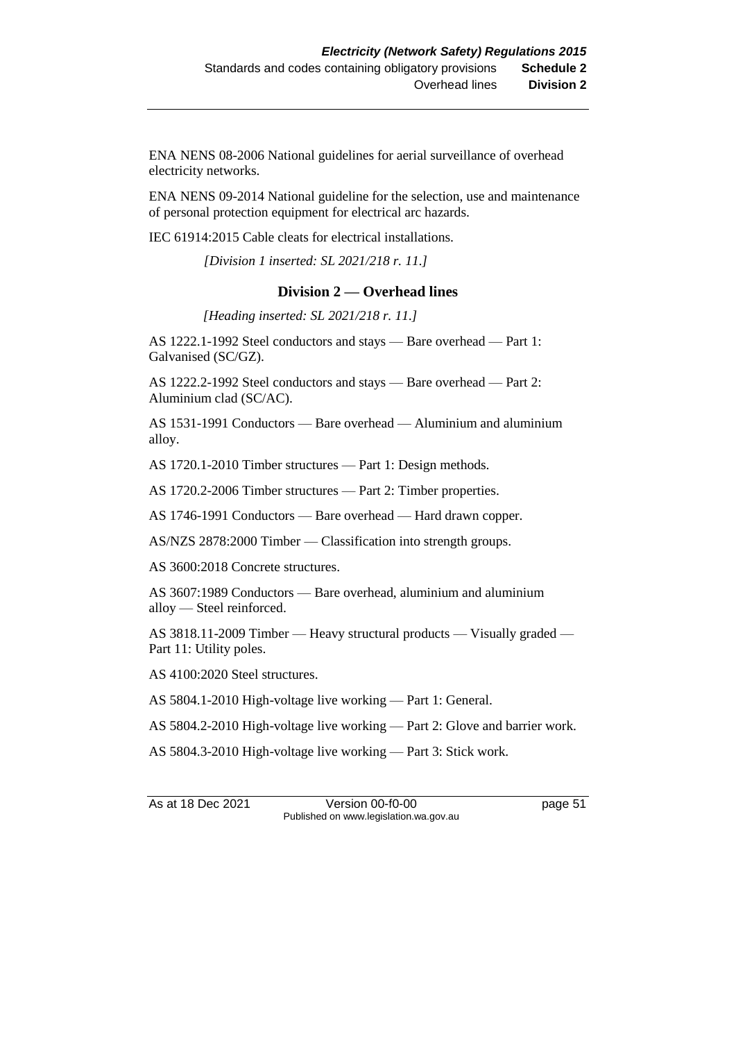ENA NENS 08-2006 National guidelines for aerial surveillance of overhead electricity networks.

ENA NENS 09-2014 National guideline for the selection, use and maintenance of personal protection equipment for electrical arc hazards.

IEC 61914:2015 Cable cleats for electrical installations.

*[Division 1 inserted: SL 2021/218 r. 11.]*

## Division 2 — Overhead lines

*[Heading inserted: SL 2021/218 r. 11.]*

AS 1222.1-1992 Steel conductors and stays — Bare overhead — Part 1: Galvanised (SC/GZ).

AS 1222.2-1992 Steel conductors and stays — Bare overhead — Part 2: Aluminium clad (SC/AC).

AS 1531-1991 Conductors — Bare overhead — Aluminium and aluminium alloy.

AS 1720.1-2010 Timber structures — Part 1: Design methods.

AS 1720.2-2006 Timber structures — Part 2: Timber properties.

AS 1746-1991 Conductors — Bare overhead — Hard drawn copper.

AS/NZS 2878:2000 Timber — Classification into strength groups.

AS 3600:2018 Concrete structures.

AS 3607:1989 Conductors — Bare overhead, aluminium and aluminium alloy — Steel reinforced.

AS 3818.11-2009 Timber — Heavy structural products — Visually graded — Part 11: Utility poles.

AS 4100:2020 Steel structures.

AS 5804.1-2010 High-voltage live working — Part 1: General.

AS 5804.2-2010 High-voltage live working — Part 2: Glove and barrier work.

AS 5804.3-2010 High-voltage live working — Part 3: Stick work.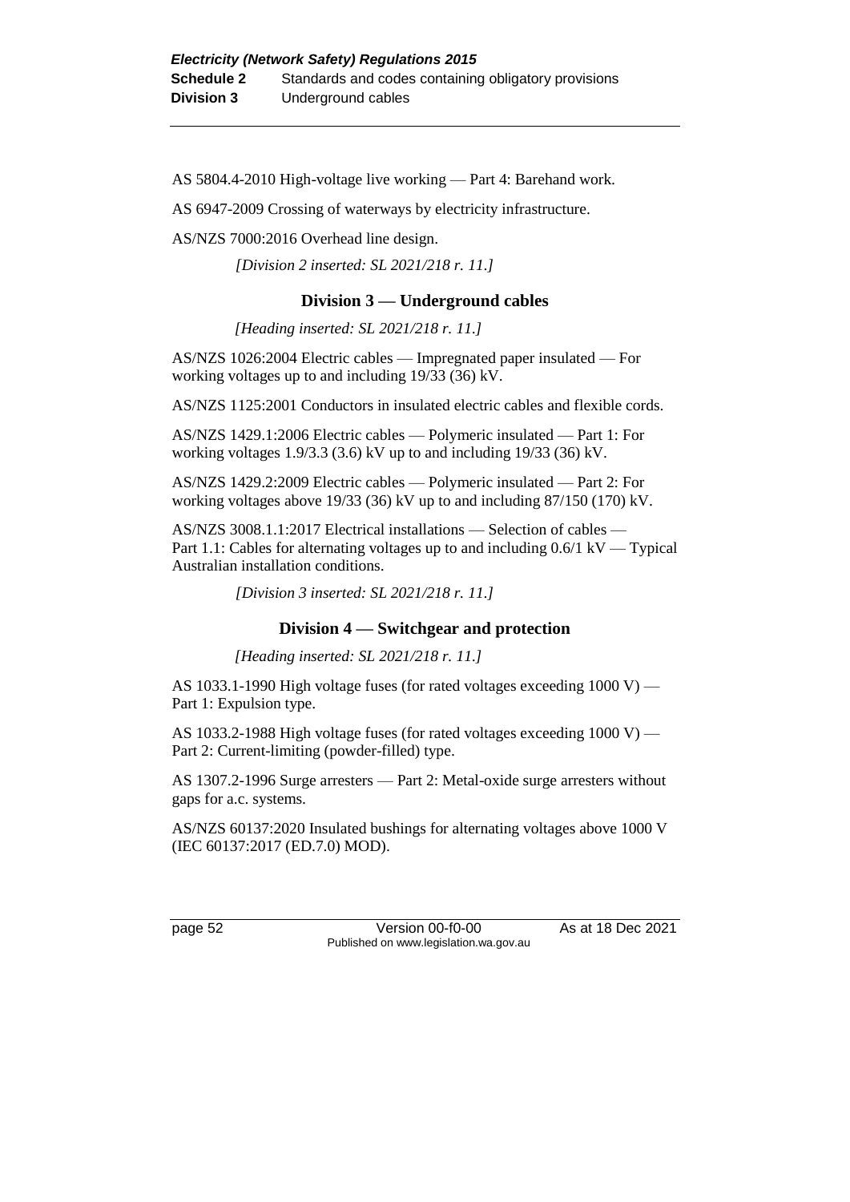AS 5804.4-2010 High-voltage live working — Part 4: Barehand work.

AS 6947-2009 Crossing of waterways by electricity infrastructure.

AS/NZS 7000:2016 Overhead line design.

*[Division 2 inserted: SL 2021/218 r. 11.]*

## Division 3 — Underground cables

*[Heading inserted: SL 2021/218 r. 11.]*

AS/NZS 1026:2004 Electric cables — Impregnated paper insulated — For working voltages up to and including 19/33 (36) kV.

AS/NZS 1125:2001 Conductors in insulated electric cables and flexible cords.

AS/NZS 1429.1:2006 Electric cables — Polymeric insulated — Part 1: For working voltages 1.9/3.3 (3.6) kV up to and including 19/33 (36) kV.

AS/NZS 1429.2:2009 Electric cables — Polymeric insulated — Part 2: For working voltages above 19/33 (36) kV up to and including 87/150 (170) kV.

AS/NZS 3008.1.1:2017 Electrical installations — Selection of cables — Part 1.1: Cables for alternating voltages up to and including 0.6/1 kV — Typical Australian installation conditions.

*[Division 3 inserted: SL 2021/218 r. 11.]*

## Division 4 — Switchgear and protection

*[Heading inserted: SL 2021/218 r. 11.]*

AS 1033.1-1990 High voltage fuses (for rated voltages exceeding 1000 V) — Part 1: Expulsion type.

AS 1033.2-1988 High voltage fuses (for rated voltages exceeding 1000 V) — Part 2: Current-limiting (powder-filled) type.

AS 1307.2-1996 Surge arresters — Part 2: Metal-oxide surge arresters without gaps for a.c. systems.

AS/NZS 60137:2020 Insulated bushings for alternating voltages above 1000 V (IEC 60137:2017 (ED.7.0) MOD).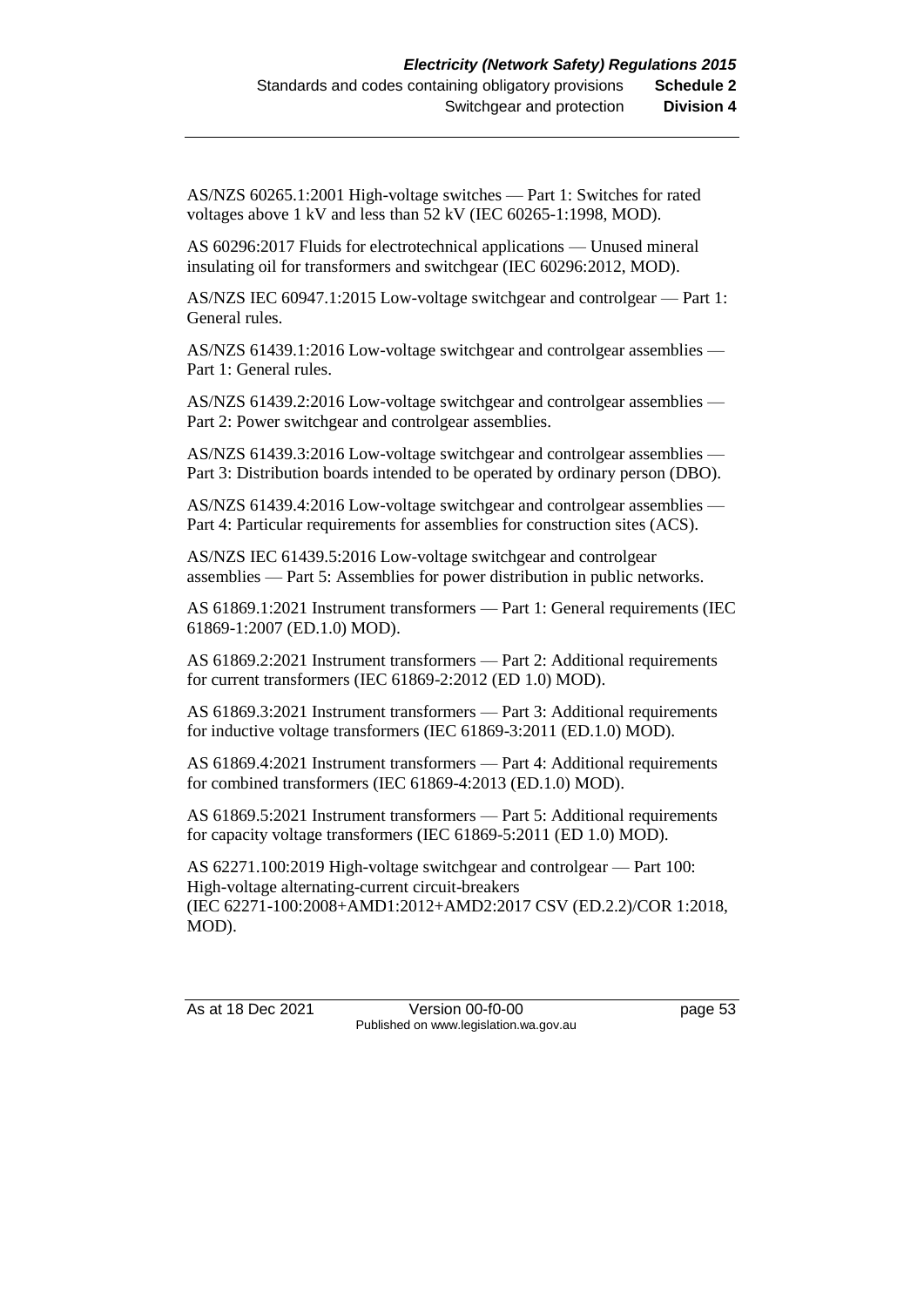AS/NZS 60265.1:2001 High-voltage switches — Part 1: Switches for rated voltages above 1 kV and less than 52 kV (IEC 60265-1:1998, MOD).

AS 60296:2017 Fluids for electrotechnical applications — Unused mineral insulating oil for transformers and switchgear (IEC 60296:2012, MOD).

AS/NZS IEC 60947.1:2015 Low-voltage switchgear and controlgear — Part 1: General rules.

AS/NZS 61439.1:2016 Low-voltage switchgear and controlgear assemblies — Part 1: General rules.

AS/NZS 61439.2:2016 Low-voltage switchgear and controlgear assemblies — Part 2: Power switchgear and controlgear assemblies.

AS/NZS 61439.3:2016 Low-voltage switchgear and controlgear assemblies — Part 3: Distribution boards intended to be operated by ordinary person (DBO).

AS/NZS 61439.4:2016 Low-voltage switchgear and controlgear assemblies — Part 4: Particular requirements for assemblies for construction sites (ACS).

AS/NZS IEC 61439.5:2016 Low-voltage switchgear and controlgear assemblies — Part 5: Assemblies for power distribution in public networks.

AS 61869.1:2021 Instrument transformers — Part 1: General requirements (IEC 61869-1:2007 (ED.1.0) MOD).

AS 61869.2:2021 Instrument transformers — Part 2: Additional requirements for current transformers (IEC 61869-2:2012 (ED 1.0) MOD).

AS 61869.3:2021 Instrument transformers — Part 3: Additional requirements for inductive voltage transformers (IEC 61869-3:2011 (ED.1.0) MOD).

AS 61869.4:2021 Instrument transformers — Part 4: Additional requirements for combined transformers (IEC 61869-4:2013 (ED.1.0) MOD).

AS 61869.5:2021 Instrument transformers — Part 5: Additional requirements for capacity voltage transformers (IEC 61869-5:2011 (ED 1.0) MOD).

AS 62271.100:2019 High-voltage switchgear and controlgear — Part 100: High-voltage alternating-current circuit-breakers (IEC 62271-100:2008+AMD1:2012+AMD2:2017 CSV (ED.2.2)/COR 1:2018, MOD).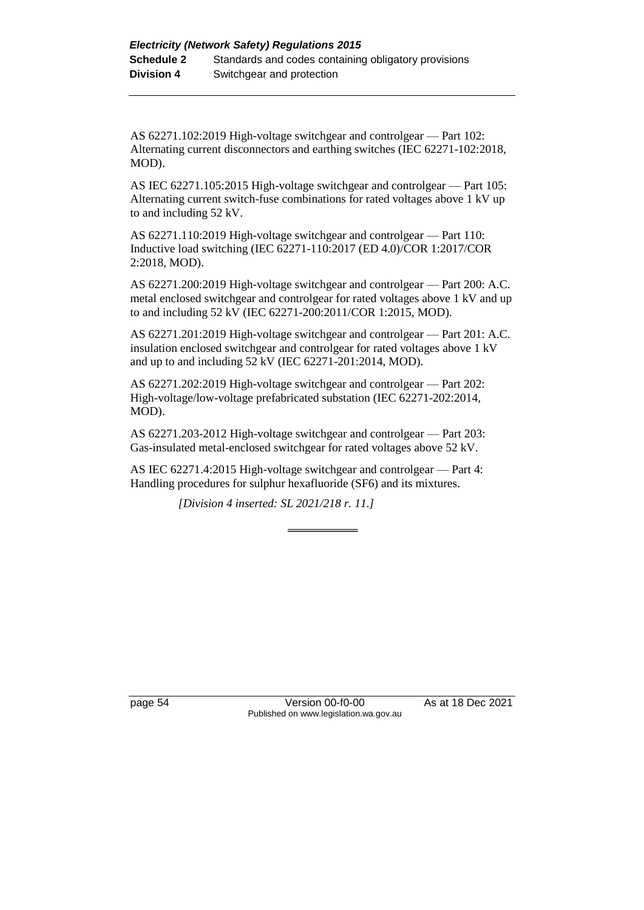AS 62271.102:2019 High-voltage switchgear and controlgear — Part 102: Alternating current disconnectors and earthing switches (IEC 62271-102:2018, MOD).

AS IEC 62271.105:2015 High-voltage switchgear and controlgear — Part 105: Alternating current switch-fuse combinations for rated voltages above 1 kV up to and including 52 kV.

AS 62271.110:2019 High-voltage switchgear and controlgear — Part 110: Inductive load switching (IEC 62271-110:2017 (ED 4.0)/COR 1:2017/COR 2:2018, MOD).

AS 62271.200:2019 High-voltage switchgear and controlgear — Part 200: A.C. metal enclosed switchgear and controlgear for rated voltages above 1 kV and up to and including 52 kV (IEC 62271-200:2011/COR 1:2015, MOD).

AS 62271.201:2019 High-voltage switchgear and controlgear — Part 201: A.C. insulation enclosed switchgear and controlgear for rated voltages above 1 kV and up to and including 52 kV (IEC 62271-201:2014, MOD).

AS 62271.202:2019 High-voltage switchgear and controlgear — Part 202: High-voltage/low-voltage prefabricated substation (IEC 62271-202:2014, MOD).

AS 62271.203-2012 High-voltage switchgear and controlgear — Part 203: Gas-insulated metal-enclosed switchgear for rated voltages above 52 kV.

AS IEC 62271.4:2015 High-voltage switchgear and controlgear — Part 4: Handling procedures for sulphur hexafluoride (SF6) and its mixtures.

*[Division 4 inserted: SL 2021/218 r. 11.]*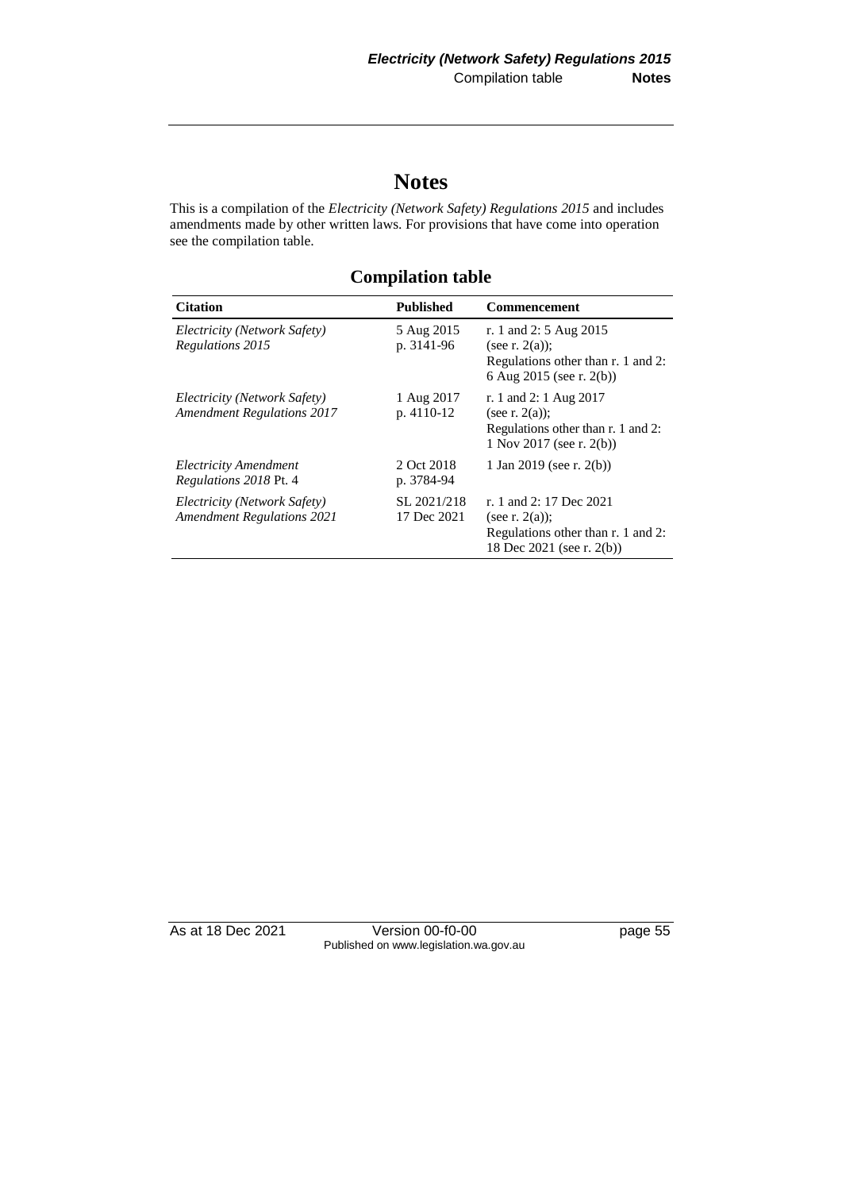# Notes

This is a compilation of the *Electricity (Network Safety) Regulations 2015* and includes amendments made by other written laws. For provisions that have come into operation see the compilation table.

## Compilation table

| Citation | Published | Commencement |
|---|---|---|
| *Electricity (Network Safety) Regulations 2015* | 5 Aug 2015 p. 3141-96 | r. 1 and 2: 5 Aug 2015 (see r. 2(a)); Regulations other than r. 1 and 2: 6 Aug 2015 (see r. 2(b)) |
| *Electricity (Network Safety) Amendment Regulations 2017* | 1 Aug 2017 p. 4110-12 | r. 1 and 2: 1 Aug 2017 (see r. 2(a)); Regulations other than r. 1 and 2: 1 Nov 2017 (see r. 2(b)) |
| *Electricity Amendment Regulations 2018* Pt. 4 | 2 Oct 2018 p. 3784-94 | 1 Jan 2019 (see r. 2(b)) |
| *Electricity (Network Safety) Amendment Regulations 2021* | SL 2021/218 17 Dec 2021 | r. 1 and 2: 17 Dec 2021 (see r. 2(a)); Regulations other than r. 1 and 2: 18 Dec 2021 (see r. 2(b)) |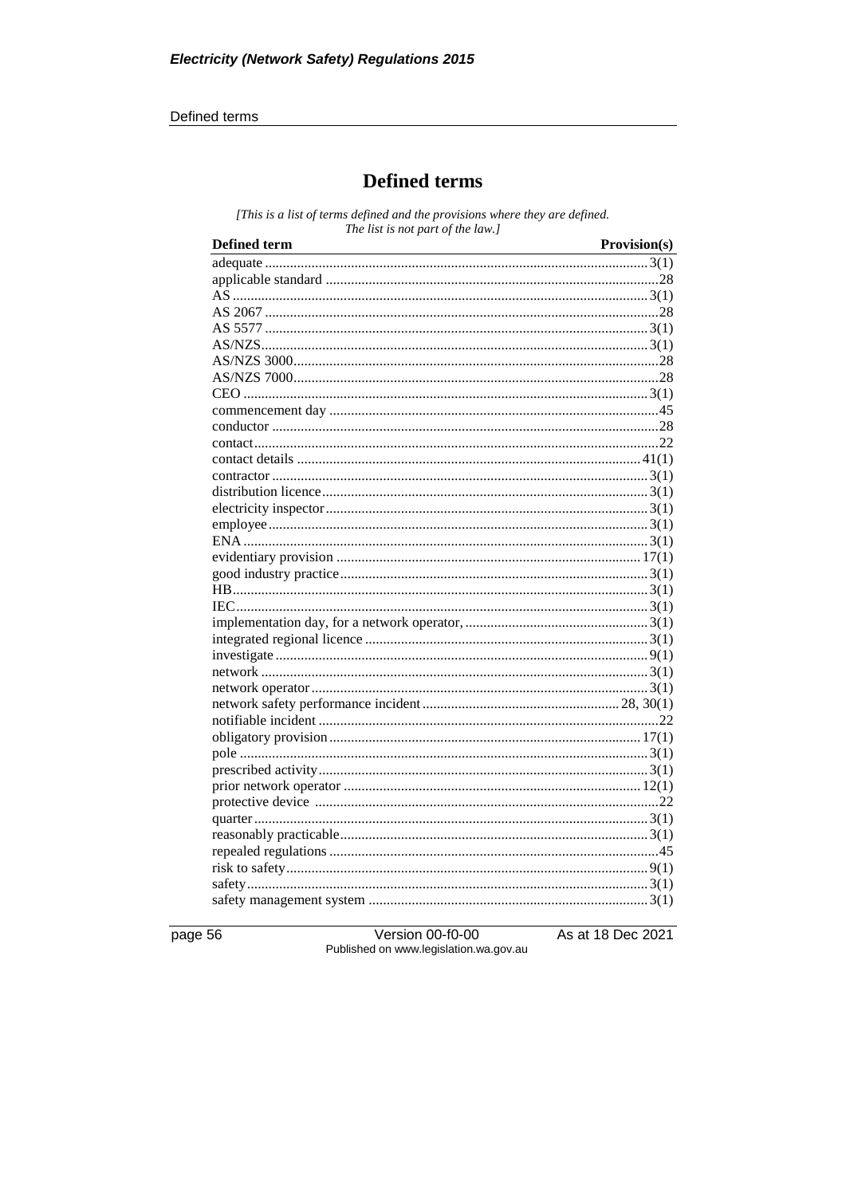# Defined terms

*[This is a list of terms defined and the provisions where they are defined. The list is not part of the law.]*

| Defined term | Provision(s) |
|---|---|
| adequate | 3(1) |
| applicable standard | 28 |
| AS | 3(1) |
| AS 2067 | 28 |
| AS 5577 | 3(1) |
| AS/NZS | 3(1) |
| AS/NZS 3000 | 28 |
| AS/NZS 7000 | 28 |
| CEO | 3(1) |
| commencement day | 45 |
| conductor | 28 |
| contact | 22 |
| contact details | 41(1) |
| contractor | 3(1) |
| distribution licence | 3(1) |
| electricity inspector | 3(1) |
| employee | 3(1) |
| ENA | 3(1) |
| evidentiary provision | 17(1) |
| good industry practice | 3(1) |
| HB | 3(1) |
| IEC | 3(1) |
| implementation day, for a network operator, | 3(1) |
| integrated regional licence | 3(1) |
| investigate | 9(1) |
| network | 3(1) |
| network operator | 3(1) |
| network safety performance incident | 28, 30(1) |
| notifiable incident | 22 |
| obligatory provision | 17(1) |
| pole | 3(1) |
| prescribed activity | 3(1) |
| prior network operator | 12(1) |
| protective device | 22 |
| quarter | 3(1) |
| reasonably practicable | 3(1) |
| repealed regulations | 45 |
| risk to safety | 9(1) |
| safety | 3(1) |
| safety management system | 3(1) |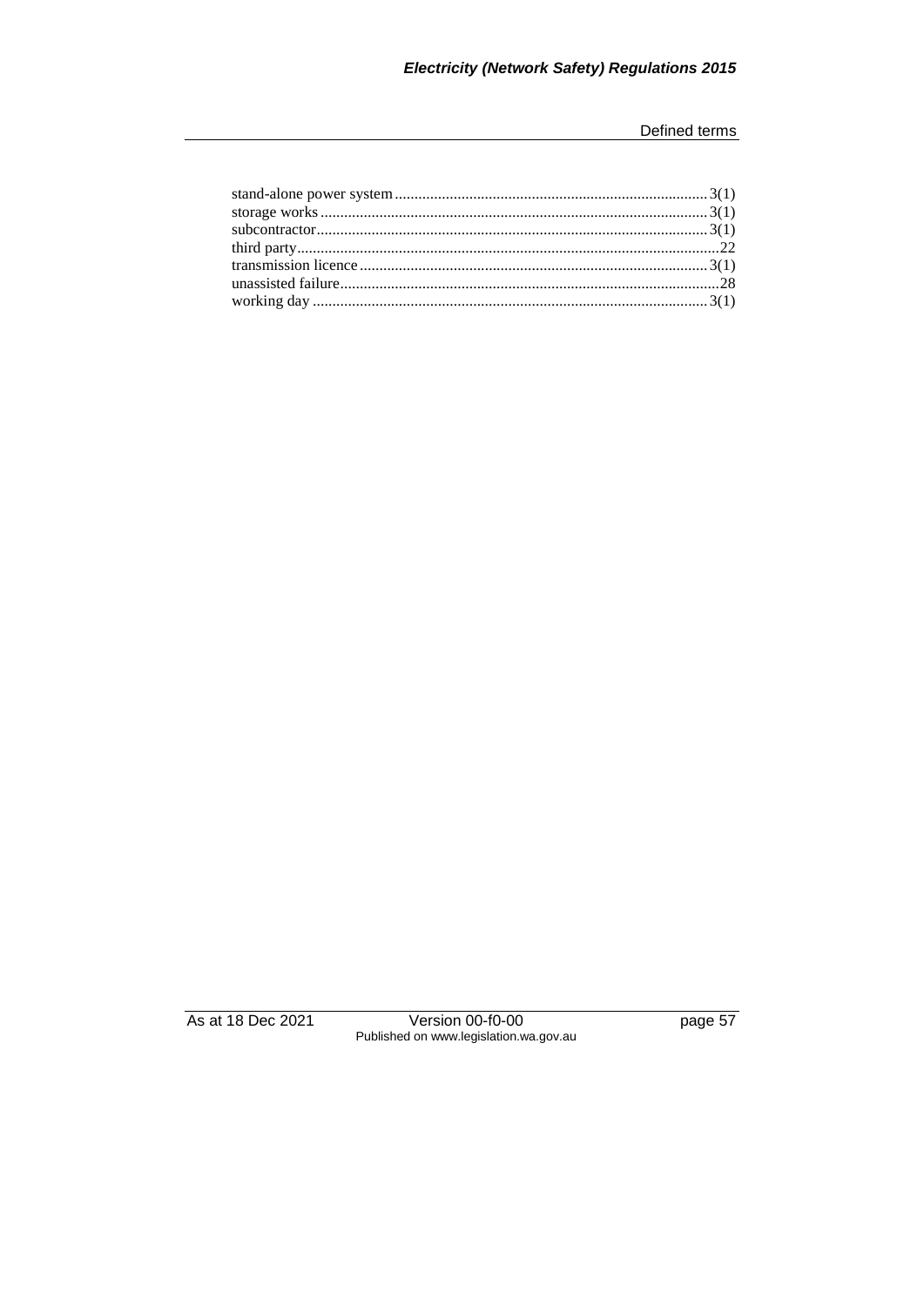stand-alone power system ............................................................................... 3(1)
storage works .................................................................................................. 3(1)
subcontractor ................................................................................................... 3(1)
third party ........................................................................................................... 22
transmission licence ........................................................................................ 3(1)
unassisted failure ................................................................................................ 28
working day ..................................................................................................... 3(1)